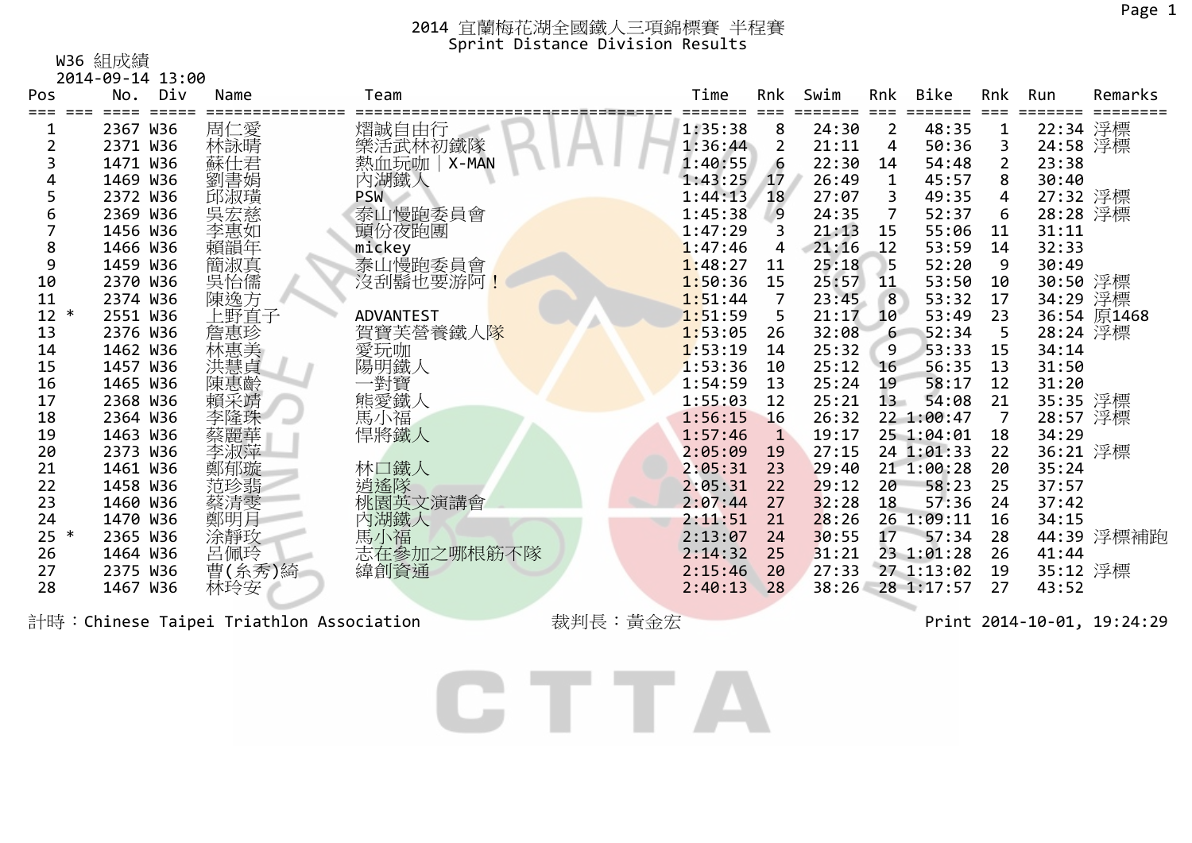# 2014 宜蘭梅花湖全國鐵人三項錦標賽 半程賽

## Sprint Distance Division Results

W36 組成績

2014-09-14 13:00

| Pos | | No. | Div | Name | Team | Time | Rnk | Swim | Rnk | Bike | Rnk | Run | Remarks |
|---|---|---|---|---|---|---|---|---|---|---|---|---|---|
| 1 | | 2367 | W36 | 周仁愛 | 熠誠自由行 | 1:35:38 | 8 | 24:30 | 2 | 48:35 | 1 | 22:34 | 浮標 |
| 2 | | 2371 | W36 | 林詠晴 | 樂活武林初鐵隊 | 1:36:44 | 2 | 21:11 | 4 | 50:36 | 3 | 24:58 | 浮標 |
| 3 | | 1471 | W36 | 蘇仕君 | 熱血玩咖｜X-MAN | 1:40:55 | 6 | 22:30 | 14 | 54:48 | 2 | 23:38 | |
| 4 | | 1469 | W36 | 劉書娟 | 內湖鐵人 | 1:43:25 | 17 | 26:49 | 1 | 45:57 | 8 | 30:40 | |
| 5 | | 2372 | W36 | 邱淑璸 | PSW | 1:44:13 | 18 | 27:07 | 3 | 49:35 | 4 | 27:32 | 浮標 |
| 6 | | 2369 | W36 | 吳宏慈 | 泰山慢跑委員會 | 1:45:38 | 9 | 24:35 | 7 | 52:37 | 6 | 28:28 | 浮標 |
| 7 | | 1456 | W36 | 李惠如 | 頭份夜跑團 | 1:47:29 | 3 | 21:13 | 15 | 55:06 | 11 | 31:11 | |
| 8 | | 1466 | W36 | 賴韻年 | mickey | 1:47:46 | 4 | 21:16 | 12 | 53:59 | 14 | 32:33 | |
| 9 | | 1459 | W36 | 簡淑真 | 泰山慢跑委員會 | 1:48:27 | 11 | 25:18 | 5 | 52:20 | 9 | 30:49 | |
| 10 | | 2370 | W36 | 吳怡儒 | 沒刮鬍也要游阿！ | 1:50:36 | 15 | 25:57 | 11 | 53:50 | 10 | 30:50 | 浮標 |
| 11 | | 2374 | W36 | 陳逸方 | | 1:51:44 | 7 | 23:45 | 8 | 53:32 | 17 | 34:29 | 浮標 |
| 12 | * | 2551 | W36 | 上野直子 | ADVANTEST | 1:51:59 | 5 | 21:17 | 10 | 53:49 | 23 | 36:54 | 原1468 |
| 13 | | 2376 | W36 | 詹惠珍 | 賀寶芙營養鐵人隊 | 1:53:05 | 26 | 32:08 | 6 | 52:34 | 5 | 28:24 | 浮標 |
| 14 | | 1462 | W36 | 林惠美 | 愛玩咖 | 1:53:19 | 14 | 25:32 | 9 | 53:33 | 15 | 34:14 | |
| 15 | | 1457 | W36 | 洪慧貞 | 陽明鐵人 | 1:53:36 | 10 | 25:12 | 16 | 56:35 | 13 | 31:50 | |
| 16 | | 1465 | W36 | 陳惠齡 | 一對寶 | 1:54:59 | 13 | 25:24 | 19 | 58:17 | 12 | 31:20 | |
| 17 | | 2368 | W36 | 賴采靖 | 熊愛鐵人 | 1:55:03 | 12 | 25:21 | 13 | 54:08 | 21 | 35:35 | 浮標 |
| 18 | | 2364 | W36 | 李隆珠 | 馬小福 | 1:56:15 | 16 | 26:32 | 22 | 1:00:47 | 7 | 28:57 | 浮標 |
| 19 | | 1463 | W36 | 蔡麗華 | 悍將鐵人 | 1:57:46 | 1 | 19:17 | 25 | 1:04:01 | 18 | 34:29 | |
| 20 | | 2373 | W36 | 李淑萍 | | 2:05:09 | 19 | 27:15 | 24 | 1:01:33 | 22 | 36:21 | 浮標 |
| 21 | | 1461 | W36 | 鄭郁璇 | 林口鐵人 | 2:05:31 | 23 | 29:40 | 21 | 1:00:28 | 20 | 35:24 | |
| 22 | | 1458 | W36 | 范珍翡 | 逍遙隊 | 2:05:31 | 22 | 29:12 | 20 | 58:23 | 25 | 37:57 | |
| 23 | | 1460 | W36 | 蔡清雯 | 桃園英文演講會 | 2:07:44 | 27 | 32:28 | 18 | 57:36 | 24 | 37:42 | |
| 24 | | 1470 | W36 | 鄭明月 | 內湖鐵人 | 2:11:51 | 21 | 28:26 | 26 | 1:09:11 | 16 | 34:15 | |
| 25 | * | 2365 | W36 | 涂靜玟 | 馬小福 | 2:13:07 | 24 | 30:55 | 17 | 57:34 | 28 | 44:39 | 浮標補跑 |
| 26 | | 1464 | W36 | 呂佩玲 | 志在參加之哪根筋不隊 | 2:14:32 | 25 | 31:21 | 23 | 1:01:28 | 26 | 41:44 | |
| 27 | | 2375 | W36 | 曹(糸秀)綺 | 緯創資通 | 2:15:46 | 20 | 27:33 | 27 | 1:13:02 | 19 | 35:12 | 浮標 |
| 28 | | 1467 | W36 | 林玲安 | | 2:40:13 | 28 | 38:26 | 28 | 1:17:57 | 27 | 43:52 | |

計時：Chinese Taipei Triathlon Association　　裁判長：黃金宏　　Print 2014-10-01, 19:24:29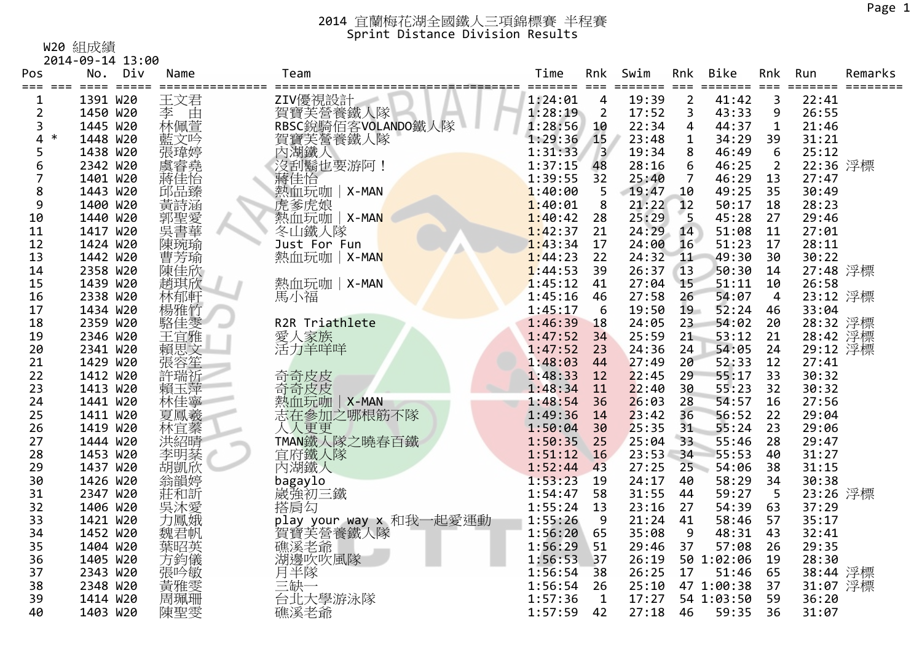# 2014 宜蘭梅花湖全國鐵人三項錦標賽 半程賽
## Sprint Distance Division Results

W20 組成績
2014-09-14 13:00

| Pos | | No. | Div | Name | Team | Time | Rnk | Swim | Rnk | Bike | Rnk | Run | Remarks |
|---|---|---|---|---|---|---|---|---|---|---|---|---|---|
| 1 | | 1391 | W20 | 王文君 | ZIV優視設計 | 1:24:01 | 4 | 19:39 | 2 | 41:42 | 3 | 22:41 | |
| 2 | | 1450 | W20 | 李　由 | 賀寶芙營養鐵人隊 | 1:28:19 | 2 | 17:52 | 3 | 43:33 | 9 | 26:55 | |
| 3 | | 1445 | W20 | 林佩萱 | RBSC銳騎佰客VOLANDO鐵人隊 | 1:28:56 | 10 | 22:34 | 4 | 44:37 | 1 | 21:46 | |
| 4 | * | 1448 | W20 | 藍文吟 | 賀寶芙營養鐵人隊 | 1:29:36 | 15 | 23:48 | 1 | 34:29 | 39 | 31:21 | |
| 5 | | 1438 | W20 | 張瑋婷 | 內湖鐵人 | 1:31:33 | 3 | 19:34 | 8 | 46:49 | 6 | 25:12 | |
| 6 | | 2342 | W20 | 虞睿堯 | 沒刮鬍也要游阿！ | 1:37:15 | 48 | 28:16 | 6 | 46:25 | 2 | 22:36 | 浮標 |
| 7 | | 1401 | W20 | 蔣佳怡 | 蔣佳怡 | 1:39:55 | 32 | 25:40 | 7 | 46:29 | 13 | 27:47 | |
| 8 | | 1443 | W20 | 邱品臻 | 熱血玩咖｜X-MAN | 1:40:00 | 5 | 19:47 | 10 | 49:25 | 35 | 30:49 | |
| 9 | | 1400 | W20 | 黃詩涵 | 虎爹虎娘 | 1:40:01 | 8 | 21:22 | 12 | 50:17 | 18 | 28:23 | |
| 10 | | 1440 | W20 | 郭聖愛 | 熱血玩咖｜X-MAN | 1:40:42 | 28 | 25:29 | 5 | 45:28 | 27 | 29:46 | |
| 11 | | 1417 | W20 | 吳書華 | 冬山鐵人隊 | 1:42:37 | 21 | 24:29 | 14 | 51:08 | 11 | 27:01 | |
| 12 | | 1424 | W20 | 陳琬瑜 | Just For Fun | 1:43:34 | 17 | 24:00 | 16 | 51:23 | 17 | 28:11 | |
| 13 | | 1442 | W20 | 曹芳瑜 | 熱血玩咖｜X-MAN | 1:44:23 | 22 | 24:32 | 11 | 49:30 | 30 | 30:22 | |
| 14 | | 2358 | W20 | 陳佳欣 | | 1:44:53 | 39 | 26:37 | 13 | 50:30 | 14 | 27:48 | 浮標 |
| 15 | | 1439 | W20 | 趙琪欣 | 熱血玩咖｜X-MAN | 1:45:12 | 41 | 27:04 | 15 | 51:11 | 10 | 26:58 | |
| 16 | | 2338 | W20 | 林郁軒 | 馬小福 | 1:45:16 | 46 | 27:58 | 26 | 54:07 | 4 | 23:12 | 浮標 |
| 17 | | 1434 | W20 | 楊雅竹 | | 1:45:17 | 6 | 19:50 | 19 | 52:24 | 46 | 33:04 | |
| 18 | | 2359 | W20 | 駱佳雯 | R2R Triathlete | 1:46:39 | 18 | 24:05 | 23 | 54:02 | 20 | 28:32 | 浮標 |
| 19 | | 2346 | W20 | 王宜雅 | 愛人家族 | 1:47:52 | 34 | 25:59 | 21 | 53:12 | 21 | 28:42 | 浮標 |
| 20 | | 2341 | W20 | 賴思文 | 活力羊咩咩 | 1:47:52 | 23 | 24:36 | 24 | 54:05 | 24 | 29:12 | 浮標 |
| 21 | | 1429 | W20 | 張容笙 | | 1:48:03 | 44 | 27:49 | 20 | 52:33 | 12 | 27:41 | |
| 22 | | 1412 | W20 | 許瑞祈 | 奇奇皮皮 | 1:48:33 | 12 | 22:45 | 29 | 55:17 | 33 | 30:32 | |
| 23 | | 1413 | W20 | 賴玉萍 | 奇奇皮皮 | 1:48:34 | 11 | 22:40 | 30 | 55:23 | 32 | 30:32 | |
| 24 | | 1441 | W20 | 林佳寧 | 熱血玩咖｜X-MAN | 1:48:54 | 36 | 26:03 | 28 | 54:57 | 16 | 27:56 | |
| 25 | | 1411 | W20 | 夏鳳羲 | 志在參加之哪根筋不隊 | 1:49:36 | 14 | 23:42 | 36 | 56:52 | 22 | 29:04 | |
| 26 | | 1419 | W20 | 林宜蓁 | 人人更更 | 1:50:04 | 30 | 25:35 | 31 | 55:24 | 23 | 29:06 | |
| 27 | | 1444 | W20 | 洪紹晴 | TMAN鐵人隊之曉春百鐵 | 1:50:35 | 25 | 25:04 | 33 | 55:46 | 28 | 29:47 | |
| 28 | | 1453 | W20 | 李明蓁 | 宜府鐵人隊 | 1:51:12 | 16 | 23:53 | 34 | 55:53 | 40 | 31:27 | |
| 29 | | 1437 | W20 | 胡凱欣 | 內湖鐵人 | 1:52:44 | 43 | 27:25 | 25 | 54:06 | 38 | 31:15 | |
| 30 | | 1426 | W20 | 翁韻婷 | bagaylo | 1:53:23 | 19 | 24:17 | 40 | 58:29 | 34 | 30:38 | |
| 31 | | 2347 | W20 | 莊和訢 | 崴強初三鐵 | 1:54:47 | 58 | 31:55 | 44 | 59:27 | 5 | 23:26 | 浮標 |
| 32 | | 1406 | W20 | 吳沐愛 | 搭肩勾 | 1:55:24 | 13 | 23:16 | 27 | 54:39 | 63 | 37:29 | |
| 33 | | 1421 | W20 | 力鳳娥 | play your way x 和我一起愛運動 | 1:55:26 | 9 | 21:24 | 41 | 58:46 | 57 | 35:17 | |
| 34 | | 1452 | W20 | 魏君帆 | 賀寶芙營養鐵人隊 | 1:56:20 | 65 | 35:08 | 9 | 48:31 | 43 | 32:41 | |
| 35 | | 1404 | W20 | 葉昭英 | 礁溪老爺 | 1:56:29 | 51 | 29:46 | 37 | 57:08 | 26 | 29:35 | |
| 36 | | 1405 | W20 | 方鈞儀 | 湖邊吹吹風隊 | 1:56:53 | 37 | 26:19 | 50 | 1:02:06 | 19 | 28:30 | |
| 37 | | 2343 | W20 | 張吟敏 | 月半隊 | 1:56:54 | 38 | 26:25 | 17 | 51:46 | 65 | 38:44 | 浮標 |
| 38 | | 2348 | W20 | 黃雅雯 | 三缺一 | 1:56:54 | 26 | 25:10 | 47 | 1:00:38 | 37 | 31:07 | 浮標 |
| 39 | | 1414 | W20 | 周珮珊 | 台北大學游泳隊 | 1:57:36 | 1 | 17:27 | 54 | 1:03:50 | 59 | 36:20 | |
| 40 | | 1403 | W20 | 陳聖雯 | 礁溪老爺 | 1:57:59 | 42 | 27:18 | 46 | 59:35 | 36 | 31:07 | |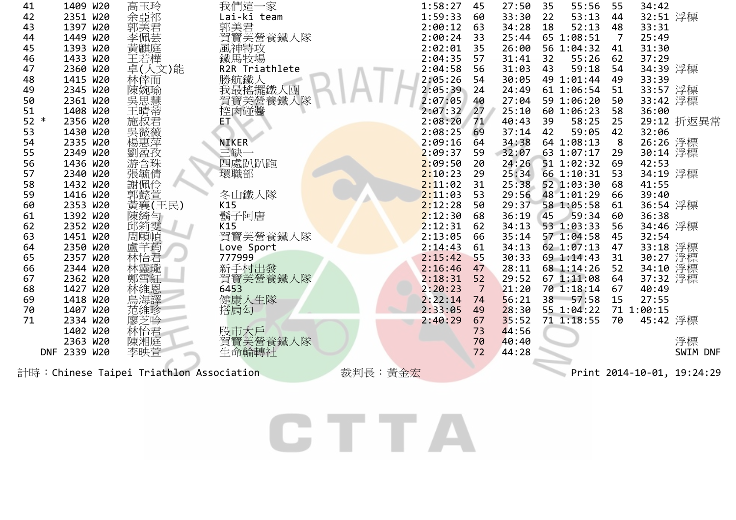| | | | | | | | | | | | | | |
|---|---|---|---|---|---|---|---|---|---|---|---|---|---|
| 41 | 1409 | W20 | 高玉玲 | 我們這一家 | 1:58:27 | 45 | 27:50 | 35 | 55:56 | 55 | 34:42 | |
| 42 | 2351 | W20 | 余亞祁 | Lai-ki team | 1:59:33 | 60 | 33:30 | 22 | 53:13 | 44 | 32:51 | 浮標 |
| 43 | 1397 | W20 | 郭美君 | 郭美君 | 2:00:12 | 63 | 34:28 | 18 | 52:13 | 48 | 33:31 | |
| 44 | 1449 | W20 | 李佩芸 | 賀寶芙營養鐵人隊 | 2:00:24 | 33 | 25:44 | 65 | 1:08:51 | 7 | 25:49 | |
| 45 | 1393 | W20 | 黃麒庭 | 風神特攻 | 2:02:01 | 35 | 26:00 | 56 | 1:04:32 | 41 | 31:30 | |
| 46 | 1433 | W20 | 王若樺 | 鐵馬牧場 | 2:04:35 | 57 | 31:41 | 32 | 55:26 | 62 | 37:29 | |
| 47 | 2360 | W20 | 卓(人文)能 | R2R Triathlete | 2:04:58 | 56 | 31:03 | 43 | 59:18 | 54 | 34:39 | 浮標 |
| 48 | 1415 | W20 | 林倖而 | 勝航鐵人 | 2:05:26 | 54 | 30:05 | 49 | 1:01:44 | 49 | 33:39 | |
| 49 | 2345 | W20 | 陳婉瑜 | 我最搖擺鐵人團 | 2:05:39 | 24 | 24:49 | 61 | 1:06:54 | 51 | 33:57 | 浮標 |
| 50 | 2361 | W20 | 吳思慧 | 賀寶芙營養鐵人隊 | 2:07:05 | 40 | 27:04 | 59 | 1:06:20 | 50 | 33:42 | 浮標 |
| 51 | 1408 | W20 | 王晴蒂 | 控肉碰醬 | 2:07:32 | 27 | 25:10 | 60 | 1:06:23 | 58 | 36:00 | |
| 52 * | 2356 | W20 | 施叔君 | ET | 2:08:20 | 71 | 40:43 | 39 | 58:25 | 25 | 29:12 | 折返異常 |
| 53 | 1430 | W20 | 吳薇薇 | | 2:08:25 | 69 | 37:14 | 42 | 59:05 | 42 | 32:06 | |
| 54 | 2335 | W20 | 楊惠萍 | NIKER | 2:09:16 | 64 | 34:38 | 64 | 1:08:13 | 8 | 26:26 | 浮標 |
| 55 | 2349 | W20 | 劉盈孜 | 三缺一 | 2:09:37 | 59 | 32:07 | 63 | 1:07:17 | 29 | 30:14 | 浮標 |
| 56 | 1436 | W20 | 游含珠 | 四處趴趴跑 | 2:09:50 | 20 | 24:26 | 51 | 1:02:32 | 69 | 42:53 | |
| 57 | 2340 | W20 | 張毓倩 | 環職部 | 2:10:23 | 29 | 25:34 | 66 | 1:10:31 | 53 | 34:19 | 浮標 |
| 58 | 1432 | W20 | 謝佩伶 | | 2:11:02 | 31 | 25:38 | 52 | 1:03:30 | 68 | 41:55 | |
| 59 | 1416 | W20 | 郭懿萱 | 冬山鐵人隊 | 2:11:03 | 53 | 29:56 | 48 | 1:01:29 | 66 | 39:40 | |
| 60 | 2353 | W20 | 黃襄(王民) | K15 | 2:12:28 | 50 | 29:37 | 58 | 1:05:58 | 61 | 36:54 | 浮標 |
| 61 | 1392 | W20 | 陳綺勻 | 鬍子阿唐 | 2:12:30 | 68 | 36:19 | 45 | 59:34 | 60 | 36:38 | |
| 62 | 2352 | W20 | 邱筣雯 | K15 | 2:12:31 | 62 | 34:13 | 53 | 1:03:33 | 56 | 34:46 | 浮標 |
| 63 | 1451 | W20 | 周頤幀 | 賀寶芙營養鐵人隊 | 2:13:05 | 66 | 35:14 | 57 | 1:04:58 | 45 | 32:54 | |
| 64 | 2350 | W20 | 盧芊筠 | Love Sport | 2:14:43 | 61 | 34:13 | 62 | 1:07:13 | 47 | 33:18 | 浮標 |
| 65 | 2357 | W20 | 林怡君 | 777999 | 2:15:42 | 55 | 30:33 | 69 | 1:14:43 | 31 | 30:27 | 浮標 |
| 66 | 2344 | W20 | 林靈瓏 | 新手村出發 | 2:16:46 | 47 | 28:11 | 68 | 1:14:26 | 52 | 34:10 | 浮標 |
| 67 | 2362 | W20 | 鄭雪紅 | 賀寶芙營養鐵人隊 | 2:18:31 | 52 | 29:52 | 67 | 1:11:08 | 64 | 37:32 | 浮標 |
| 68 | 1427 | W20 | 林維恩 | 6453 | 2:20:23 | 7 | 21:20 | 70 | 1:18:14 | 67 | 40:49 | |
| 69 | 1418 | W20 | 烏海譯 | 健康人生隊 | 2:22:14 | 74 | 56:21 | 38 | 57:58 | 15 | 27:55 | |
| 70 | 1407 | W20 | 范維珍 | 搭肩勾 | 2:33:05 | 49 | 28:30 | 55 | 1:04:22 | 71 | 1:00:15 | |
| 71 | 2334 | W20 | 廖芝吟 | | 2:40:29 | 67 | 35:52 | 71 | 1:18:55 | 70 | 45:42 | 浮標 |
| | 1402 | W20 | 林怡君 | 股市大戶 | | 73 | 44:56 | | | | | |
| | 2363 | W20 | 陳湘庭 | 賀寶芙營養鐵人隊 | | 70 | 40:40 | | | | | 浮標 |
| DNF | 2339 | W20 | 李映萱 | 生命輪轉社 | | 72 | 44:28 | | | | | SWIM DNF |

計時：Chinese Taipei Triathlon Association　　裁判長：黃金宏　　Print 2014-10-01, 19:24:29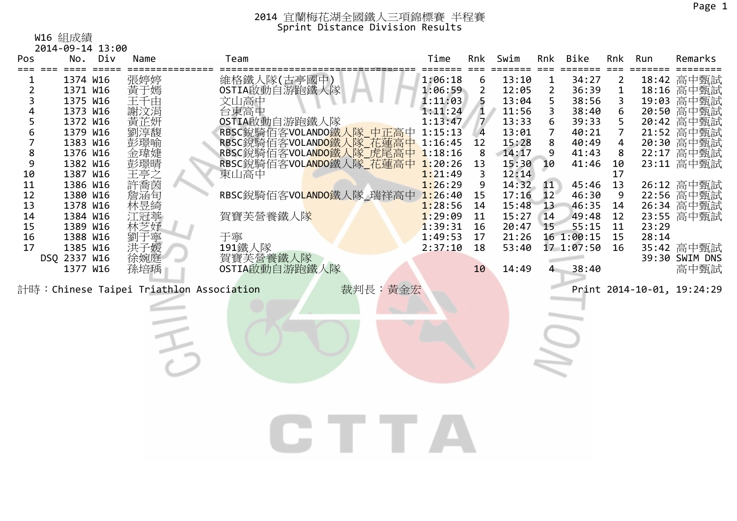# 2014 宜蘭梅花湖全國鐵人三項錦標賽 半程賽
## Sprint Distance Division Results

W16 組成績
2014-09-14 13:00

| Pos | | No. | Div | Name | Team | Time | Rnk | Swim | Rnk | Bike | Rnk | Run | Remarks |
|---|---|---|---|---|---|---|---|---|---|---|---|---|---|
| 1 | | 1374 | W16 | 張婷婷 | 維格鐵人隊(古亭國中) | 1:06:18 | 6 | 13:10 | 1 | 34:27 | 2 | 18:42 | 高中甄試 |
| 2 | | 1371 | W16 | 黃于嫣 | OSTIA啟動自游跑鐵人隊 | 1:06:59 | 2 | 12:05 | 2 | 36:39 | 1 | 18:16 | 高中甄試 |
| 3 | | 1375 | W16 | 王千由 | 文山高中 | 1:11:03 | 5 | 13:04 | 5 | 38:56 | 3 | 19:03 | 高中甄試 |
| 4 | | 1373 | W16 | 謝汶涓 | 台東高中 | 1:11:24 | 1 | 11:56 | 3 | 38:40 | 6 | 20:50 | 高中甄試 |
| 5 | | 1372 | W16 | 黃芷妍 | OSTIA啟動自游跑鐵人隊 | 1:13:47 | 7 | 13:33 | 6 | 39:33 | 5 | 20:42 | 高中甄試 |
| 6 | | 1379 | W16 | 劉淳馥 | RBSC銳騎佰客VOLANDO鐵人隊_中正高中 | 1:15:13 | 4 | 13:01 | 7 | 40:21 | 7 | 21:52 | 高中甄試 |
| 7 | | 1383 | W16 | 彭璟喻 | RBSC銳騎佰客VOLANDO鐵人隊_花蓮高中 | 1:16:45 | 12 | 15:28 | 8 | 40:49 | 4 | 20:30 | 高中甄試 |
| 8 | | 1376 | W16 | 金瑋婕 | RBSC銳騎佰客VOLANDO鐵人隊_虎尾高中 | 1:18:16 | 8 | 14:17 | 9 | 41:43 | 8 | 22:17 | 高中甄試 |
| 9 | | 1382 | W16 | 彭璟晴 | RBSC銳騎佰客VOLANDO鐵人隊_花蓮高中 | 1:20:26 | 13 | 15:30 | 10 | 41:46 | 10 | 23:11 | 高中甄試 |
| 10 | | 1387 | W16 | 王亭之 | 東山高中 | 1:21:49 | 3 | 12:14 | | | 17 | | |
| 11 | | 1386 | W16 | 許喬茵 | | 1:26:29 | 9 | 14:32 | 11 | 45:46 | 13 | 26:12 | 高中甄試 |
| 12 | | 1380 | W16 | 詹涵旬 | RBSC銳騎佰客VOLANDO鐵人隊_瑞祥高中 | 1:26:40 | 15 | 17:16 | 12 | 46:30 | 9 | 22:56 | 高中甄試 |
| 13 | | 1378 | W16 | 林昱綺 | | 1:28:56 | 14 | 15:48 | 13 | 46:35 | 14 | 26:34 | 高中甄試 |
| 14 | | 1384 | W16 | 江冠葶 | 賀寶芙營養鐵人隊 | 1:29:09 | 11 | 15:27 | 14 | 49:48 | 12 | 23:55 | 高中甄試 |
| 15 | | 1389 | W16 | 林芝妤 | | 1:39:31 | 16 | 20:47 | 15 | 55:15 | 11 | 23:29 | |
| 16 | | 1388 | W16 | 劉于寧 | 于寧 | 1:49:53 | 17 | 21:26 | 16 | 1:00:15 | 15 | 28:14 | |
| 17 | | 1385 | W16 | 洪子媛 | 191鐵人隊 | 2:37:10 | 18 | 53:40 | 17 | 1:07:50 | 16 | 35:42 | 高中甄試 |
| DSQ | | 2337 | W16 | 徐婉庭 | 賀寶芙營養鐵人隊 | | | | | | | 39:30 | SWIM DNS |
| | | 1377 | W16 | 孫培瑀 | OSTIA啟動自游跑鐵人隊 | | 10 | 14:49 | 4 | 38:40 | | | 高中甄試 |

計時：Chinese Taipei Triathlon Association　　裁判長：黃金宏　　Print 2014-10-01, 19:24:29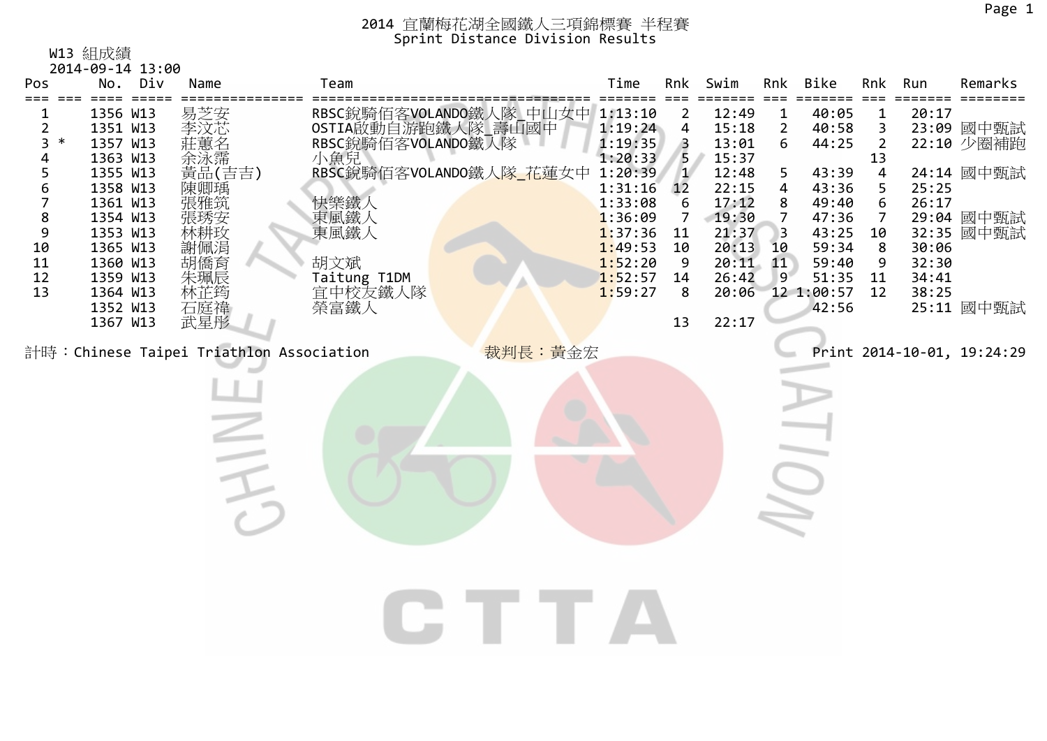# 2014 宜蘭梅花湖全國鐵人三項錦標賽 半程賽
## Sprint Distance Division Results

W13 組成績
2014-09-14 13:00

| Pos | | No. | Div | Name | Team | Time | Rnk | Swim | Rnk | Bike | Rnk | Run | Remarks |
|---|---|---|---|---|---|---|---|---|---|---|---|---|---|
| 1 | | 1356 | W13 | 易芝安 | RBSC銳騎佰客VOLANDO鐵人隊_中山女中 | 1:13:10 | 2 | 12:49 | 1 | 40:05 | 1 | 20:17 | |
| 2 | | 1351 | W13 | 李汶芯 | OSTIA啟動自游跑鐵人隊_壽山國中 | 1:19:24 | 4 | 15:18 | 2 | 40:58 | 3 | 23:09 | 國中甄試 |
| 3 | * | 1357 | W13 | 莊蕙名 | RBSC銳騎佰客VOLANDO鐵人隊 | 1:19:35 | 3 | 13:01 | 6 | 44:25 | 2 | 22:10 | 少圈補跑 |
| 4 | | 1363 | W13 | 余泳霈 | 小魚兒 | 1:20:33 | 5 | 15:37 | | | 13 | | |
| 5 | | 1355 | W13 | 黃品(吉吉) | RBSC銳騎佰客VOLANDO鐵人隊_花蓮女中 | 1:20:39 | 1 | 12:48 | 5 | 43:39 | 4 | 24:14 | 國中甄試 |
| 6 | | 1358 | W13 | 陳卿瑀 | | 1:31:16 | 12 | 22:15 | 4 | 43:36 | 5 | 25:25 | |
| 7 | | 1361 | W13 | 張雅筑 | 快樂鐵人 | 1:33:08 | 6 | 17:12 | 8 | 49:40 | 6 | 26:17 | |
| 8 | | 1354 | W13 | 張琇安 | 東風鐵人 | 1:36:09 | 7 | 19:30 | 7 | 47:36 | 7 | 29:04 | 國中甄試 |
| 9 | | 1353 | W13 | 林耕玫 | 東風鐵人 | 1:37:36 | 11 | 21:37 | 3 | 43:25 | 10 | 32:35 | 國中甄試 |
| 10 | | 1365 | W13 | 謝佩涓 | | 1:49:53 | 10 | 20:13 | 10 | 59:34 | 8 | 30:06 | |
| 11 | | 1360 | W13 | 胡僑育 | 胡文斌 | 1:52:20 | 9 | 20:11 | 11 | 59:40 | 9 | 32:30 | |
| 12 | | 1359 | W13 | 朱珮辰 | Taitung T1DM | 1:52:57 | 14 | 26:42 | 9 | 51:35 | 11 | 34:41 | |
| 13 | | 1364 | W13 | 林芷筠 | 宜中校友鐵人隊 | 1:59:27 | 8 | 20:06 | 12 | 1:00:57 | 12 | 38:25 | |
| | | 1352 | W13 | 石庭禕 | 榮富鐵人 | | | | | 42:56 | | 25:11 | 國中甄試 |
| | | 1367 | W13 | 武星彤 | | | 13 | 22:17 | | | | | |

計時：Chinese Taipei Triathlon Association　　裁判長：黃金宏　　Print 2014-10-01, 19:24:29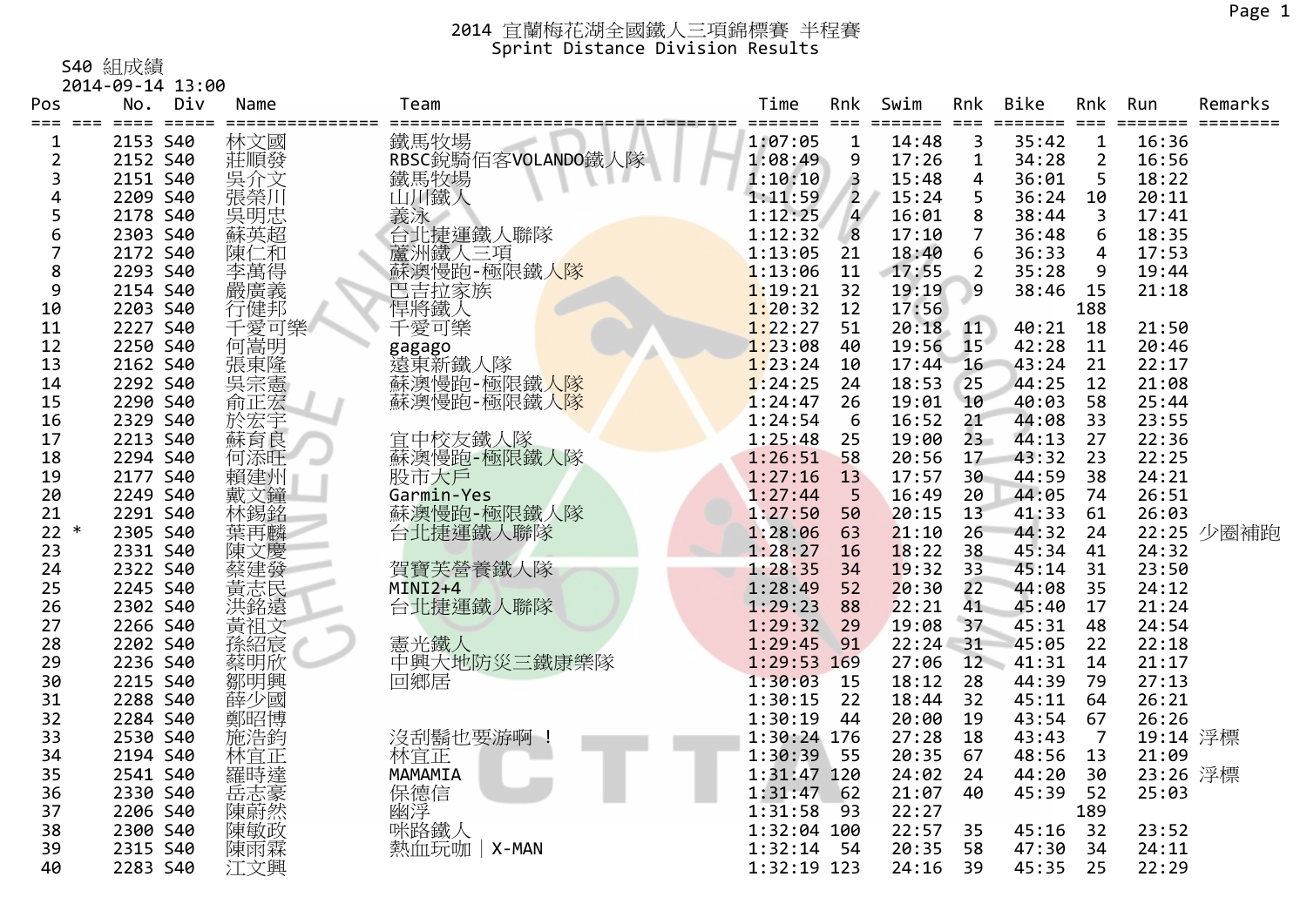# 2014 宜蘭梅花湖全國鐵人三項錦標賽 半程賽
## Sprint Distance Division Results

S40 組成績
2014-09-14 13:00

| Pos | | No. | Div | Name | Team | Time | Rnk | Swim | Rnk | Bike | Rnk | Run | Remarks |
|---|---|---|---|---|---|---|---|---|---|---|---|---|---|
| 1 | | 2153 | S40 | 林文國 | 鐵馬牧場 | 1:07:05 | 1 | 14:48 | 3 | 35:42 | 1 | 16:36 | |
| 2 | | 2152 | S40 | 莊順發 | RBSC銳騎佰客VOLANDO鐵人隊 | 1:08:49 | 9 | 17:26 | 1 | 34:28 | 2 | 16:56 | |
| 3 | | 2151 | S40 | 吳介文 | 鐵馬牧場 | 1:10:10 | 3 | 15:48 | 4 | 36:01 | 5 | 18:22 | |
| 4 | | 2209 | S40 | 張榮川 | 山川鐵人 | 1:11:59 | 2 | 15:24 | 5 | 36:24 | 10 | 20:11 | |
| 5 | | 2178 | S40 | 吳明忠 | 義泳 | 1:12:25 | 4 | 16:01 | 8 | 38:44 | 3 | 17:41 | |
| 6 | | 2303 | S40 | 蘇英超 | 台北捷運鐵人聯隊 | 1:12:32 | 8 | 17:10 | 7 | 36:48 | 6 | 18:35 | |
| 7 | | 2172 | S40 | 陳仁和 | 蘆洲鐵人三項 | 1:13:05 | 21 | 18:40 | 6 | 36:33 | 4 | 17:53 | |
| 8 | | 2293 | S40 | 李萬得 | 蘇澳慢跑-極限鐵人隊 | 1:13:06 | 11 | 17:55 | 2 | 35:28 | 9 | 19:44 | |
| 9 | | 2154 | S40 | 嚴廣義 | 巴吉拉家族 | 1:19:21 | 32 | 19:19 | 9 | 38:46 | 15 | 21:18 | |
| 10 | | 2203 | S40 | 行健邦 | 悍將鐵人 | 1:20:32 | 12 | 17:56 | | | 188 | | |
| 11 | | 2227 | S40 | 千愛可樂 | 千愛可樂 | 1:22:27 | 51 | 20:18 | 11 | 40:21 | 18 | 21:50 | |
| 12 | | 2250 | S40 | 何嵩明 | gagago | 1:23:08 | 40 | 19:56 | 15 | 42:28 | 11 | 20:46 | |
| 13 | | 2162 | S40 | 張東隆 | 遠東新鐵人隊 | 1:23:24 | 10 | 17:44 | 16 | 43:24 | 21 | 22:17 | |
| 14 | | 2292 | S40 | 吳宗憲 | 蘇澳慢跑-極限鐵人隊 | 1:24:25 | 24 | 18:53 | 25 | 44:25 | 12 | 21:08 | |
| 15 | | 2290 | S40 | 俞正宏 | 蘇澳慢跑-極限鐵人隊 | 1:24:47 | 26 | 19:01 | 10 | 40:03 | 58 | 25:44 | |
| 16 | | 2329 | S40 | 於宏宇 | | 1:24:54 | 6 | 16:52 | 21 | 44:08 | 33 | 23:55 | |
| 17 | | 2213 | S40 | 蘇育良 | 宜中校友鐵人隊 | 1:25:48 | 25 | 19:00 | 23 | 44:13 | 27 | 22:36 | |
| 18 | | 2294 | S40 | 何添旺 | 蘇澳慢跑-極限鐵人隊 | 1:26:51 | 58 | 20:56 | 17 | 43:32 | 23 | 22:25 | |
| 19 | | 2177 | S40 | 賴建州 | 股市大戶 | 1:27:16 | 13 | 17:57 | 30 | 44:59 | 38 | 24:21 | |
| 20 | | 2249 | S40 | 戴文鐘 | Garmin-Yes | 1:27:44 | 5 | 16:49 | 20 | 44:05 | 74 | 26:51 | |
| 21 | | 2291 | S40 | 林錫銘 | 蘇澳慢跑-極限鐵人隊 | 1:27:50 | 50 | 20:15 | 13 | 41:33 | 61 | 26:03 | |
| 22 | * | 2305 | S40 | 葉再麟 | 台北捷運鐵人聯隊 | 1:28:06 | 63 | 21:10 | 26 | 44:32 | 24 | 22:25 | 少圈補跑 |
| 23 | | 2331 | S40 | 陳文慶 | | 1:28:27 | 16 | 18:22 | 38 | 45:34 | 41 | 24:32 | |
| 24 | | 2322 | S40 | 蔡建發 | 賀寶芙營養鐵人隊 | 1:28:35 | 34 | 19:32 | 33 | 45:14 | 31 | 23:50 | |
| 25 | | 2245 | S40 | 黃志民 | MINI2+4 | 1:28:49 | 52 | 20:30 | 22 | 44:08 | 35 | 24:12 | |
| 26 | | 2302 | S40 | 洪銘遠 | 台北捷運鐵人聯隊 | 1:29:23 | 88 | 22:21 | 41 | 45:40 | 17 | 21:24 | |
| 27 | | 2266 | S40 | 黃祖文 | | 1:29:32 | 29 | 19:08 | 37 | 45:31 | 48 | 24:54 | |
| 28 | | 2202 | S40 | 孫紹宸 | 憲光鐵人 | 1:29:45 | 91 | 22:24 | 31 | 45:05 | 22 | 22:18 | |
| 29 | | 2236 | S40 | 蔡明欣 | 中興大地防災三鐵康樂隊 | 1:29:53 | 169 | 27:06 | 12 | 41:31 | 14 | 21:17 | |
| 30 | | 2215 | S40 | 鄒明興 | 回鄉居 | 1:30:03 | 15 | 18:12 | 28 | 44:39 | 79 | 27:13 | |
| 31 | | 2288 | S40 | 薛少國 | | 1:30:15 | 22 | 18:44 | 32 | 45:11 | 64 | 26:21 | |
| 32 | | 2284 | S40 | 鄭昭博 | | 1:30:19 | 44 | 20:00 | 19 | 43:54 | 67 | 26:26 | |
| 33 | | 2530 | S40 | 施浩鈞 | 沒刮鬍也要游啊 ! | 1:30:24 | 176 | 27:28 | 18 | 43:43 | 7 | 19:14 | 浮標 |
| 34 | | 2194 | S40 | 林宜正 | 林宜正 | 1:30:39 | 55 | 20:35 | 67 | 48:56 | 13 | 21:09 | |
| 35 | | 2541 | S40 | 羅時達 | MAMAMIA | 1:31:47 | 120 | 24:02 | 24 | 44:20 | 30 | 23:26 | 浮標 |
| 36 | | 2330 | S40 | 岳志豪 | 保德信 | 1:31:47 | 62 | 21:07 | 40 | 45:39 | 52 | 25:03 | |
| 37 | | 2206 | S40 | 陳蔚然 | 幽浮 | 1:31:58 | 93 | 22:27 | | | 189 | | |
| 38 | | 2300 | S40 | 陳敏政 | 咪路鐵人 | 1:32:04 | 100 | 22:57 | 35 | 45:16 | 32 | 23:52 | |
| 39 | | 2315 | S40 | 陳雨霖 | 熱血玩咖｜X-MAN | 1:32:14 | 54 | 20:35 | 58 | 47:30 | 34 | 24:11 | |
| 40 | | 2283 | S40 | 江文興 | | 1:32:19 | 123 | 24:16 | 39 | 45:35 | 25 | 22:29 | |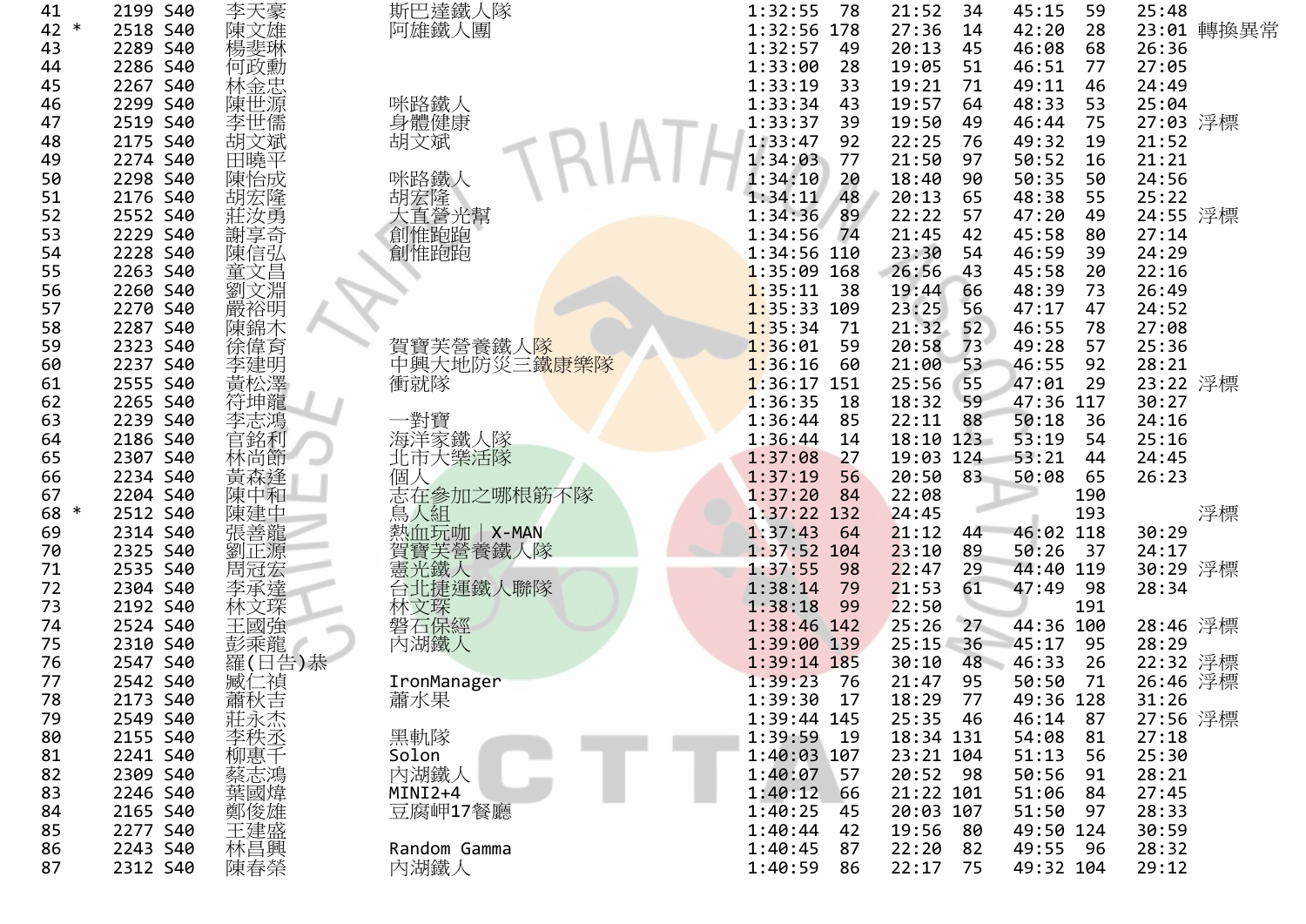| | | | | | | | | | | | | |
|---|---|---|---|---|---|---|---|---|---|---|---|---|
| 41 | 2199 | S40 | 李天豪 | 斯巴達鐵人隊 | 1:32:55 | 78 | 21:52 | 34 | 45:15 | 59 | 25:48 | |
| 42 * | 2518 | S40 | 陳文雄 | 阿雄鐵人團 | 1:32:56 | 178 | 27:36 | 14 | 42:20 | 28 | 23:01 | 轉換異常 |
| 43 | 2289 | S40 | 楊斐琳 | | 1:32:57 | 49 | 20:13 | 45 | 46:08 | 68 | 26:36 | |
| 44 | 2286 | S40 | 何政勳 | | 1:33:00 | 28 | 19:05 | 51 | 46:51 | 77 | 27:05 | |
| 45 | 2267 | S40 | 林金忠 | | 1:33:19 | 33 | 19:21 | 71 | 49:11 | 46 | 24:49 | |
| 46 | 2299 | S40 | 陳世源 | 咪路鐵人 | 1:33:34 | 43 | 19:57 | 64 | 48:33 | 53 | 25:04 | |
| 47 | 2519 | S40 | 李世儒 | 身體健康 | 1:33:37 | 39 | 19:50 | 49 | 46:44 | 75 | 27:03 | 浮標 |
| 48 | 2175 | S40 | 胡文斌 | 胡文斌 | 1:33:47 | 92 | 22:25 | 76 | 49:32 | 19 | 21:52 | |
| 49 | 2274 | S40 | 田曉平 | | 1:34:03 | 77 | 21:50 | 97 | 50:52 | 16 | 21:21 | |
| 50 | 2298 | S40 | 陳怡成 | 咪路鐵人 | 1:34:10 | 20 | 18:40 | 90 | 50:35 | 50 | 24:56 | |
| 51 | 2176 | S40 | 胡宏隆 | 胡宏隆 | 1:34:11 | 48 | 20:13 | 65 | 48:38 | 55 | 25:22 | |
| 52 | 2552 | S40 | 莊汝勇 | 大直營光幫 | 1:34:36 | 89 | 22:22 | 57 | 47:20 | 49 | 24:55 | 浮標 |
| 53 | 2229 | S40 | 謝享奇 | 創惟跑跑 | 1:34:56 | 74 | 21:45 | 42 | 45:58 | 80 | 27:14 | |
| 54 | 2228 | S40 | 陳信弘 | 創惟跑跑 | 1:34:56 | 110 | 23:30 | 54 | 46:59 | 39 | 24:29 | |
| 55 | 2263 | S40 | 童文昌 | | 1:35:09 | 168 | 26:56 | 43 | 45:58 | 20 | 22:16 | |
| 56 | 2260 | S40 | 劉文淵 | | 1:35:11 | 38 | 19:44 | 66 | 48:39 | 73 | 26:49 | |
| 57 | 2270 | S40 | 嚴裕明 | | 1:35:33 | 109 | 23:25 | 56 | 47:17 | 47 | 24:52 | |
| 58 | 2287 | S40 | 陳錦木 | | 1:35:34 | 71 | 21:32 | 52 | 46:55 | 78 | 27:08 | |
| 59 | 2323 | S40 | 徐偉育 | 賀寶芙營養鐵人隊 | 1:36:01 | 59 | 20:58 | 73 | 49:28 | 57 | 25:36 | |
| 60 | 2237 | S40 | 李建明 | 中興大地防災三鐵康樂隊 | 1:36:16 | 60 | 21:00 | 53 | 46:55 | 92 | 28:21 | |
| 61 | 2555 | S40 | 黃松澤 | 衝就隊 | 1:36:17 | 151 | 25:56 | 55 | 47:01 | 29 | 23:22 | 浮標 |
| 62 | 2265 | S40 | 符坤龍 | | 1:36:35 | 18 | 18:32 | 59 | 47:36 | 117 | 30:27 | |
| 63 | 2239 | S40 | 李志鴻 | 一對寶 | 1:36:44 | 85 | 22:11 | 88 | 50:18 | 36 | 24:16 | |
| 64 | 2186 | S40 | 官銘利 | 海洋家鐵人隊 | 1:36:44 | 14 | 18:10 | 123 | 53:19 | 54 | 25:16 | |
| 65 | 2307 | S40 | 林尚節 | 北市大樂活隊 | 1:37:08 | 27 | 19:03 | 124 | 53:21 | 44 | 24:45 | |
| 66 | 2234 | S40 | 黃森達 | 個人 | 1:37:19 | 56 | 20:50 | 83 | 50:08 | 65 | 26:23 | |
| 67 | 2204 | S40 | 陳中和 | 志在參加之哪根筋不隊 | 1:37:20 | 84 | 22:08 | | | 190 | | |
| 68 * | 2512 | S40 | 陳建中 | 鳥人組 | 1:37:22 | 132 | 24:45 | | | 193 | | 浮標 |
| 69 | 2314 | S40 | 張善龍 | 熱血玩咖｜X-MAN | 1:37:43 | 64 | 21:12 | 44 | 46:02 | 118 | 30:29 | |
| 70 | 2325 | S40 | 劉正源 | 賀寶芙營養鐵人隊 | 1:37:52 | 104 | 23:10 | 89 | 50:26 | 37 | 24:17 | |
| 71 | 2535 | S40 | 周冠宏 | 憲光鐵人 | 1:37:55 | 98 | 22:47 | 29 | 44:40 | 119 | 30:29 | 浮標 |
| 72 | 2304 | S40 | 李承達 | 台北捷運鐵人聯隊 | 1:38:14 | 79 | 21:53 | 61 | 47:49 | 98 | 28:34 | |
| 73 | 2192 | S40 | 林文琛 | 林文琛 | 1:38:18 | 99 | 22:50 | | | 191 | | |
| 74 | 2524 | S40 | 王國強 | 磐石保經 | 1:38:46 | 142 | 25:26 | 27 | 44:36 | 100 | 28:46 | 浮標 |
| 75 | 2310 | S40 | 彭乘龍 | 內湖鐵人 | 1:39:00 | 139 | 25:15 | 36 | 45:17 | 95 | 28:29 | |
| 76 | 2547 | S40 | 羅(日告)恭 | | 1:39:14 | 185 | 30:10 | 48 | 46:33 | 26 | 22:32 | 浮標 |
| 77 | 2542 | S40 | 臧仁禎 | IronManager | 1:39:23 | 76 | 21:47 | 95 | 50:50 | 71 | 26:46 | 浮標 |
| 78 | 2173 | S40 | 蕭秋吉 | 蕭水果 | 1:39:30 | 17 | 18:29 | 77 | 49:36 | 128 | 31:26 | |
| 79 | 2549 | S40 | 莊永杰 | | 1:39:44 | 145 | 25:35 | 46 | 46:14 | 87 | 27:56 | 浮標 |
| 80 | 2155 | S40 | 李秩丞 | 黑軌隊 | 1:39:59 | 19 | 18:34 | 131 | 54:08 | 81 | 27:18 | |
| 81 | 2241 | S40 | 柳惠千 | Solon | 1:40:03 | 107 | 23:21 | 104 | 51:13 | 56 | 25:30 | |
| 82 | 2309 | S40 | 蔡志鴻 | 內湖鐵人 | 1:40:07 | 57 | 20:52 | 98 | 50:56 | 91 | 28:21 | |
| 83 | 2246 | S40 | 葉國煒 | MINI2+4 | 1:40:12 | 66 | 21:22 | 101 | 51:06 | 84 | 27:45 | |
| 84 | 2165 | S40 | 鄭俊雄 | 豆腐岬17餐廳 | 1:40:25 | 45 | 20:03 | 107 | 51:50 | 97 | 28:33 | |
| 85 | 2277 | S40 | 王建盛 | | 1:40:44 | 42 | 19:56 | 80 | 49:50 | 124 | 30:59 | |
| 86 | 2243 | S40 | 林昌興 | Random Gamma | 1:40:45 | 87 | 22:20 | 82 | 49:55 | 96 | 28:32 | |
| 87 | 2312 | S40 | 陳春榮 | 內湖鐵人 | 1:40:59 | 86 | 22:17 | 75 | 49:32 | 104 | 29:12 | |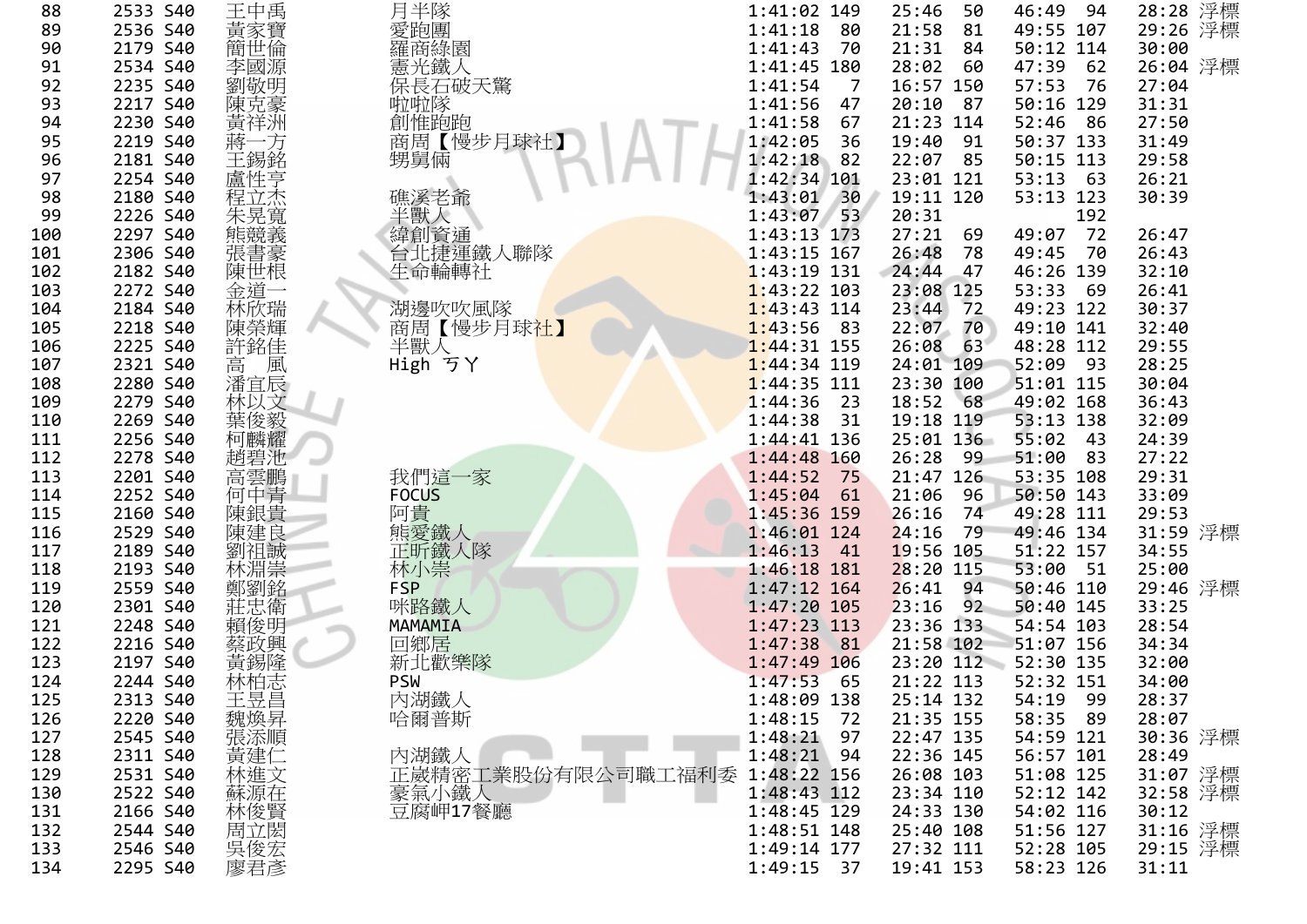| 88 | 2533 | S40 | 王中禹 | 月半隊 | 1:41:02 | 149 | 25:46 | 50 | 46:49 | 94 | 28:28 | 浮標 |
|---|---|---|---|---|---|---|---|---|---|---|---|---|
| 89 | 2536 | S40 | 黃家寶 | 愛跑團 | 1:41:18 | 80 | 21:58 | 81 | 49:55 | 107 | 29:26 | 浮標 |
| 90 | 2179 | S40 | 簡世倫 | 羅商綠園 | 1:41:43 | 70 | 21:31 | 84 | 50:12 | 114 | 30:00 | |
| 91 | 2534 | S40 | 李國源 | 憲光鐵人 | 1:41:45 | 180 | 28:02 | 60 | 47:39 | 62 | 26:04 | 浮標 |
| 92 | 2235 | S40 | 劉敬明 | 保長石破天驚 | 1:41:54 | 7 | 16:57 | 150 | 57:53 | 76 | 27:04 | |
| 93 | 2217 | S40 | 陳克豪 | 啦啦隊 | 1:41:56 | 47 | 20:10 | 87 | 50:16 | 129 | 31:31 | |
| 94 | 2230 | S40 | 黃祥洲 | 創惟跑跑 | 1:41:58 | 67 | 21:23 | 114 | 52:46 | 86 | 27:50 | |
| 95 | 2219 | S40 | 蔣一方 | 商周【慢步月球社】 | 1:42:05 | 36 | 19:40 | 91 | 50:37 | 133 | 31:49 | |
| 96 | 2181 | S40 | 王錫銘 | 甥舅倆 | 1:42:18 | 82 | 22:07 | 85 | 50:15 | 113 | 29:58 | |
| 97 | 2254 | S40 | 盧性亨 | | 1:42:34 | 101 | 23:01 | 121 | 53:13 | 63 | 26:21 | |
| 98 | 2180 | S40 | 程立杰 | 礁溪老爺 | 1:43:01 | 30 | 19:11 | 120 | 53:13 | 123 | 30:39 | |
| 99 | 2226 | S40 | 朱晃寬 | 半獸人 | 1:43:07 | 53 | 20:31 | | | 192 | | |
| 100 | 2297 | S40 | 熊競義 | 緯創資通 | 1:43:13 | 173 | 27:21 | 69 | 49:07 | 72 | 26:47 | |
| 101 | 2306 | S40 | 張書豪 | 台北捷運鐵人聯隊 | 1:43:15 | 167 | 26:48 | 78 | 49:45 | 70 | 26:43 | |
| 102 | 2182 | S40 | 陳世根 | 生命輪轉社 | 1:43:19 | 131 | 24:44 | 47 | 46:26 | 139 | 32:10 | |
| 103 | 2272 | S40 | 金道一 | | 1:43:22 | 103 | 23:08 | 125 | 53:33 | 69 | 26:41 | |
| 104 | 2184 | S40 | 林欣瑞 | 湖邊吹吹風隊 | 1:43:43 | 114 | 23:44 | 72 | 49:23 | 122 | 30:37 | |
| 105 | 2218 | S40 | 陳榮輝 | 商周【慢步月球社】 | 1:43:56 | 83 | 22:07 | 70 | 49:10 | 141 | 32:40 | |
| 106 | 2225 | S40 | 許銘佳 | 半獸人 | 1:44:31 | 155 | 26:08 | 63 | 48:28 | 112 | 29:55 | |
| 107 | 2321 | S40 | 高　風 | High ㄎㄚ | 1:44:34 | 119 | 24:01 | 109 | 52:09 | 93 | 28:25 | |
| 108 | 2280 | S40 | 潘宜辰 | | 1:44:35 | 111 | 23:30 | 100 | 51:01 | 115 | 30:04 | |
| 109 | 2279 | S40 | 林以文 | | 1:44:36 | 23 | 18:52 | 68 | 49:02 | 168 | 36:43 | |
| 110 | 2269 | S40 | 葉俊毅 | | 1:44:38 | 31 | 19:18 | 119 | 53:13 | 138 | 32:09 | |
| 111 | 2256 | S40 | 柯麟耀 | | 1:44:41 | 136 | 25:01 | 136 | 55:02 | 43 | 24:39 | |
| 112 | 2278 | S40 | 趙碧池 | | 1:44:48 | 160 | 26:28 | 99 | 51:00 | 83 | 27:22 | |
| 113 | 2201 | S40 | 高雲鵬 | 我們這一家 | 1:44:52 | 75 | 21:47 | 126 | 53:35 | 108 | 29:31 | |
| 114 | 2252 | S40 | 何中青 | FOCUS | 1:45:04 | 61 | 21:06 | 96 | 50:50 | 143 | 33:09 | |
| 115 | 2160 | S40 | 陳銀貴 | 阿貴 | 1:45:36 | 159 | 26:16 | 74 | 49:28 | 111 | 29:53 | |
| 116 | 2529 | S40 | 陳建良 | 熊愛鐵人 | 1:46:01 | 124 | 24:16 | 79 | 49:46 | 134 | 31:59 | 浮標 |
| 117 | 2189 | S40 | 劉祖誠 | 正昕鐵人隊 | 1:46:13 | 41 | 19:56 | 105 | 51:22 | 157 | 34:55 | |
| 118 | 2193 | S40 | 林淵崇 | 林小崇 | 1:46:18 | 181 | 28:20 | 115 | 53:00 | 51 | 25:00 | |
| 119 | 2559 | S40 | 鄭劉銘 | FSP | 1:47:12 | 164 | 26:41 | 94 | 50:46 | 110 | 29:46 | 浮標 |
| 120 | 2301 | S40 | 莊忠衛 | 咪路鐵人 | 1:47:20 | 105 | 23:16 | 92 | 50:40 | 145 | 33:25 | |
| 121 | 2248 | S40 | 賴俊明 | MAMAMIA | 1:47:23 | 113 | 23:36 | 133 | 54:54 | 103 | 28:54 | |
| 122 | 2216 | S40 | 蔡政興 | 回鄉居 | 1:47:38 | 81 | 21:58 | 102 | 51:07 | 156 | 34:34 | |
| 123 | 2197 | S40 | 黃錫隆 | 新北歡樂隊 | 1:47:49 | 106 | 23:20 | 112 | 52:30 | 135 | 32:00 | |
| 124 | 2244 | S40 | 林柏志 | PSW | 1:47:53 | 65 | 21:22 | 113 | 52:32 | 151 | 34:00 | |
| 125 | 2313 | S40 | 王昱昌 | 內湖鐵人 | 1:48:09 | 138 | 25:14 | 132 | 54:19 | 99 | 28:37 | |
| 126 | 2220 | S40 | 魏煥昇 | 哈爾普斯 | 1:48:15 | 72 | 21:35 | 155 | 58:35 | 89 | 28:07 | |
| 127 | 2545 | S40 | 張添順 | | 1:48:21 | 97 | 22:47 | 135 | 54:59 | 121 | 30:36 | 浮標 |
| 128 | 2311 | S40 | 黃建仁 | 內湖鐵人 | 1:48:21 | 94 | 22:36 | 145 | 56:57 | 101 | 28:49 | |
| 129 | 2531 | S40 | 林進文 | 正崴精密工業股份有限公司職工福利委 | 1:48:22 | 156 | 26:08 | 103 | 51:08 | 125 | 31:07 | 浮標 |
| 130 | 2522 | S40 | 蘇源在 | 豪氣小鐵人 | 1:48:43 | 112 | 23:34 | 110 | 52:12 | 142 | 32:58 | 浮標 |
| 131 | 2166 | S40 | 林俊賢 | 豆腐岬17餐廳 | 1:48:45 | 129 | 24:33 | 130 | 54:02 | 116 | 30:12 | |
| 132 | 2544 | S40 | 周立閎 | | 1:48:51 | 148 | 25:40 | 108 | 51:56 | 127 | 31:16 | 浮標 |
| 133 | 2546 | S40 | 吳俊宏 | | 1:49:14 | 177 | 27:32 | 111 | 52:28 | 105 | 29:15 | 浮標 |
| 134 | 2295 | S40 | 廖君彥 | | 1:49:15 | 37 | 19:41 | 153 | 58:23 | 126 | 31:11 | |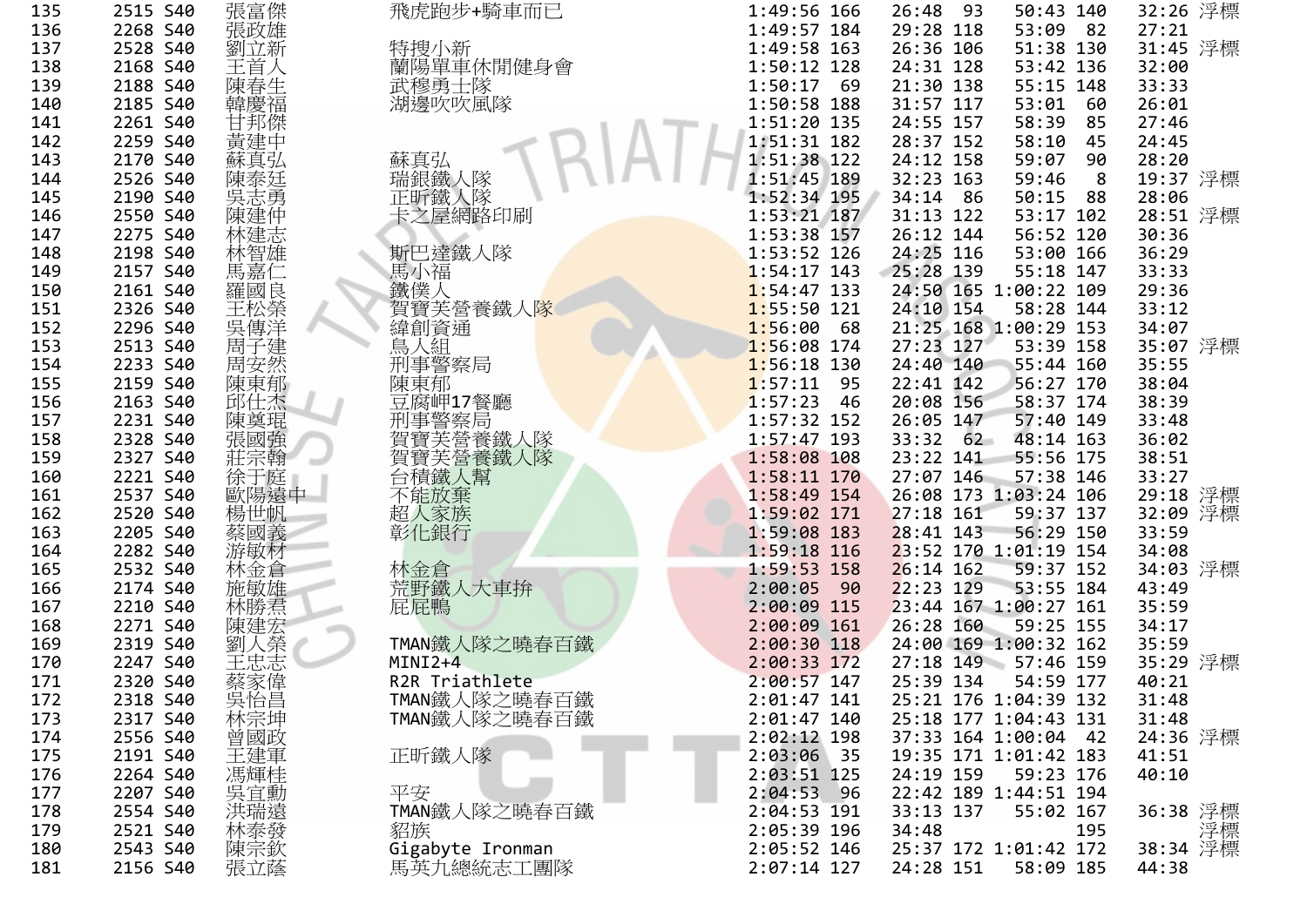| 135 | 2515 | S40 | 張富傑 | 飛虎跑步+騎車而已 | 1:49:56 | 166 | 26:48 | 93 | 50:43 | 140 | 32:26 | 浮標 |
|---|---|---|---|---|---|---|---|---|---|---|---|---|
| 136 | 2268 | S40 | 張政雄 | | 1:49:57 | 184 | 29:28 | 118 | 53:09 | 82 | 27:21 | |
| 137 | 2528 | S40 | 劉立新 | 特搜小新 | 1:49:58 | 163 | 26:36 | 106 | 51:38 | 130 | 31:45 | 浮標 |
| 138 | 2168 | S40 | 王首人 | 蘭陽單車休閒健身會 | 1:50:12 | 128 | 24:31 | 128 | 53:42 | 136 | 32:00 | |
| 139 | 2188 | S40 | 陳春生 | 武穆勇士隊 | 1:50:17 | 69 | 21:30 | 138 | 55:15 | 148 | 33:33 | |
| 140 | 2185 | S40 | 韓慶福 | 湖邊吹吹風隊 | 1:50:58 | 188 | 31:57 | 117 | 53:01 | 60 | 26:01 | |
| 141 | 2261 | S40 | 甘邦傑 | | 1:51:20 | 135 | 24:55 | 157 | 58:39 | 85 | 27:46 | |
| 142 | 2259 | S40 | 黃建中 | | 1:51:31 | 182 | 28:37 | 152 | 58:10 | 45 | 24:45 | |
| 143 | 2170 | S40 | 蘇真弘 | 蘇真弘 | 1:51:38 | 122 | 24:12 | 158 | 59:07 | 90 | 28:20 | |
| 144 | 2526 | S40 | 陳泰廷 | 瑞銀鐵人隊 | 1:51:45 | 189 | 32:23 | 163 | 59:46 | 8 | 19:37 | 浮標 |
| 145 | 2190 | S40 | 吳志勇 | 正昕鐵人隊 | 1:52:34 | 195 | 34:14 | 86 | 50:15 | 88 | 28:06 | |
| 146 | 2550 | S40 | 陳建仲 | 卡之屋網路印刷 | 1:53:21 | 187 | 31:13 | 122 | 53:17 | 102 | 28:51 | 浮標 |
| 147 | 2275 | S40 | 林建志 | | 1:53:38 | 157 | 26:12 | 144 | 56:52 | 120 | 30:36 | |
| 148 | 2198 | S40 | 林智雄 | 斯巴達鐵人隊 | 1:53:52 | 126 | 24:25 | 116 | 53:00 | 166 | 36:29 | |
| 149 | 2157 | S40 | 馬嘉仁 | 馬小福 | 1:54:17 | 143 | 25:28 | 139 | 55:18 | 147 | 33:33 | |
| 150 | 2161 | S40 | 羅國良 | 鐵僕人 | 1:54:47 | 133 | 24:50 | 165 | 1:00:22 | 109 | 29:36 | |
| 151 | 2326 | S40 | 王松榮 | 賀寶芙營養鐵人隊 | 1:55:50 | 121 | 24:10 | 154 | 58:28 | 144 | 33:12 | |
| 152 | 2296 | S40 | 吳傳洋 | 緯創資通 | 1:56:00 | 68 | 21:25 | 168 | 1:00:29 | 153 | 34:07 | |
| 153 | 2513 | S40 | 周子建 | 鳥人組 | 1:56:08 | 174 | 27:23 | 127 | 53:39 | 158 | 35:07 | 浮標 |
| 154 | 2233 | S40 | 周安然 | 刑事警察局 | 1:56:18 | 130 | 24:40 | 140 | 55:44 | 160 | 35:55 | |
| 155 | 2159 | S40 | 陳東郁 | 陳東郁 | 1:57:11 | 95 | 22:41 | 142 | 56:27 | 170 | 38:04 | |
| 156 | 2163 | S40 | 邱仕杰 | 豆腐岬17餐廳 | 1:57:23 | 46 | 20:08 | 156 | 58:37 | 174 | 38:39 | |
| 157 | 2231 | S40 | 陳奠琨 | 刑事警察局 | 1:57:32 | 152 | 26:05 | 147 | 57:40 | 149 | 33:48 | |
| 158 | 2328 | S40 | 張國強 | 賀寶芙營養鐵人隊 | 1:57:47 | 193 | 33:32 | 62 | 48:14 | 163 | 36:02 | |
| 159 | 2327 | S40 | 莊宗翰 | 賀寶芙營養鐵人隊 | 1:58:08 | 108 | 23:22 | 141 | 55:56 | 175 | 38:51 | |
| 160 | 2221 | S40 | 徐于庭 | 台積鐵人幫 | 1:58:11 | 170 | 27:07 | 146 | 57:38 | 146 | 33:27 | |
| 161 | 2537 | S40 | 歐陽遠中 | 不能放棄 | 1:58:49 | 154 | 26:08 | 173 | 1:03:24 | 106 | 29:18 | 浮標 |
| 162 | 2520 | S40 | 楊世帆 | 超人家族 | 1:59:02 | 171 | 27:18 | 161 | 59:37 | 137 | 32:09 | 浮標 |
| 163 | 2205 | S40 | 蔡國義 | 彰化銀行 | 1:59:08 | 183 | 28:41 | 143 | 56:29 | 150 | 33:59 | |
| 164 | 2282 | S40 | 游敏材 | | 1:59:18 | 116 | 23:52 | 170 | 1:01:19 | 154 | 34:08 | |
| 165 | 2532 | S40 | 林金倉 | 林金倉 | 1:59:53 | 158 | 26:14 | 162 | 59:37 | 152 | 34:03 | 浮標 |
| 166 | 2174 | S40 | 施敏雄 | 荒野鐵人大車拚 | 2:00:05 | 90 | 22:23 | 129 | 53:55 | 184 | 43:49 | |
| 167 | 2210 | S40 | 林勝君 | 屁屁鴨 | 2:00:09 | 115 | 23:44 | 167 | 1:00:27 | 161 | 35:59 | |
| 168 | 2271 | S40 | 陳建宏 | | 2:00:09 | 161 | 26:28 | 160 | 59:25 | 155 | 34:17 | |
| 169 | 2319 | S40 | 劉人榮 | TMAN鐵人隊之曉春百鐵 | 2:00:30 | 118 | 24:00 | 169 | 1:00:32 | 162 | 35:59 | |
| 170 | 2247 | S40 | 王忠志 | MINI2+4 | 2:00:33 | 172 | 27:18 | 149 | 57:46 | 159 | 35:29 | 浮標 |
| 171 | 2320 | S40 | 蔡家偉 | R2R Triathlete | 2:00:57 | 147 | 25:39 | 134 | 54:59 | 177 | 40:21 | |
| 172 | 2318 | S40 | 吳怡昌 | TMAN鐵人隊之曉春百鐵 | 2:01:47 | 141 | 25:21 | 176 | 1:04:39 | 132 | 31:48 | |
| 173 | 2317 | S40 | 林宗坤 | TMAN鐵人隊之曉春百鐵 | 2:01:47 | 140 | 25:18 | 177 | 1:04:43 | 131 | 31:48 | |
| 174 | 2556 | S40 | 曾國政 | | 2:02:12 | 198 | 37:33 | 164 | 1:00:04 | 42 | 24:36 | 浮標 |
| 175 | 2191 | S40 | 王建軍 | 正昕鐵人隊 | 2:03:06 | 35 | 19:35 | 171 | 1:01:42 | 183 | 41:51 | |
| 176 | 2264 | S40 | 馮輝桂 | | 2:03:51 | 125 | 24:19 | 159 | 59:23 | 176 | 40:10 | |
| 177 | 2207 | S40 | 吳宜勳 | 平安 | 2:04:53 | 96 | 22:42 | 189 | 1:44:51 | 194 | | |
| 178 | 2554 | S40 | 洪瑞遠 | TMAN鐵人隊之曉春百鐵 | 2:04:53 | 191 | 33:13 | 137 | 55:02 | 167 | 36:38 | 浮標 |
| 179 | 2521 | S40 | 林泰發 | 貂族 | 2:05:39 | 196 | 34:48 | | | 195 | | 浮標 |
| 180 | 2543 | S40 | 陳宗欽 | Gigabyte Ironman | 2:05:52 | 146 | 25:37 | 172 | 1:01:42 | 172 | 38:34 | 浮標 |
| 181 | 2156 | S40 | 張立蔭 | 馬英九總統志工團隊 | 2:07:14 | 127 | 24:28 | 151 | 58:09 | 185 | 44:38 | |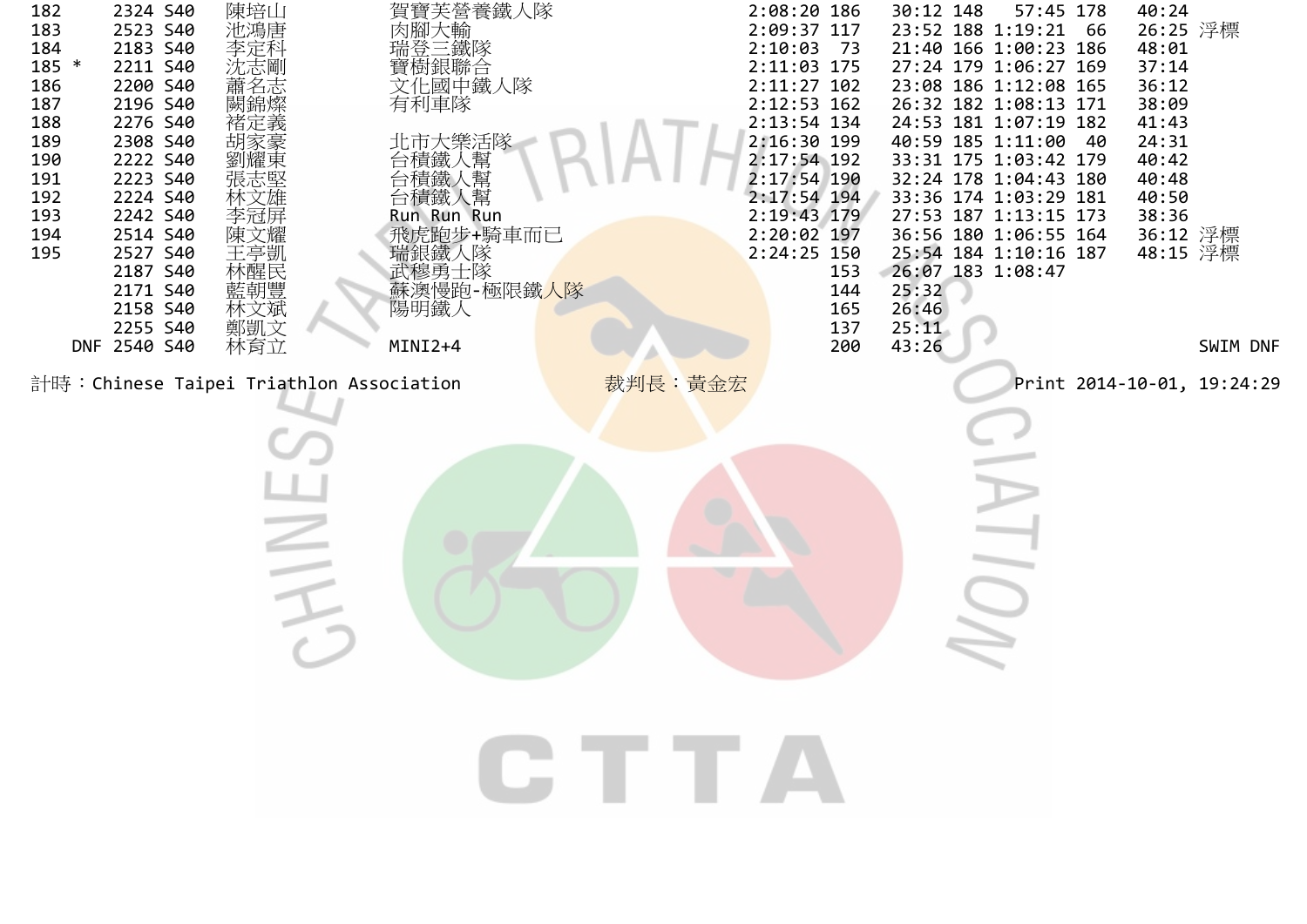| | | | | | | | | | | | | |
|---|---|---|---|---|---|---|---|---|---|---|---|---|
| 182 | 2324 | S40 | 陳培山 | 賀寶芙營養鐵人隊 | 2:08:20 | 186 | 30:12 | 148 | 57:45 | 178 | 40:24 | |
| 183 | 2523 | S40 | 池鴻唐 | 肉腳大輸 | 2:09:37 | 117 | 23:52 | 188 | 1:19:21 | 66 | 26:25 | 浮標 |
| 184 | 2183 | S40 | 李定科 | 瑞登三鐵隊 | 2:10:03 | 73 | 21:40 | 166 | 1:00:23 | 186 | 48:01 | |
| 185 * | 2211 | S40 | 沈志剛 | 寶樹銀聯合 | 2:11:03 | 175 | 27:24 | 179 | 1:06:27 | 169 | 37:14 | |
| 186 | 2200 | S40 | 蕭名志 | 文化國中鐵人隊 | 2:11:27 | 102 | 23:08 | 186 | 1:12:08 | 165 | 36:12 | |
| 187 | 2196 | S40 | 闕錦燦 | 有利車隊 | 2:12:53 | 162 | 26:32 | 182 | 1:08:13 | 171 | 38:09 | |
| 188 | 2276 | S40 | 褚定義 | | 2:13:54 | 134 | 24:53 | 181 | 1:07:19 | 182 | 41:43 | |
| 189 | 2308 | S40 | 胡家豪 | 北市大樂活隊 | 2:16:30 | 199 | 40:59 | 185 | 1:11:00 | 40 | 24:31 | |
| 190 | 2222 | S40 | 劉耀東 | 台積鐵人幫 | 2:17:54 | 192 | 33:31 | 175 | 1:03:42 | 179 | 40:42 | |
| 191 | 2223 | S40 | 張志堅 | 台積鐵人幫 | 2:17:54 | 190 | 32:24 | 178 | 1:04:43 | 180 | 40:48 | |
| 192 | 2224 | S40 | 林文雄 | 台積鐵人幫 | 2:17:54 | 194 | 33:36 | 174 | 1:03:29 | 181 | 40:50 | |
| 193 | 2242 | S40 | 李冠屏 | Run Run Run | 2:19:43 | 179 | 27:53 | 187 | 1:13:15 | 173 | 38:36 | |
| 194 | 2514 | S40 | 陳文耀 | 飛虎跑步+騎車而已 | 2:20:02 | 197 | 36:56 | 180 | 1:06:55 | 164 | 36:12 | 浮標 |
| 195 | 2527 | S40 | 王亭凱 | 瑞銀鐵人隊 | 2:24:25 | 150 | 25:54 | 184 | 1:10:16 | 187 | 48:15 | 浮標 |
| | 2187 | S40 | 林醒民 | 武穆勇士隊 | | 153 | 26:07 | 183 | 1:08:47 | | | |
| | 2171 | S40 | 藍朝豐 | 蘇澳慢跑-極限鐵人隊 | | 144 | 25:32 | | | | | |
| | 2158 | S40 | 林文斌 | 陽明鐵人 | | 165 | 26:46 | | | | | |
| | 2255 | S40 | 鄭凱文 | | | 137 | 25:11 | | | | | |
| DNF | 2540 | S40 | 林育立 | MINI2+4 | | 200 | 43:26 | | | | | SWIM DNF |

計時：Chinese Taipei Triathlon Association　　裁判長：黃金宏　　Print 2014-10-01, 19:24:29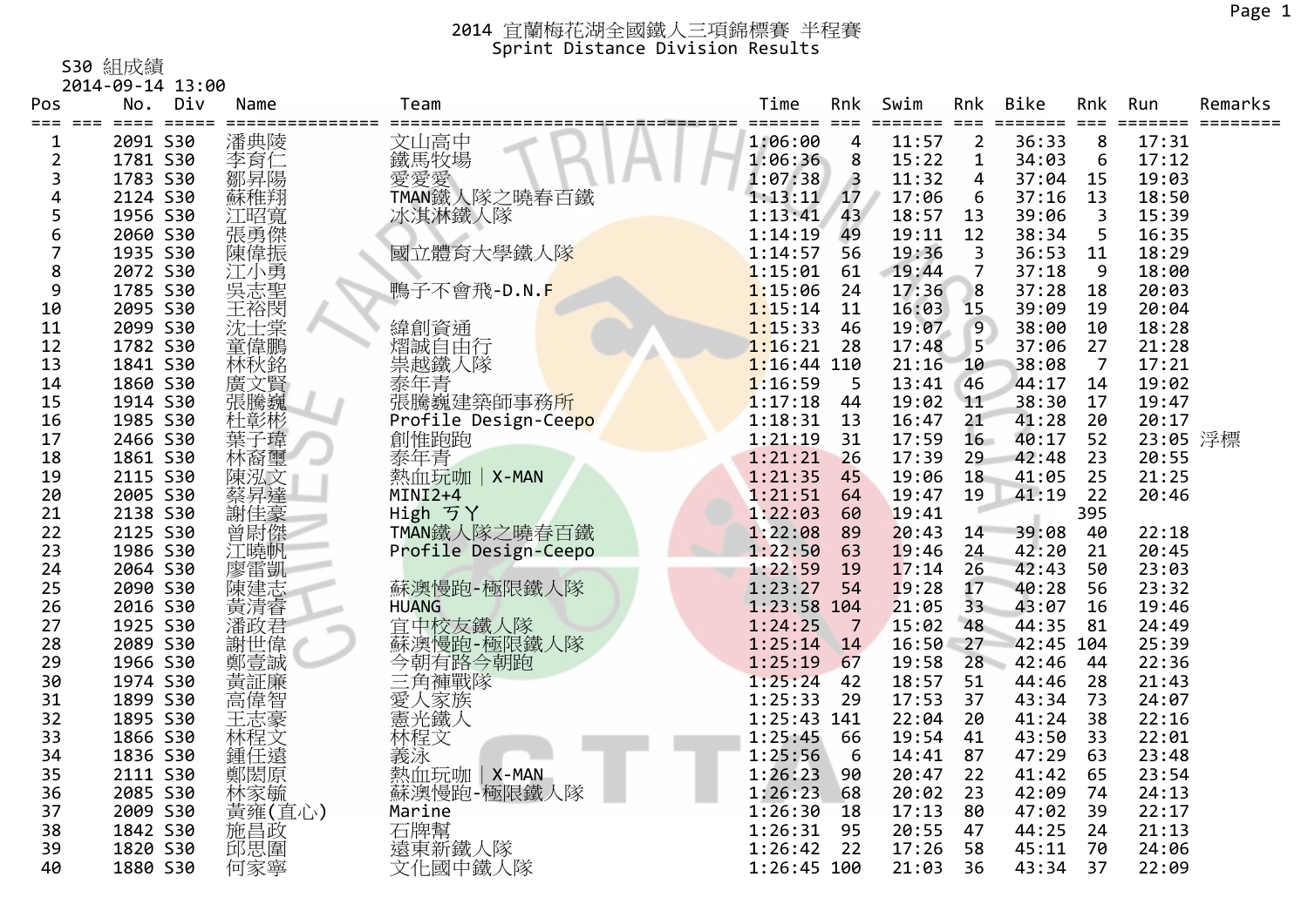# 2014 宜蘭梅花湖全國鐵人三項錦標賽 半程賽

## Sprint Distance Division Results

S30 組成績

2014-09-14 13:00

| Pos | | No. | Div | Name | Team | Time | Rnk | Swim | Rnk | Bike | Rnk | Run | Remarks |
|---|---|---|---|---|---|---|---|---|---|---|---|---|---|
| 1 | | 2091 | S30 | 潘典陵 | 文山高中 | 1:06:00 | 4 | 11:57 | 2 | 36:33 | 8 | 17:31 | |
| 2 | | 1781 | S30 | 李育仁 | 鐵馬牧場 | 1:06:36 | 8 | 15:22 | 1 | 34:03 | 6 | 17:12 | |
| 3 | | 1783 | S30 | 鄒昇陽 | 愛愛愛 | 1:07:38 | 3 | 11:32 | 4 | 37:04 | 15 | 19:03 | |
| 4 | | 2124 | S30 | 蘇稚翔 | TMAN鐵人隊之曉春百鐵 | 1:13:11 | 17 | 17:06 | 6 | 37:16 | 13 | 18:50 | |
| 5 | | 1956 | S30 | 江昭寬 | 冰淇淋鐵人隊 | 1:13:41 | 43 | 18:57 | 13 | 39:06 | 3 | 15:39 | |
| 6 | | 2060 | S30 | 張勇傑 | | 1:14:19 | 49 | 19:11 | 12 | 38:34 | 5 | 16:35 | |
| 7 | | 1935 | S30 | 陳偉振 | 國立體育大學鐵人隊 | 1:14:57 | 56 | 19:36 | 3 | 36:53 | 11 | 18:29 | |
| 8 | | 2072 | S30 | 江小勇 | | 1:15:01 | 61 | 19:44 | 7 | 37:18 | 9 | 18:00 | |
| 9 | | 1785 | S30 | 吳志聖 | 鴨子不會飛-D.N.F | 1:15:06 | 24 | 17:36 | 8 | 37:28 | 18 | 20:03 | |
| 10 | | 2095 | S30 | 王裕閔 | | 1:15:14 | 11 | 16:03 | 15 | 39:09 | 19 | 20:04 | |
| 11 | | 2099 | S30 | 沈士棠 | 緯創資通 | 1:15:33 | 46 | 19:07 | 9 | 38:00 | 10 | 18:28 | |
| 12 | | 1782 | S30 | 童偉鵬 | 熠誠自由行 | 1:16:21 | 28 | 17:48 | 5 | 37:06 | 27 | 21:28 | |
| 13 | | 1841 | S30 | 林秋銘 | 崇越鐵人隊 | 1:16:44 | 110 | 21:16 | 10 | 38:08 | 7 | 17:21 | |
| 14 | | 1860 | S30 | 廣文賢 | 泰年青 | 1:16:59 | 5 | 13:41 | 46 | 44:17 | 14 | 19:02 | |
| 15 | | 1914 | S30 | 張騰巍 | 張騰巍建築師事務所 | 1:17:18 | 44 | 19:02 | 11 | 38:30 | 17 | 19:47 | |
| 16 | | 1985 | S30 | 杜彰彬 | Profile Design-Ceepo | 1:18:31 | 13 | 16:47 | 21 | 41:28 | 20 | 20:17 | |
| 17 | | 2466 | S30 | 葉子瑋 | 創惟跑跑 | 1:21:19 | 31 | 17:59 | 16 | 40:17 | 52 | 23:05 | 浮標 |
| 18 | | 1861 | S30 | 林裔璽 | 泰年青 | 1:21:21 | 26 | 17:39 | 29 | 42:48 | 23 | 20:55 | |
| 19 | | 2115 | S30 | 陳泓文 | 熱血玩咖｜X-MAN | 1:21:35 | 45 | 19:06 | 18 | 41:05 | 25 | 21:25 | |
| 20 | | 2005 | S30 | 蔡昇達 | MINI2+4 | 1:21:51 | 64 | 19:47 | 19 | 41:19 | 22 | 20:46 | |
| 21 | | 2138 | S30 | 謝佳豪 | High ㄎㄚ | 1:22:03 | 60 | 19:41 | | | 395 | | |
| 22 | | 2125 | S30 | 曾尉傑 | TMAN鐵人隊之曉春百鐵 | 1:22:08 | 89 | 20:43 | 14 | 39:08 | 40 | 22:18 | |
| 23 | | 1986 | S30 | 江曉帆 | Profile Design-Ceepo | 1:22:50 | 63 | 19:46 | 24 | 42:20 | 21 | 20:45 | |
| 24 | | 2064 | S30 | 廖雷凱 | | 1:22:59 | 19 | 17:14 | 26 | 42:43 | 50 | 23:03 | |
| 25 | | 2090 | S30 | 陳建志 | 蘇澳慢跑-極限鐵人隊 | 1:23:27 | 54 | 19:28 | 17 | 40:28 | 56 | 23:32 | |
| 26 | | 2016 | S30 | 黃清睿 | HUANG | 1:23:58 | 104 | 21:05 | 33 | 43:07 | 16 | 19:46 | |
| 27 | | 1925 | S30 | 潘政君 | 宜中校友鐵人隊 | 1:24:25 | 7 | 15:02 | 48 | 44:35 | 81 | 24:49 | |
| 28 | | 2089 | S30 | 謝世偉 | 蘇澳慢跑-極限鐵人隊 | 1:25:14 | 14 | 16:50 | 27 | 42:45 | 104 | 25:39 | |
| 29 | | 1966 | S30 | 鄭壹誠 | 今朝有路今朝跑 | 1:25:19 | 67 | 19:58 | 28 | 42:46 | 44 | 22:36 | |
| 30 | | 1974 | S30 | 黃証廉 | 三角褲戰隊 | 1:25:24 | 42 | 18:57 | 51 | 44:46 | 28 | 21:43 | |
| 31 | | 1899 | S30 | 高偉智 | 愛人家族 | 1:25:33 | 29 | 17:53 | 37 | 43:34 | 73 | 24:07 | |
| 32 | | 1895 | S30 | 王志豪 | 憲光鐵人 | 1:25:43 | 141 | 22:04 | 20 | 41:24 | 38 | 22:16 | |
| 33 | | 1866 | S30 | 林程文 | 林程文 | 1:25:45 | 66 | 19:54 | 41 | 43:50 | 33 | 22:01 | |
| 34 | | 1836 | S30 | 鍾任遠 | 義泳 | 1:25:56 | 6 | 14:41 | 87 | 47:29 | 63 | 23:48 | |
| 35 | | 2111 | S30 | 鄭閎原 | 熱血玩咖｜X-MAN | 1:26:23 | 90 | 20:47 | 22 | 41:42 | 65 | 23:54 | |
| 36 | | 2085 | S30 | 林家毓 | 蘇澳慢跑-極限鐵人隊 | 1:26:23 | 68 | 20:02 | 23 | 42:09 | 74 | 24:13 | |
| 37 | | 2009 | S30 | 黃雍(直心) | Marine | 1:26:30 | 18 | 17:13 | 80 | 47:02 | 39 | 22:17 | |
| 38 | | 1842 | S30 | 施昌政 | 石牌幫 | 1:26:31 | 95 | 20:55 | 47 | 44:25 | 24 | 21:13 | |
| 39 | | 1820 | S30 | 邱思圍 | 遠東新鐵人隊 | 1:26:42 | 22 | 17:26 | 58 | 45:11 | 70 | 24:06 | |
| 40 | | 1880 | S30 | 何家寧 | 文化國中鐵人隊 | 1:26:45 | 100 | 21:03 | 36 | 43:34 | 37 | 22:09 | |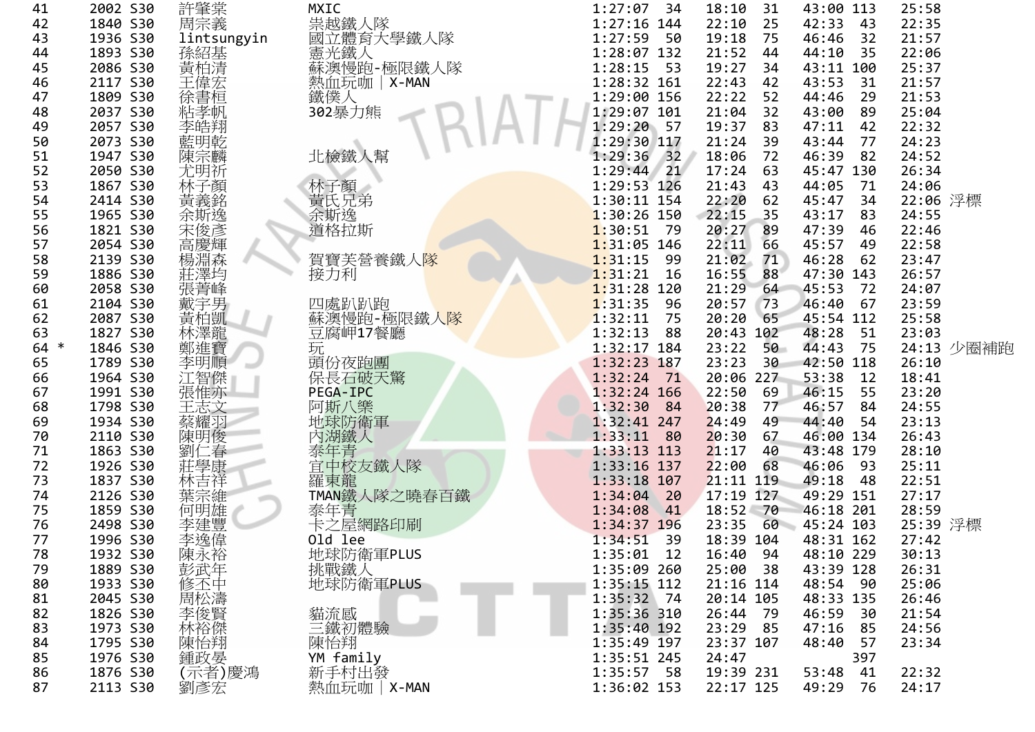| | | | | | | | | | | | | |
|---|---|---|---|---|---|---|---|---|---|---|---|---|
| 41 | 2002 | S30 | 許肇棠 | MXIC | 1:27:07 | 34 | 18:10 | 31 | 43:00 | 113 | 25:58 | |
| 42 | 1840 | S30 | 周宗義 | 崇越鐵人隊 | 1:27:16 | 144 | 22:10 | 25 | 42:33 | 43 | 22:35 | |
| 43 | 1936 | S30 | lintsungyin | 國立體育大學鐵人隊 | 1:27:59 | 50 | 19:18 | 75 | 46:46 | 32 | 21:57 | |
| 44 | 1893 | S30 | 孫紹基 | 憲光鐵人 | 1:28:07 | 132 | 21:52 | 44 | 44:10 | 35 | 22:06 | |
| 45 | 2086 | S30 | 黃柏清 | 蘇澳慢跑-極限鐵人隊 | 1:28:15 | 53 | 19:27 | 34 | 43:11 | 100 | 25:37 | |
| 46 | 2117 | S30 | 王偉宏 | 熱血玩咖｜X-MAN | 1:28:32 | 161 | 22:43 | 42 | 43:53 | 31 | 21:57 | |
| 47 | 1809 | S30 | 徐書桓 | 鐵僕人 | 1:29:00 | 156 | 22:22 | 52 | 44:46 | 29 | 21:53 | |
| 48 | 2037 | S30 | 粘孝帆 | 302暴力熊 | 1:29:07 | 101 | 21:04 | 32 | 43:00 | 89 | 25:04 | |
| 49 | 2057 | S30 | 李皓翔 | | 1:29:20 | 57 | 19:37 | 83 | 47:11 | 42 | 22:32 | |
| 50 | 2073 | S30 | 藍明乾 | | 1:29:30 | 117 | 21:24 | 39 | 43:44 | 77 | 24:23 | |
| 51 | 1947 | S30 | 陳宗麟 | 北檢鐵人幫 | 1:29:36 | 32 | 18:06 | 72 | 46:39 | 82 | 24:52 | |
| 52 | 2050 | S30 | 尤明祈 | | 1:29:44 | 21 | 17:24 | 63 | 45:47 | 130 | 26:34 | |
| 53 | 1867 | S30 | 林子顏 | 林子顏 | 1:29:53 | 126 | 21:43 | 43 | 44:05 | 71 | 24:06 | |
| 54 | 2414 | S30 | 黃義銘 | 黃氏兄弟 | 1:30:11 | 154 | 22:20 | 62 | 45:47 | 34 | 22:06 | 浮標 |
| 55 | 1965 | S30 | 余斯逸 | 余斯逸 | 1:30:26 | 150 | 22:15 | 35 | 43:17 | 83 | 24:55 | |
| 56 | 1821 | S30 | 宋俊彥 | 道格拉斯 | 1:30:51 | 79 | 20:27 | 89 | 47:39 | 46 | 22:46 | |
| 57 | 2054 | S30 | 高慶輝 | | 1:31:05 | 146 | 22:11 | 66 | 45:57 | 49 | 22:58 | |
| 58 | 2139 | S30 | 楊淵森 | 賀寶芙營養鐵人隊 | 1:31:15 | 99 | 21:02 | 71 | 46:28 | 62 | 23:47 | |
| 59 | 1886 | S30 | 莊澤均 | 接力利 | 1:31:21 | 16 | 16:55 | 88 | 47:30 | 143 | 26:57 | |
| 60 | 2058 | S30 | 張菁峰 | | 1:31:28 | 120 | 21:29 | 64 | 45:53 | 72 | 24:07 | |
| 61 | 2104 | S30 | 戴宇男 | 四處趴趴跑 | 1:31:35 | 96 | 20:57 | 73 | 46:40 | 67 | 23:59 | |
| 62 | 2087 | S30 | 黃柏凱 | 蘇澳慢跑-極限鐵人隊 | 1:32:11 | 75 | 20:20 | 65 | 45:54 | 112 | 25:58 | |
| 63 | 1827 | S30 | 林澤龍 | 豆腐岬17餐廳 | 1:32:13 | 88 | 20:43 | 102 | 48:28 | 51 | 23:03 | |
| 64 * | 1846 | S30 | 鄭進寶 | 玩 | 1:32:17 | 184 | 23:22 | 50 | 44:43 | 75 | 24:13 | 少圈補跑 |
| 65 | 1789 | S30 | 李明順 | 頭份夜跑團 | 1:32:23 | 187 | 23:23 | 30 | 42:50 | 118 | 26:10 | |
| 66 | 1964 | S30 | 江智傑 | 保長石破天驚 | 1:32:24 | 71 | 20:06 | 227 | 53:38 | 12 | 18:41 | |
| 67 | 1991 | S30 | 張惟亦 | PEGA-IPC | 1:32:24 | 166 | 22:50 | 69 | 46:15 | 55 | 23:20 | |
| 68 | 1798 | S30 | 王志文 | 阿斯八樂 | 1:32:30 | 84 | 20:38 | 77 | 46:57 | 84 | 24:55 | |
| 69 | 1934 | S30 | 蔡耀羽 | 地球防衛軍 | 1:32:41 | 247 | 24:49 | 49 | 44:40 | 54 | 23:13 | |
| 70 | 2110 | S30 | 陳明俊 | 內湖鐵人 | 1:33:11 | 80 | 20:30 | 67 | 46:00 | 134 | 26:43 | |
| 71 | 1863 | S30 | 劉仁春 | 泰年青 | 1:33:13 | 113 | 21:17 | 40 | 43:48 | 179 | 28:10 | |
| 72 | 1926 | S30 | 莊學康 | 宜中校友鐵人隊 | 1:33:16 | 137 | 22:00 | 68 | 46:06 | 93 | 25:11 | |
| 73 | 1837 | S30 | 林吉祥 | 羅東龍 | 1:33:18 | 107 | 21:11 | 119 | 49:18 | 48 | 22:51 | |
| 74 | 2126 | S30 | 葉宗維 | TMAN鐵人隊之曉春百鐵 | 1:34:04 | 20 | 17:19 | 127 | 49:29 | 151 | 27:17 | |
| 75 | 1859 | S30 | 何明雄 | 泰年青 | 1:34:08 | 41 | 18:52 | 70 | 46:18 | 201 | 28:59 | |
| 76 | 2498 | S30 | 李建豐 | 卡之屋網路印刷 | 1:34:37 | 196 | 23:35 | 60 | 45:24 | 103 | 25:39 | 浮標 |
| 77 | 1996 | S30 | 李逸偉 | Old lee | 1:34:51 | 39 | 18:39 | 104 | 48:31 | 162 | 27:42 | |
| 78 | 1932 | S30 | 陳永裕 | 地球防衛軍PLUS | 1:35:01 | 12 | 16:40 | 94 | 48:10 | 229 | 30:13 | |
| 79 | 1889 | S30 | 彭武年 | 挑戰鐵人 | 1:35:09 | 260 | 25:00 | 38 | 43:39 | 128 | 26:31 | |
| 80 | 1933 | S30 | 修丕中 | 地球防衛軍PLUS | 1:35:15 | 112 | 21:16 | 114 | 48:54 | 90 | 25:06 | |
| 81 | 2045 | S30 | 周松濤 | | 1:35:32 | 74 | 20:14 | 105 | 48:33 | 135 | 26:46 | |
| 82 | 1826 | S30 | 李俊賢 | 貓流感 | 1:35:36 | 310 | 26:44 | 79 | 46:59 | 30 | 21:54 | |
| 83 | 1973 | S30 | 林裕傑 | 三鐵初體驗 | 1:35:40 | 192 | 23:29 | 85 | 47:16 | 85 | 24:56 | |
| 84 | 1795 | S30 | 陳怡翔 | 陳怡翔 | 1:35:49 | 197 | 23:37 | 107 | 48:40 | 57 | 23:34 | |
| 85 | 1976 | S30 | 鍾政晏 | YM family | 1:35:51 | 245 | 24:47 | | | 397 | | |
| 86 | 1876 | S30 | (示者)慶鴻 | 新手村出發 | 1:35:57 | 58 | 19:39 | 231 | 53:48 | 41 | 22:32 | |
| 87 | 2113 | S30 | 劉彥宏 | 熱血玩咖｜X-MAN | 1:36:02 | 153 | 22:17 | 125 | 49:29 | 76 | 24:17 | |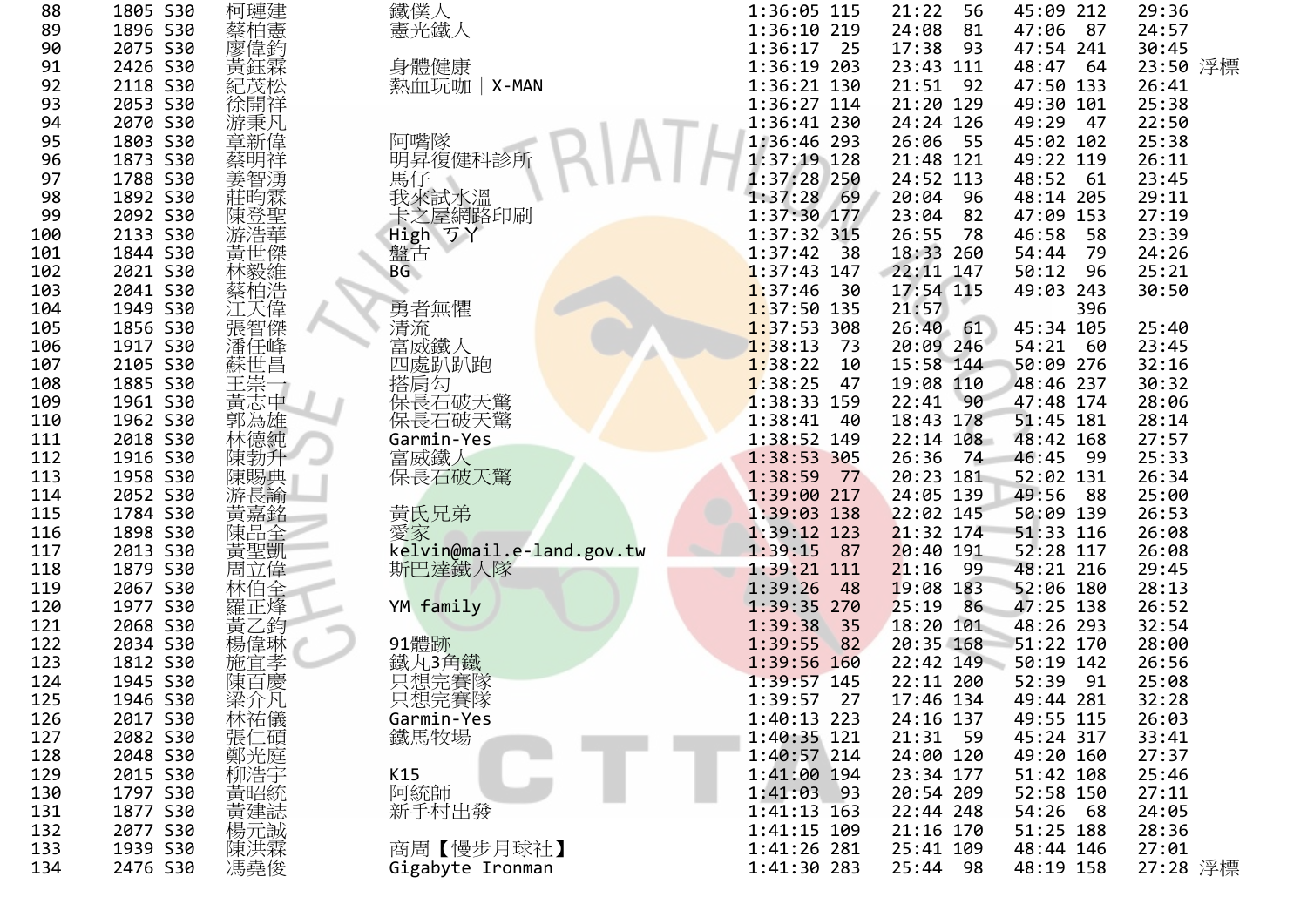| 88 | 1805 | S30 | 柯璉建 | 鐵僕人 | 1:36:05 | 115 | 21:22 | 56 | 45:09 | 212 | 29:36 | |
|---|---|---|---|---|---|---|---|---|---|---|---|---|
| 89 | 1896 | S30 | 蔡柏憲 | 憲光鐵人 | 1:36:10 | 219 | 24:08 | 81 | 47:06 | 87 | 24:57 | |
| 90 | 2075 | S30 | 廖偉鈞 | | 1:36:17 | 25 | 17:38 | 93 | 47:54 | 241 | 30:45 | |
| 91 | 2426 | S30 | 黃鈺霖 | 身體健康 | 1:36:19 | 203 | 23:43 | 111 | 48:47 | 64 | 23:50 | 浮標 |
| 92 | 2118 | S30 | 紀茂松 | 熱血玩咖｜X-MAN | 1:36:21 | 130 | 21:51 | 92 | 47:50 | 133 | 26:41 | |
| 93 | 2053 | S30 | 徐開祥 | | 1:36:27 | 114 | 21:20 | 129 | 49:30 | 101 | 25:38 | |
| 94 | 2070 | S30 | 游秉凡 | | 1:36:41 | 230 | 24:24 | 126 | 49:29 | 47 | 22:50 | |
| 95 | 1803 | S30 | 章新偉 | 阿嘴隊 | 1:36:46 | 293 | 26:06 | 55 | 45:02 | 102 | 25:38 | |
| 96 | 1873 | S30 | 蔡明祥 | 明昇復健科診所 | 1:37:19 | 128 | 21:48 | 121 | 49:22 | 119 | 26:11 | |
| 97 | 1788 | S30 | 姜智湧 | 馬仔 | 1:37:28 | 250 | 24:52 | 113 | 48:52 | 61 | 23:45 | |
| 98 | 1892 | S30 | 莊昀霖 | 我來試水溫 | 1:37:28 | 69 | 20:04 | 96 | 48:14 | 205 | 29:11 | |
| 99 | 2092 | S30 | 陳登聖 | 卡之屋網路印刷 | 1:37:30 | 177 | 23:04 | 82 | 47:09 | 153 | 27:19 | |
| 100 | 2133 | S30 | 游浩華 | High ㄎㄚ | 1:37:32 | 315 | 26:55 | 78 | 46:58 | 58 | 23:39 | |
| 101 | 1844 | S30 | 黃世傑 | 盤古 | 1:37:42 | 38 | 18:33 | 260 | 54:44 | 79 | 24:26 | |
| 102 | 2021 | S30 | 林毅維 | BG | 1:37:43 | 147 | 22:11 | 147 | 50:12 | 96 | 25:21 | |
| 103 | 2041 | S30 | 蔡柏浩 | | 1:37:46 | 30 | 17:54 | 115 | 49:03 | 243 | 30:50 | |
| 104 | 1949 | S30 | 江天偉 | 勇者無懼 | 1:37:50 | 135 | 21:57 | | | 396 | | |
| 105 | 1856 | S30 | 張智傑 | 清流 | 1:37:53 | 308 | 26:40 | 61 | 45:34 | 105 | 25:40 | |
| 106 | 1917 | S30 | 潘任峰 | 富威鐵人 | 1:38:13 | 73 | 20:09 | 246 | 54:21 | 60 | 23:45 | |
| 107 | 2105 | S30 | 蘇世昌 | 四處趴趴跑 | 1:38:22 | 10 | 15:58 | 144 | 50:09 | 276 | 32:16 | |
| 108 | 1885 | S30 | 王崇一 | 搭肩勾 | 1:38:25 | 47 | 19:08 | 110 | 48:46 | 237 | 30:32 | |
| 109 | 1961 | S30 | 黃志中 | 保長石破天驚 | 1:38:33 | 159 | 22:41 | 90 | 47:48 | 174 | 28:06 | |
| 110 | 1962 | S30 | 郭為雄 | 保長石破天驚 | 1:38:41 | 40 | 18:43 | 178 | 51:45 | 181 | 28:14 | |
| 111 | 2018 | S30 | 林德純 | Garmin-Yes | 1:38:52 | 149 | 22:14 | 108 | 48:42 | 168 | 27:57 | |
| 112 | 1916 | S30 | 陳勃升 | 富威鐵人 | 1:38:53 | 305 | 26:36 | 74 | 46:45 | 99 | 25:33 | |
| 113 | 1958 | S30 | 陳賜典 | 保長石破天驚 | 1:38:59 | 77 | 20:23 | 181 | 52:02 | 131 | 26:34 | |
| 114 | 2052 | S30 | 游長諭 | | 1:39:00 | 217 | 24:05 | 139 | 49:56 | 88 | 25:00 | |
| 115 | 1784 | S30 | 黃嘉銘 | 黃氏兄弟 | 1:39:03 | 138 | 22:02 | 145 | 50:09 | 139 | 26:53 | |
| 116 | 1898 | S30 | 陳品全 | 愛家 | 1:39:12 | 123 | 21:32 | 174 | 51:33 | 116 | 26:08 | |
| 117 | 2013 | S30 | 黃聖凱 | kelvin@mail.e-land.gov.tw | 1:39:15 | 87 | 20:40 | 191 | 52:28 | 117 | 26:08 | |
| 118 | 1879 | S30 | 周立偉 | 斯巴達鐵人隊 | 1:39:21 | 111 | 21:16 | 99 | 48:21 | 216 | 29:45 | |
| 119 | 2067 | S30 | 林伯全 | | 1:39:26 | 48 | 19:08 | 183 | 52:06 | 180 | 28:13 | |
| 120 | 1977 | S30 | 羅正烽 | YM family | 1:39:35 | 270 | 25:19 | 86 | 47:25 | 138 | 26:52 | |
| 121 | 2068 | S30 | 黃乙鈞 | | 1:39:38 | 35 | 18:20 | 101 | 48:26 | 293 | 32:54 | |
| 122 | 2034 | S30 | 楊偉琳 | 91體跡 | 1:39:55 | 82 | 20:35 | 168 | 51:22 | 170 | 28:00 | |
| 123 | 1812 | S30 | 施宜孝 | 鐵丸3角鐵 | 1:39:56 | 160 | 22:42 | 149 | 50:19 | 142 | 26:56 | |
| 124 | 1945 | S30 | 陳百慶 | 只想完賽隊 | 1:39:57 | 145 | 22:11 | 200 | 52:39 | 91 | 25:08 | |
| 125 | 1946 | S30 | 梁介凡 | 只想完賽隊 | 1:39:57 | 27 | 17:46 | 134 | 49:44 | 281 | 32:28 | |
| 126 | 2017 | S30 | 林祐儀 | Garmin-Yes | 1:40:13 | 223 | 24:16 | 137 | 49:55 | 115 | 26:03 | |
| 127 | 2082 | S30 | 張仁碩 | 鐵馬牧場 | 1:40:35 | 121 | 21:31 | 59 | 45:24 | 317 | 33:41 | |
| 128 | 2048 | S30 | 鄭光庭 | | 1:40:57 | 214 | 24:00 | 120 | 49:20 | 160 | 27:37 | |
| 129 | 2015 | S30 | 柳浩宇 | K15 | 1:41:00 | 194 | 23:34 | 177 | 51:42 | 108 | 25:46 | |
| 130 | 1797 | S30 | 黃昭統 | 阿統師 | 1:41:03 | 93 | 20:54 | 209 | 52:58 | 150 | 27:11 | |
| 131 | 1877 | S30 | 黃建誌 | 新手村出發 | 1:41:13 | 163 | 22:44 | 248 | 54:26 | 68 | 24:05 | |
| 132 | 2077 | S30 | 楊元誠 | | 1:41:15 | 109 | 21:16 | 170 | 51:25 | 188 | 28:36 | |
| 133 | 1939 | S30 | 陳洪霖 | 商周【慢步月球社】 | 1:41:26 | 281 | 25:41 | 109 | 48:44 | 146 | 27:01 | |
| 134 | 2476 | S30 | 馮堯俊 | Gigabyte Ironman | 1:41:30 | 283 | 25:44 | 98 | 48:19 | 158 | 27:28 | 浮標 |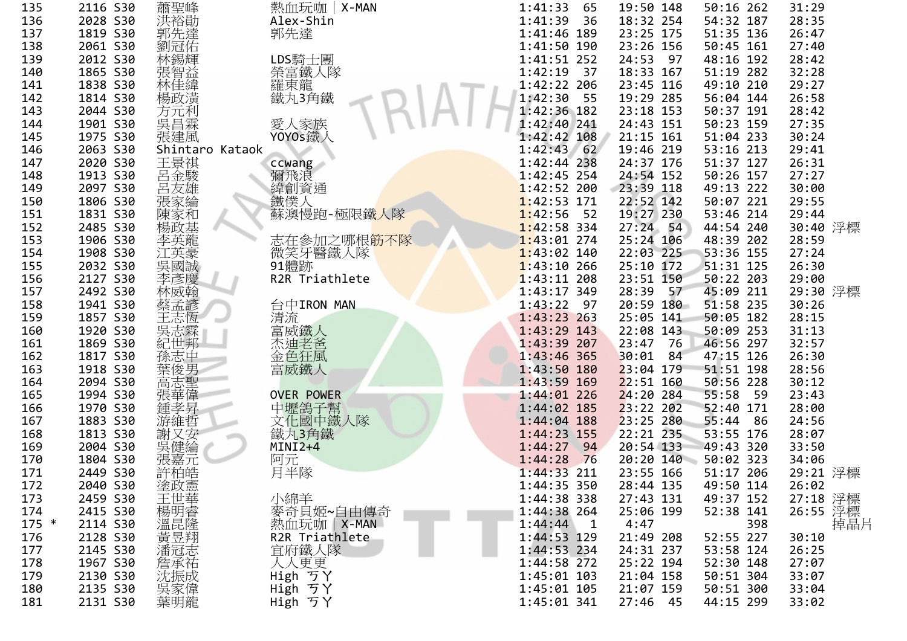| 135 | 2116 | S30 | 蕭聖峰 | 熱血玩咖｜X-MAN | 1:41:33 | 65 | 19:50 | 148 | 50:16 | 262 | 31:29 | |
|---|---|---|---|---|---|---|---|---|---|---|---|---|
| 136 | 2028 | S30 | 洪裕勛 | Alex-Shin | 1:41:39 | 36 | 18:32 | 254 | 54:32 | 187 | 28:35 | |
| 137 | 1819 | S30 | 郭先達 | 郭先達 | 1:41:46 | 189 | 23:25 | 175 | 51:35 | 136 | 26:47 | |
| 138 | 2061 | S30 | 劉冠佑 | | 1:41:50 | 190 | 23:26 | 156 | 50:45 | 161 | 27:40 | |
| 139 | 2012 | S30 | 林錫輝 | LDS騎士團 | 1:41:51 | 252 | 24:53 | 97 | 48:16 | 192 | 28:42 | |
| 140 | 1865 | S30 | 張智益 | 榮富鐵人隊 | 1:42:19 | 37 | 18:33 | 167 | 51:19 | 282 | 32:28 | |
| 141 | 1838 | S30 | 林佳緯 | 羅東龍 | 1:42:22 | 206 | 23:45 | 116 | 49:10 | 210 | 29:27 | |
| 142 | 1814 | S30 | 楊政潢 | 鐵丸3角鐵 | 1:42:30 | 55 | 19:29 | 285 | 56:04 | 144 | 26:58 | |
| 143 | 2044 | S30 | 方元利 | | 1:42:36 | 182 | 23:18 | 153 | 50:37 | 191 | 28:42 | |
| 144 | 1901 | S30 | 吳昌霖 | 愛人家族 | 1:42:40 | 241 | 24:43 | 151 | 50:23 | 159 | 27:35 | |
| 145 | 1975 | S30 | 張建風 | YOYOs鐵人 | 1:42:42 | 108 | 21:15 | 161 | 51:04 | 233 | 30:24 | |
| 146 | 2063 | S30 | Shintaro Kataok | | 1:42:43 | 62 | 19:46 | 219 | 53:16 | 213 | 29:41 | |
| 147 | 2020 | S30 | 王景祺 | ccwang | 1:42:44 | 238 | 24:37 | 176 | 51:37 | 127 | 26:31 | |
| 148 | 1913 | S30 | 呂金駿 | 彌飛浪 | 1:42:45 | 254 | 24:54 | 152 | 50:26 | 157 | 27:27 | |
| 149 | 2097 | S30 | 呂友雄 | 緯創資通 | 1:42:52 | 200 | 23:39 | 118 | 49:13 | 222 | 30:00 | |
| 150 | 1806 | S30 | 張家綸 | 鐵僕人 | 1:42:53 | 171 | 22:52 | 142 | 50:07 | 221 | 29:55 | |
| 151 | 1831 | S30 | 陳家和 | 蘇澳慢跑-極限鐵人隊 | 1:42:56 | 52 | 19:27 | 230 | 53:46 | 214 | 29:44 | |
| 152 | 2485 | S30 | 楊政基 | | 1:42:58 | 334 | 27:24 | 54 | 44:54 | 240 | 30:40 | 浮標 |
| 153 | 1906 | S30 | 李英龍 | 志在參加之哪根筋不隊 | 1:43:01 | 274 | 25:24 | 106 | 48:39 | 202 | 28:59 | |
| 154 | 1908 | S30 | 江英豪 | 微笑牙醫鐵人隊 | 1:43:02 | 140 | 22:03 | 225 | 53:36 | 155 | 27:24 | |
| 155 | 2032 | S30 | 吳國誠 | 91體跡 | 1:43:10 | 266 | 25:10 | 172 | 51:31 | 125 | 26:30 | |
| 156 | 2127 | S30 | 李彥慶 | R2R Triathlete | 1:43:11 | 208 | 23:51 | 150 | 50:22 | 203 | 29:00 | |
| 157 | 2492 | S30 | 林威翰 | | 1:43:17 | 349 | 28:39 | 57 | 45:09 | 211 | 29:30 | 浮標 |
| 158 | 1941 | S30 | 蔡孟諺 | 台中IRON MAN | 1:43:22 | 97 | 20:59 | 180 | 51:58 | 235 | 30:26 | |
| 159 | 1857 | S30 | 王志恆 | 清流 | 1:43:23 | 263 | 25:05 | 141 | 50:05 | 182 | 28:15 | |
| 160 | 1920 | S30 | 吳志霖 | 富威鐵人 | 1:43:29 | 143 | 22:08 | 143 | 50:09 | 253 | 31:13 | |
| 161 | 1869 | S30 | 紀世邦 | 杰迪老爸 | 1:43:39 | 207 | 23:47 | 76 | 46:56 | 297 | 32:57 | |
| 162 | 1817 | S30 | 孫志中 | 金色狂風 | 1:43:46 | 365 | 30:01 | 84 | 47:15 | 126 | 26:30 | |
| 163 | 1918 | S30 | 葉俊男 | 富威鐵人 | 1:43:50 | 180 | 23:04 | 179 | 51:51 | 198 | 28:56 | |
| 164 | 2094 | S30 | 高志聖 | | 1:43:59 | 169 | 22:51 | 160 | 50:56 | 228 | 30:12 | |
| 165 | 1994 | S30 | 張華偉 | OVER POWER | 1:44:01 | 226 | 24:20 | 284 | 55:58 | 59 | 23:43 | |
| 166 | 1970 | S30 | 鍾孝昇 | 中壢鴿子幫 | 1:44:02 | 185 | 23:22 | 202 | 52:40 | 171 | 28:00 | |
| 167 | 1883 | S30 | 游維哲 | 文化國中鐵人隊 | 1:44:04 | 188 | 23:25 | 280 | 55:44 | 86 | 24:56 | |
| 168 | 1813 | S30 | 謝又安 | 鐵丸3角鐵 | 1:44:23 | 155 | 22:21 | 235 | 53:55 | 176 | 28:07 | |
| 169 | 2004 | S30 | 吳健綸 | MINI2+4 | 1:44:27 | 94 | 20:54 | 133 | 49:43 | 320 | 33:50 | |
| 170 | 1804 | S30 | 張嘉元 | 阿元 | 1:44:28 | 76 | 20:20 | 140 | 50:02 | 323 | 34:06 | |
| 171 | 2449 | S30 | 許柏皓 | 月半隊 | 1:44:33 | 211 | 23:55 | 166 | 51:17 | 206 | 29:21 | 浮標 |
| 172 | 2040 | S30 | 塗政憲 | | 1:44:35 | 350 | 28:44 | 135 | 49:50 | 114 | 26:02 | |
| 173 | 2459 | S30 | 王世華 | 小綿羊 | 1:44:38 | 338 | 27:43 | 131 | 49:37 | 152 | 27:18 | 浮標 |
| 174 | 2415 | S30 | 楊明睿 | 麥奇貝姬~自由傳奇 | 1:44:38 | 264 | 25:06 | 199 | 52:38 | 141 | 26:55 | 浮標 |
| 175 * | 2114 | S30 | 溫昆隆 | 熱血玩咖｜X-MAN | 1:44:44 | 1 | 4:47 | | | 398 | | 掉晶片 |
| 176 | 2128 | S30 | 黃昱翔 | R2R Triathlete | 1:44:53 | 129 | 21:49 | 208 | 52:55 | 227 | 30:10 | |
| 177 | 2145 | S30 | 潘冠志 | 宜府鐵人隊 | 1:44:53 | 234 | 24:31 | 237 | 53:58 | 124 | 26:25 | |
| 178 | 1967 | S30 | 詹承祐 | 人人更更 | 1:44:58 | 272 | 25:22 | 194 | 52:30 | 148 | 27:07 | |
| 179 | 2130 | S30 | 沈振成 | High ㄎㄚ | 1:45:01 | 103 | 21:04 | 158 | 50:51 | 304 | 33:07 | |
| 180 | 2135 | S30 | 吳家偉 | High ㄎㄚ | 1:45:01 | 105 | 21:07 | 159 | 50:51 | 300 | 33:04 | |
| 181 | 2131 | S30 | 葉明龍 | High ㄎㄚ | 1:45:01 | 341 | 27:46 | 45 | 44:15 | 299 | 33:02 | |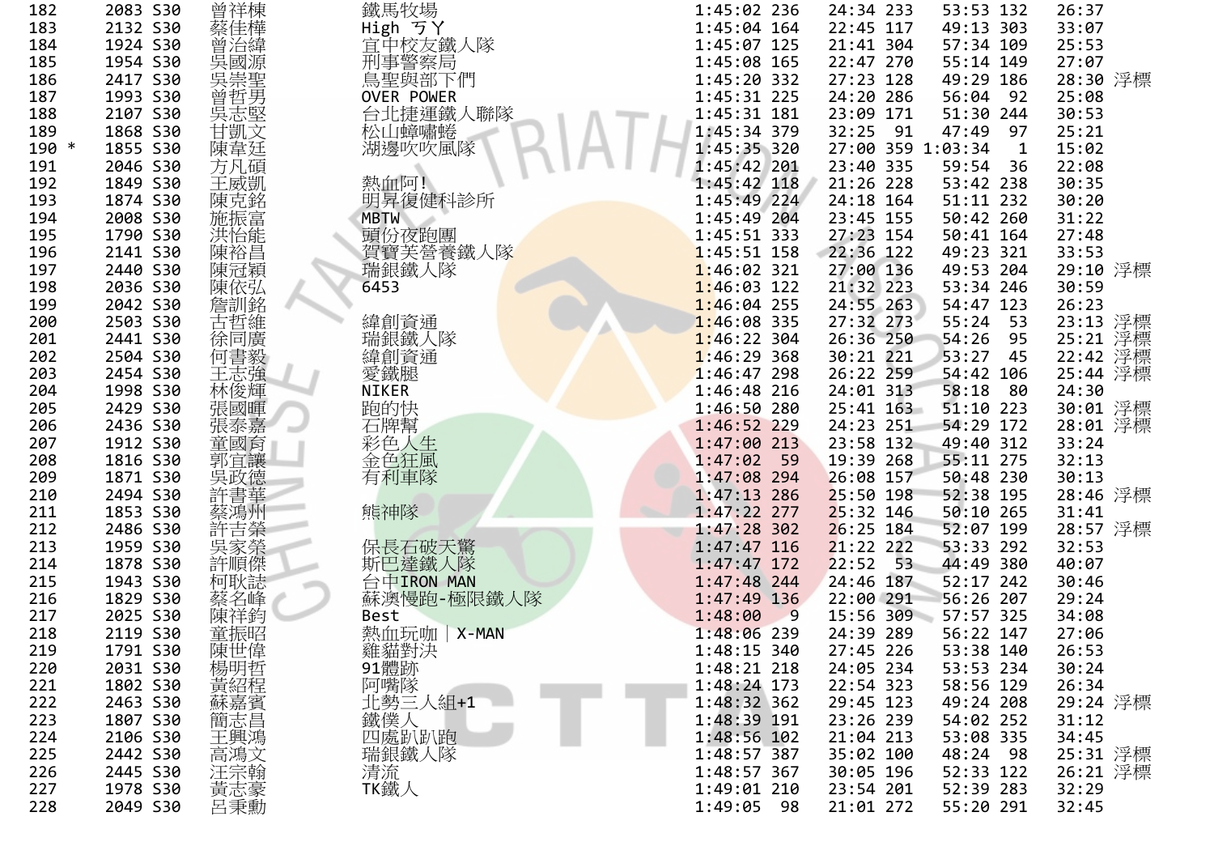| | | | | | | | | | | | | |
|---|---|---|---|---|---|---|---|---|---|---|---|---|
| 182 | | 2083 | S30 | 曾祥棟 | 鐵馬牧場 | 1:45:02 | 236 | 24:34 | 233 | 53:53 | 132 | 26:37 | |
| 183 | | 2132 | S30 | 蔡佳樺 | High ㄎㄚ | 1:45:04 | 164 | 22:45 | 117 | 49:13 | 303 | 33:07 | |
| 184 | | 1924 | S30 | 曾治緯 | 宜中校友鐵人隊 | 1:45:07 | 125 | 21:41 | 304 | 57:34 | 109 | 25:53 | |
| 185 | | 1954 | S30 | 吳國源 | 刑事警察局 | 1:45:08 | 165 | 22:47 | 270 | 55:14 | 149 | 27:07 | |
| 186 | | 2417 | S30 | 吳崇聖 | 鳥聖與部下們 | 1:45:20 | 332 | 27:23 | 128 | 49:29 | 186 | 28:30 | 浮標 |
| 187 | | 1993 | S30 | 曾哲男 | OVER POWER | 1:45:31 | 225 | 24:20 | 286 | 56:04 | 92 | 25:08 | |
| 188 | | 2107 | S30 | 吳志堅 | 台北捷運鐵人聯隊 | 1:45:31 | 181 | 23:09 | 171 | 51:30 | 244 | 30:53 | |
| 189 | | 1868 | S30 | 甘凱文 | 松山蟑嚇蜷 | 1:45:34 | 379 | 32:25 | 91 | 47:49 | 97 | 25:21 | |
| 190 | * | 1855 | S30 | 陳韋廷 | 湖邊吹吹風隊 | 1:45:35 | 320 | 27:00 | 359 | 1:03:34 | 1 | 15:02 | |
| 191 | | 2046 | S30 | 方凡碩 | | 1:45:42 | 201 | 23:40 | 335 | 59:54 | 36 | 22:08 | |
| 192 | | 1849 | S30 | 王威凱 | 熱血阿! | 1:45:42 | 118 | 21:26 | 228 | 53:42 | 238 | 30:35 | |
| 193 | | 1874 | S30 | 陳克銘 | 明昇復健科診所 | 1:45:49 | 224 | 24:18 | 164 | 51:11 | 232 | 30:20 | |
| 194 | | 2008 | S30 | 施振富 | MBTW | 1:45:49 | 204 | 23:45 | 155 | 50:42 | 260 | 31:22 | |
| 195 | | 1790 | S30 | 洪怡能 | 頭份夜跑團 | 1:45:51 | 333 | 27:23 | 154 | 50:41 | 164 | 27:48 | |
| 196 | | 2141 | S30 | 陳裕昌 | 賀寶芙營養鐵人隊 | 1:45:51 | 158 | 22:36 | 122 | 49:23 | 321 | 33:53 | |
| 197 | | 2440 | S30 | 陳冠穎 | 瑞銀鐵人隊 | 1:46:02 | 321 | 27:00 | 136 | 49:53 | 204 | 29:10 | 浮標 |
| 198 | | 2036 | S30 | 陳依弘 | 6453 | 1:46:03 | 122 | 21:32 | 223 | 53:34 | 246 | 30:59 | |
| 199 | | 2042 | S30 | 詹訓銘 | | 1:46:04 | 255 | 24:55 | 263 | 54:47 | 123 | 26:23 | |
| 200 | | 2503 | S30 | 古哲維 | 緯創資通 | 1:46:08 | 335 | 27:32 | 273 | 55:24 | 53 | 23:13 | 浮標 |
| 201 | | 2441 | S30 | 徐同廣 | 瑞銀鐵人隊 | 1:46:22 | 304 | 26:36 | 250 | 54:26 | 95 | 25:21 | 浮標 |
| 202 | | 2504 | S30 | 何書毅 | 緯創資通 | 1:46:29 | 368 | 30:21 | 221 | 53:27 | 45 | 22:42 | 浮標 |
| 203 | | 2454 | S30 | 王志強 | 愛鐵腿 | 1:46:47 | 298 | 26:22 | 259 | 54:42 | 106 | 25:44 | 浮標 |
| 204 | | 1998 | S30 | 林俊輝 | NIKER | 1:46:48 | 216 | 24:01 | 313 | 58:18 | 80 | 24:30 | |
| 205 | | 2429 | S30 | 張國暉 | 跑的快 | 1:46:50 | 280 | 25:41 | 163 | 51:10 | 223 | 30:01 | 浮標 |
| 206 | | 2436 | S30 | 張泰嘉 | 石牌幫 | 1:46:52 | 229 | 24:23 | 251 | 54:29 | 172 | 28:01 | 浮標 |
| 207 | | 1912 | S30 | 童國育 | 彩色人生 | 1:47:00 | 213 | 23:58 | 132 | 49:40 | 312 | 33:24 | |
| 208 | | 1816 | S30 | 郭宜讓 | 金色狂風 | 1:47:02 | 59 | 19:39 | 268 | 55:11 | 275 | 32:13 | |
| 209 | | 1871 | S30 | 吳政德 | 有利車隊 | 1:47:08 | 294 | 26:08 | 157 | 50:48 | 230 | 30:13 | |
| 210 | | 2494 | S30 | 許書華 | | 1:47:13 | 286 | 25:50 | 198 | 52:38 | 195 | 28:46 | 浮標 |
| 211 | | 1853 | S30 | 蔡鴻州 | 熊神隊 | 1:47:22 | 277 | 25:32 | 146 | 50:10 | 265 | 31:41 | |
| 212 | | 2486 | S30 | 許吉榮 | | 1:47:28 | 302 | 26:25 | 184 | 52:07 | 199 | 28:57 | 浮標 |
| 213 | | 1959 | S30 | 吳家榮 | 保長石破天驚 | 1:47:47 | 116 | 21:22 | 222 | 53:33 | 292 | 32:53 | |
| 214 | | 1878 | S30 | 許順傑 | 斯巴達鐵人隊 | 1:47:47 | 172 | 22:52 | 53 | 44:49 | 380 | 40:07 | |
| 215 | | 1943 | S30 | 柯耿誌 | 台中IRON MAN | 1:47:48 | 244 | 24:46 | 187 | 52:17 | 242 | 30:46 | |
| 216 | | 1829 | S30 | 蔡名峰 | 蘇澳慢跑-極限鐵人隊 | 1:47:49 | 136 | 22:00 | 291 | 56:26 | 207 | 29:24 | |
| 217 | | 2025 | S30 | 陳祥鈞 | Best | 1:48:00 | 9 | 15:56 | 309 | 57:57 | 325 | 34:08 | |
| 218 | | 2119 | S30 | 童振昭 | 熱血玩咖｜X-MAN | 1:48:06 | 239 | 24:39 | 289 | 56:22 | 147 | 27:06 | |
| 219 | | 1791 | S30 | 陳世偉 | 雞貓對決 | 1:48:15 | 340 | 27:45 | 226 | 53:38 | 140 | 26:53 | |
| 220 | | 2031 | S30 | 楊明哲 | 91體跡 | 1:48:21 | 218 | 24:05 | 234 | 53:53 | 234 | 30:24 | |
| 221 | | 1802 | S30 | 黃紹程 | 阿嘴隊 | 1:48:24 | 173 | 22:54 | 323 | 58:56 | 129 | 26:34 | |
| 222 | | 2463 | S30 | 蘇嘉賓 | 北勢三人組+1 | 1:48:32 | 362 | 29:45 | 123 | 49:24 | 208 | 29:24 | 浮標 |
| 223 | | 1807 | S30 | 簡志昌 | 鐵僕人 | 1:48:39 | 191 | 23:26 | 239 | 54:02 | 252 | 31:12 | |
| 224 | | 2106 | S30 | 王興鴻 | 四處趴趴跑 | 1:48:56 | 102 | 21:04 | 213 | 53:08 | 335 | 34:45 | |
| 225 | | 2442 | S30 | 高鴻文 | 瑞銀鐵人隊 | 1:48:57 | 387 | 35:02 | 100 | 48:24 | 98 | 25:31 | 浮標 |
| 226 | | 2445 | S30 | 汪宗翰 | 清流 | 1:48:57 | 367 | 30:05 | 196 | 52:33 | 122 | 26:21 | 浮標 |
| 227 | | 1978 | S30 | 黃志豪 | TK鐵人 | 1:49:01 | 210 | 23:54 | 201 | 52:39 | 283 | 32:29 | |
| 228 | | 2049 | S30 | 呂秉勳 | | 1:49:05 | 98 | 21:01 | 272 | 55:20 | 291 | 32:45 | |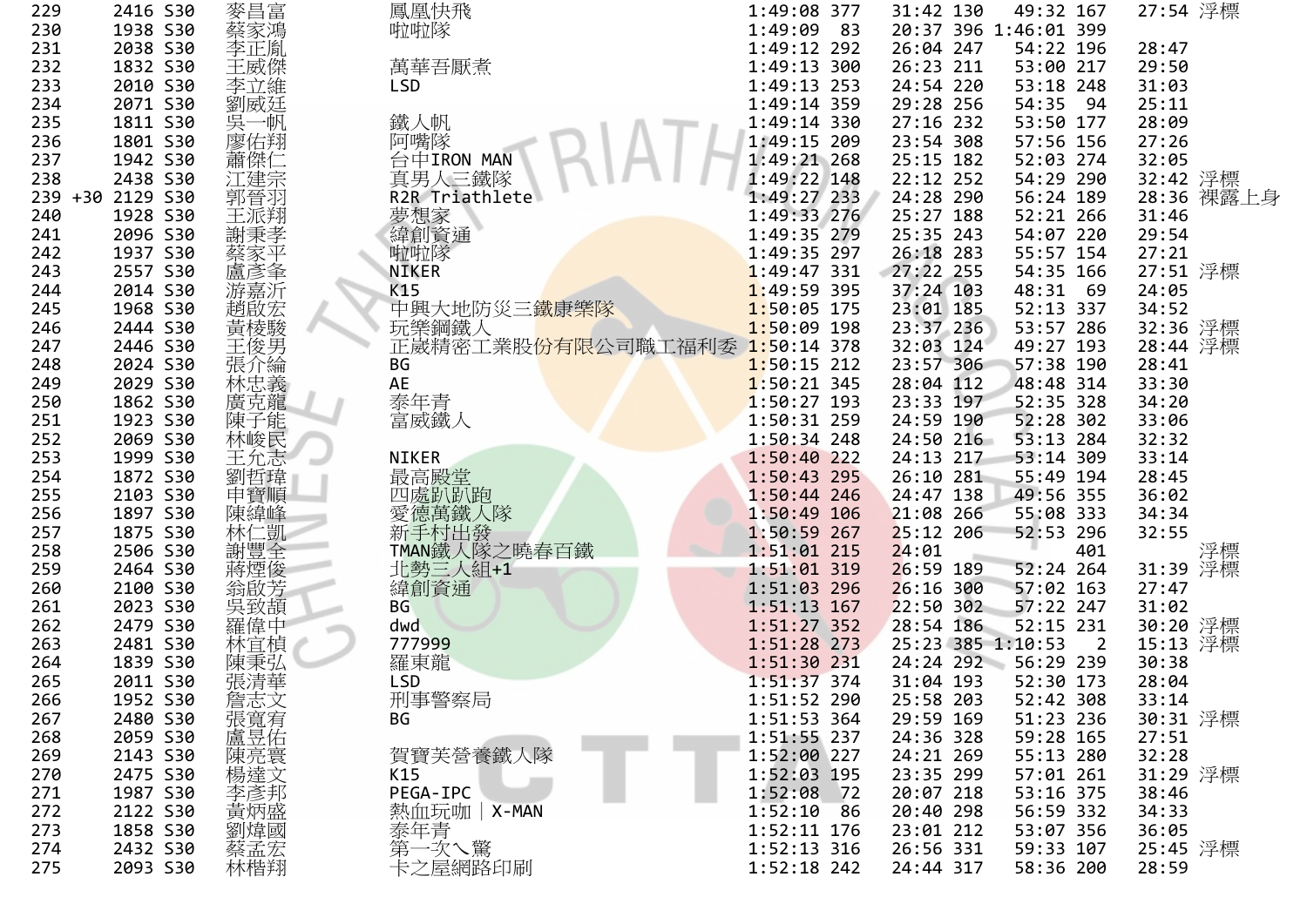| 229 | | 2416 | S30 | 麥昌富 | 鳳凰快飛 | 1:49:08 | 377 | 31:42 | 130 | 49:32 | 167 | 27:54 | 浮標 |
|---|---|---|---|---|---|---|---|---|---|---|---|---|---|
| 230 | | 1938 | S30 | 蔡家鴻 | 啦啦隊 | 1:49:09 | 83 | 20:37 | 396 | 1:46:01 | 399 | | |
| 231 | | 2038 | S30 | 李正胤 | | 1:49:12 | 292 | 26:04 | 247 | 54:22 | 196 | 28:47 | |
| 232 | | 1832 | S30 | 王威傑 | 萬華吾厭煮 | 1:49:13 | 300 | 26:23 | 211 | 53:00 | 217 | 29:50 | |
| 233 | | 2010 | S30 | 李立維 | LSD | 1:49:13 | 253 | 24:54 | 220 | 53:18 | 248 | 31:03 | |
| 234 | | 2071 | S30 | 劉威廷 | | 1:49:14 | 359 | 29:28 | 256 | 54:35 | 94 | 25:11 | |
| 235 | | 1811 | S30 | 吳一帆 | 鐵人帆 | 1:49:14 | 330 | 27:16 | 232 | 53:50 | 177 | 28:09 | |
| 236 | | 1801 | S30 | 廖佑翔 | 阿嘴隊 | 1:49:15 | 209 | 23:54 | 308 | 57:56 | 156 | 27:26 | |
| 237 | | 1942 | S30 | 蕭傑仁 | 台中IRON MAN | 1:49:21 | 268 | 25:15 | 182 | 52:03 | 274 | 32:05 | |
| 238 | | 2438 | S30 | 江建宗 | 真男人三鐵隊 | 1:49:22 | 148 | 22:12 | 252 | 54:29 | 290 | 32:42 | 浮標 |
| 239 | +30 | 2129 | S30 | 郭晉羽 | R2R Triathlete | 1:49:27 | 233 | 24:28 | 290 | 56:24 | 189 | 28:36 | 裸露上身 |
| 240 | | 1928 | S30 | 王派翔 | 夢想家 | 1:49:33 | 276 | 25:27 | 188 | 52:21 | 266 | 31:46 | |
| 241 | | 2096 | S30 | 謝秉孝 | 緯創資通 | 1:49:35 | 279 | 25:35 | 243 | 54:07 | 220 | 29:54 | |
| 242 | | 1937 | S30 | 蔡家平 | 啦啦隊 | 1:49:35 | 297 | 26:18 | 283 | 55:57 | 154 | 27:21 | |
| 243 | | 2557 | S30 | 盧彥夆 | NIKER | 1:49:47 | 331 | 27:22 | 255 | 54:35 | 166 | 27:51 | 浮標 |
| 244 | | 2014 | S30 | 游嘉沂 | K15 | 1:49:59 | 395 | 37:24 | 103 | 48:31 | 69 | 24:05 | |
| 245 | | 1968 | S30 | 趙啟宏 | 中興大地防災三鐵康樂隊 | 1:50:05 | 175 | 23:01 | 185 | 52:13 | 337 | 34:52 | |
| 246 | | 2444 | S30 | 黃棱駿 | 玩樂鋼鐵人 | 1:50:09 | 198 | 23:37 | 236 | 53:57 | 286 | 32:36 | 浮標 |
| 247 | | 2446 | S30 | 王俊男 | 正崴精密工業股份有限公司職工福利委 | 1:50:14 | 378 | 32:03 | 124 | 49:27 | 193 | 28:44 | 浮標 |
| 248 | | 2024 | S30 | 張介綸 | BG | 1:50:15 | 212 | 23:57 | 306 | 57:38 | 190 | 28:41 | |
| 249 | | 2029 | S30 | 林忠義 | AE | 1:50:21 | 345 | 28:04 | 112 | 48:48 | 314 | 33:30 | |
| 250 | | 1862 | S30 | 廣克龍 | 泰年青 | 1:50:27 | 193 | 23:33 | 197 | 52:35 | 328 | 34:20 | |
| 251 | | 1923 | S30 | 陳子能 | 富威鐵人 | 1:50:31 | 259 | 24:59 | 190 | 52:28 | 302 | 33:06 | |
| 252 | | 2069 | S30 | 林峻民 | | 1:50:34 | 248 | 24:50 | 216 | 53:13 | 284 | 32:32 | |
| 253 | | 1999 | S30 | 王允志 | NIKER | 1:50:40 | 222 | 24:13 | 217 | 53:14 | 309 | 33:14 | |
| 254 | | 1872 | S30 | 劉哲瑋 | 最高殿堂 | 1:50:43 | 295 | 26:10 | 281 | 55:49 | 194 | 28:45 | |
| 255 | | 2103 | S30 | 申寶順 | 四處趴趴跑 | 1:50:44 | 246 | 24:47 | 138 | 49:56 | 355 | 36:02 | |
| 256 | | 1897 | S30 | 陳緯峰 | 愛德萬鐵人隊 | 1:50:49 | 106 | 21:08 | 266 | 55:08 | 333 | 34:34 | |
| 257 | | 1875 | S30 | 林仁凱 | 新手村出發 | 1:50:59 | 267 | 25:12 | 206 | 52:53 | 296 | 32:55 | |
| 258 | | 2506 | S30 | 謝豐全 | TMAN鐵人隊之曉春百鐵 | 1:51:01 | 215 | 24:01 | | | 401 | | 浮標 |
| 259 | | 2464 | S30 | 蔣煙俊 | 北勢三人組+1 | 1:51:01 | 319 | 26:59 | 189 | 52:24 | 264 | 31:39 | 浮標 |
| 260 | | 2100 | S30 | 翁啟芳 | 緯創資通 | 1:51:03 | 296 | 26:16 | 300 | 57:02 | 163 | 27:47 | |
| 261 | | 2023 | S30 | 吳致頡 | BG | 1:51:13 | 167 | 22:50 | 302 | 57:22 | 247 | 31:02 | |
| 262 | | 2479 | S30 | 羅偉中 | dwd | 1:51:27 | 352 | 28:54 | 186 | 52:15 | 231 | 30:20 | 浮標 |
| 263 | | 2481 | S30 | 林宜楨 | 777999 | 1:51:28 | 273 | 25:23 | 385 | 1:10:53 | 2 | 15:13 | 浮標 |
| 264 | | 1839 | S30 | 陳秉弘 | 羅東龍 | 1:51:30 | 231 | 24:24 | 292 | 56:29 | 239 | 30:38 | |
| 265 | | 2011 | S30 | 張清華 | LSD | 1:51:37 | 374 | 31:04 | 193 | 52:30 | 173 | 28:04 | |
| 266 | | 1952 | S30 | 詹志文 | 刑事警察局 | 1:51:52 | 290 | 25:58 | 203 | 52:42 | 308 | 33:14 | |
| 267 | | 2480 | S30 | 張寬宥 | BG | 1:51:53 | 364 | 29:59 | 169 | 51:23 | 236 | 30:31 | 浮標 |
| 268 | | 2059 | S30 | 盧昱佑 | | 1:51:55 | 237 | 24:36 | 328 | 59:28 | 165 | 27:51 | |
| 269 | | 2143 | S30 | 陳亮寰 | 賀寶芙營養鐵人隊 | 1:52:00 | 227 | 24:21 | 269 | 55:13 | 280 | 32:28 | |
| 270 | | 2475 | S30 | 楊達文 | K15 | 1:52:03 | 195 | 23:35 | 299 | 57:01 | 261 | 31:29 | 浮標 |
| 271 | | 1987 | S30 | 李彥邦 | PEGA-IPC | 1:52:08 | 72 | 20:07 | 218 | 53:16 | 375 | 38:46 | |
| 272 | | 2122 | S30 | 黃炳盛 | 熱血玩咖｜X-MAN | 1:52:10 | 86 | 20:40 | 298 | 56:59 | 332 | 34:33 | |
| 273 | | 1858 | S30 | 劉煒國 | 泰年青 | 1:52:11 | 176 | 23:01 | 212 | 53:07 | 356 | 36:05 | |
| 274 | | 2432 | S30 | 蔡孟宏 | 第一次ㄟ驚 | 1:52:13 | 316 | 26:56 | 331 | 59:33 | 107 | 25:45 | 浮標 |
| 275 | | 2093 | S30 | 林楷翔 | 卡之屋網路印刷 | 1:52:18 | 242 | 24:44 | 317 | 58:36 | 200 | 28:59 | |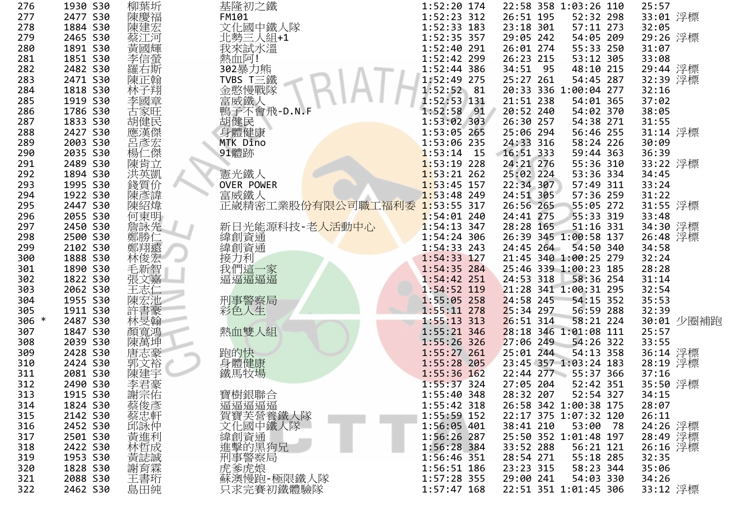| | | | | | | | | | | | |
|---|---|---|---|---|---|---|---|---|---|---|---|
| 276 | 1930 | S30 | 柳葉圻 | 基隆初之鐵 | 1:52:20 174 | 22:58 | 358 | 1:03:26 | 110 | 25:57 | |
| 277 | 2477 | S30 | 陳慶福 | FM101 | 1:52:23 312 | 26:51 | 195 | 52:32 | 298 | 33:01 | 浮標 |
| 278 | 1884 | S30 | 陳建宏 | 文化國中鐵人隊 | 1:52:33 183 | 23:18 | 301 | 57:11 | 273 | 32:05 | |
| 279 | 2465 | S30 | 蔡江河 | 北勢三人組+1 | 1:52:35 357 | 29:05 | 242 | 54:05 | 209 | 29:26 | 浮標 |
| 280 | 1891 | S30 | 黃國輝 | 我來試水溫 | 1:52:40 291 | 26:01 | 274 | 55:33 | 250 | 31:07 | |
| 281 | 1851 | S30 | 李信螢 | 熱血阿! | 1:52:42 299 | 26:23 | 215 | 53:12 | 305 | 33:08 | |
| 282 | 2482 | S30 | 羅右斯 | 302暴力熊 | 1:52:44 386 | 34:51 | 95 | 48:10 | 215 | 29:44 | 浮標 |
| 283 | 2471 | S30 | 陳正翰 | TVBS T三鐵 | 1:52:49 275 | 25:27 | 261 | 54:45 | 287 | 32:39 | 浮標 |
| 284 | 1818 | S30 | 林子翔 | 金憨慢戰隊 | 1:52:52 81 | 20:33 | 336 | 1:00:04 | 277 | 32:16 | |
| 285 | 1919 | S30 | 李國章 | 富威鐵人 | 1:52:53 131 | 21:51 | 238 | 54:01 | 365 | 37:02 | |
| 286 | 1786 | S30 | 古家旺 | 鴨子不會飛-D.N.F | 1:52:58 91 | 20:52 | 240 | 54:02 | 370 | 38:05 | |
| 287 | 1833 | S30 | 胡健民 | 胡健民 | 1:53:02 303 | 26:30 | 257 | 54:38 | 271 | 31:55 | |
| 288 | 2427 | S30 | 應漢傑 | 身體健康 | 1:53:05 265 | 25:06 | 294 | 56:46 | 255 | 31:14 | 浮標 |
| 289 | 2003 | S30 | 呂彥宏 | MTK Dino | 1:53:06 235 | 24:33 | 316 | 58:24 | 226 | 30:09 | |
| 290 | 2035 | S30 | 楊仁傑 | 91體跡 | 1:53:14 15 | 16:51 | 333 | 59:44 | 363 | 36:39 | |
| 291 | 2489 | S30 | 陳肯立 | | 1:53:19 228 | 24:21 | 276 | 55:36 | 310 | 33:22 | 浮標 |
| 292 | 1894 | S30 | 洪英凱 | 憲光鐵人 | 1:53:21 262 | 25:02 | 224 | 53:36 | 334 | 34:45 | |
| 293 | 1995 | S30 | 錢質价 | OVER POWER | 1:53:45 157 | 22:34 | 307 | 57:49 | 311 | 33:24 | |
| 294 | 1922 | S30 | 陳彥諱 | 富威鐵人 | 1:53:48 249 | 24:51 | 305 | 57:36 | 259 | 31:22 | |
| 295 | 2447 | S30 | 陳紹煒 | 正崴精密工業股份有限公司職工福利委 | 1:53:55 317 | 26:56 | 265 | 55:05 | 272 | 31:55 | 浮標 |
| 296 | 2055 | S30 | 何東明 | | 1:54:01 240 | 24:41 | 275 | 55:33 | 319 | 33:48 | |
| 297 | 2450 | S30 | 詹詠先 | 新日光能源科技-老人活動中心 | 1:54:13 347 | 28:28 | 165 | 51:16 | 331 | 34:30 | 浮標 |
| 298 | 2500 | S30 | 鄭勝仁 | 緯創資通 | 1:54:24 306 | 26:39 | 345 | 1:00:58 | 137 | 26:48 | 浮標 |
| 299 | 2102 | S30 | 鄭翔遠 | 緯創資通 | 1:54:33 243 | 24:45 | 264 | 54:50 | 340 | 34:58 | |
| 300 | 1888 | S30 | 林俊宏 | 接力利 | 1:54:33 127 | 21:45 | 340 | 1:00:25 | 279 | 32:24 | |
| 301 | 1890 | S30 | 毛新智 | 我們這一家 | 1:54:35 284 | 25:46 | 339 | 1:00:23 | 185 | 28:28 | |
| 302 | 1822 | S30 | 張文嘉 | 逼逼逼逼逼 | 1:54:42 251 | 24:53 | 318 | 58:36 | 254 | 31:14 | |
| 303 | 2062 | S30 | 王志仁 | | 1:54:52 119 | 21:28 | 341 | 1:00:31 | 295 | 32:54 | |
| 304 | 1955 | S30 | 陳宏池 | 刑事警察局 | 1:55:05 258 | 24:58 | 245 | 54:15 | 352 | 35:53 | |
| 305 | 1911 | S30 | 許書豪 | 彩色人生 | 1:55:11 278 | 25:34 | 297 | 56:59 | 288 | 32:39 | |
| 306 * | 2487 | S30 | 林旻翰 | | 1:55:13 313 | 26:51 | 314 | 58:21 | 224 | 30:01 | 少圈補跑 |
| 307 | 1847 | S30 | 顏寬鴻 | 熱血雙人組 | 1:55:21 346 | 28:18 | 346 | 1:01:08 | 111 | 25:57 | |
| 308 | 2039 | S30 | 陳萬坤 | | 1:55:26 326 | 27:06 | 249 | 54:26 | 322 | 33:55 | |
| 309 | 2428 | S30 | 唐志豪 | 跑的快 | 1:55:27 261 | 25:01 | 244 | 54:13 | 358 | 36:14 | 浮標 |
| 310 | 2424 | S30 | 郭文裕 | 身體健康 | 1:55:28 205 | 23:45 | 357 | 1:03:24 | 183 | 28:19 | 浮標 |
| 311 | 2081 | S30 | 陳建宇 | 鐵馬牧場 | 1:55:36 162 | 22:44 | 277 | 55:37 | 366 | 37:16 | |
| 312 | 2490 | S30 | 李君豪 | | 1:55:37 324 | 27:05 | 204 | 52:42 | 351 | 35:50 | 浮標 |
| 313 | 1915 | S30 | 謝宗佑 | 寶樹銀聯合 | 1:55:40 348 | 28:32 | 207 | 52:54 | 327 | 34:15 | |
| 314 | 1824 | S30 | 蔡俊彥 | 逼逼逼逼逼 | 1:55:42 318 | 26:58 | 342 | 1:00:38 | 175 | 28:07 | |
| 315 | 2142 | S30 | 蔡忠軒 | 賀寶芙營養鐵人隊 | 1:55:59 152 | 22:17 | 375 | 1:07:32 | 120 | 26:11 | |
| 316 | 2452 | S30 | 邱詠仲 | 文化國中鐵人隊 | 1:56:05 401 | 38:41 | 210 | 53:00 | 78 | 24:26 | 浮標 |
| 317 | 2501 | S30 | 黃進利 | 緯創資通 | 1:56:26 287 | 25:50 | 352 | 1:01:48 | 197 | 28:49 | 浮標 |
| 318 | 2422 | S30 | 林哲成 | 進擊的黑狗兄 | 1:56:28 384 | 33:52 | 288 | 56:21 | 121 | 26:16 | 浮標 |
| 319 | 1953 | S30 | 黃誌誠 | 刑事警察局 | 1:56:46 351 | 28:54 | 271 | 55:18 | 285 | 32:35 | |
| 320 | 1828 | S30 | 謝育霖 | 虎爹虎娘 | 1:56:51 186 | 23:23 | 315 | 58:23 | 344 | 35:06 | |
| 321 | 2088 | S30 | 王書珩 | 蘇澳慢跑-極限鐵人隊 | 1:57:28 355 | 29:00 | 241 | 54:03 | 330 | 34:26 | |
| 322 | 2462 | S30 | 島田純 | 只求完賽初鐵體驗隊 | 1:57:47 168 | 22:51 | 351 | 1:01:45 | 306 | 33:12 | 浮標 |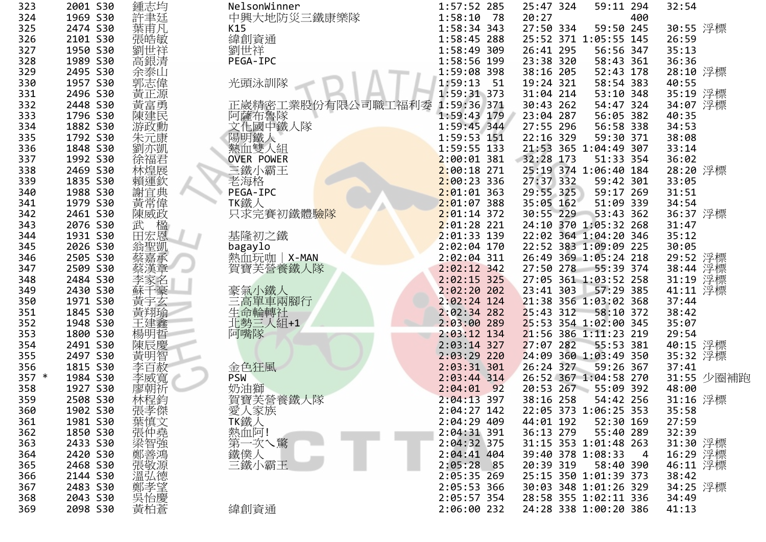| | | | | | | | | | | | | |
|---|---|---|---|---|---|---|---|---|---|---|---|---|
| 323 | | 2001 | S30 | 鍾志均 | NelsonWinner | 1:57:52 | 285 | 25:47 | 324 | 59:11 | 294 | 32:54 | |
| 324 | | 1969 | S30 | 許丰廷 | 中興大地防災三鐵康樂隊 | 1:58:10 | 78 | 20:27 | | | 400 | | |
| 325 | | 2474 | S30 | 葉甫凡 | K15 | 1:58:34 | 343 | 27:50 | 334 | 59:50 | 245 | 30:55 | 浮標 |
| 326 | | 2101 | S30 | 張皓敏 | 緯創資通 | 1:58:45 | 288 | 25:52 | 371 | 1:05:55 | 145 | 26:59 | |
| 327 | | 1950 | S30 | 劉世祥 | 劉世祥 | 1:58:49 | 309 | 26:41 | 295 | 56:56 | 347 | 35:13 | |
| 328 | | 1989 | S30 | 高銀清 | PEGA-IPC | 1:58:56 | 199 | 23:38 | 320 | 58:43 | 361 | 36:36 | |
| 329 | | 2495 | S30 | 余泰山 | | 1:59:08 | 398 | 38:16 | 205 | 52:43 | 178 | 28:10 | 浮標 |
| 330 | | 1957 | S30 | 郭志偉 | 光頭泳訓隊 | 1:59:13 | 51 | 19:24 | 321 | 58:54 | 383 | 40:55 | |
| 331 | | 2496 | S30 | 黃正源 | | 1:59:31 | 373 | 31:04 | 214 | 53:10 | 348 | 35:19 | 浮標 |
| 332 | | 2448 | S30 | 黃富勇 | 正崴精密工業股份有限公司職工福利委 | 1:59:36 | 371 | 30:43 | 262 | 54:47 | 324 | 34:07 | 浮標 |
| 333 | | 1796 | S30 | 陳建民 | 阿薩布魯隊 | 1:59:43 | 179 | 23:04 | 287 | 56:05 | 382 | 40:35 | |
| 334 | | 1882 | S30 | 游政勳 | 文化國中鐵人隊 | 1:59:45 | 344 | 27:55 | 296 | 56:58 | 338 | 34:53 | |
| 335 | | 1792 | S30 | 朱元康 | 陽明鐵人 | 1:59:53 | 151 | 22:16 | 329 | 59:30 | 371 | 38:08 | |
| 336 | | 1848 | S30 | 劉亦凱 | 熱血雙人組 | 1:59:55 | 133 | 21:53 | 365 | 1:04:49 | 307 | 33:14 | |
| 337 | | 1992 | S30 | 徐福君 | OVER POWER | 2:00:01 | 381 | 32:28 | 173 | 51:33 | 354 | 36:02 | |
| 338 | | 2469 | S30 | 林煌展 | 三鐵小霸王 | 2:00:18 | 271 | 25:19 | 374 | 1:06:40 | 184 | 28:20 | 浮標 |
| 339 | | 1835 | S30 | 賴運欽 | 老海格 | 2:00:23 | 336 | 27:37 | 332 | 59:42 | 301 | 33:05 | |
| 340 | | 1988 | S30 | 謝宜典 | PEGA-IPC | 2:01:01 | 363 | 29:55 | 325 | 59:17 | 269 | 31:51 | |
| 341 | | 1979 | S30 | 黃常偉 | TK鐵人 | 2:01:07 | 388 | 35:05 | 162 | 51:09 | 339 | 34:54 | |
| 342 | | 2461 | S30 | 陳威政 | 只求完賽初鐵體驗隊 | 2:01:14 | 372 | 30:55 | 229 | 53:43 | 362 | 36:37 | 浮標 |
| 343 | | 2076 | S30 | 武　楹 | | 2:01:28 | 221 | 24:10 | 370 | 1:05:32 | 268 | 31:47 | |
| 344 | | 1931 | S30 | 田宏恩 | 基隆初之鐵 | 2:01:33 | 139 | 22:02 | 364 | 1:04:20 | 346 | 35:12 | |
| 345 | | 2026 | S30 | 翁聖凱 | bagaylo | 2:02:04 | 170 | 22:52 | 383 | 1:09:09 | 225 | 30:05 | |
| 346 | | 2505 | S30 | 蔡嘉承 | 熱血玩咖｜X-MAN | 2:02:04 | 311 | 26:49 | 369 | 1:05:24 | 218 | 29:52 | 浮標 |
| 347 | | 2509 | S30 | 蔡漢章 | 賀寶芙營養鐵人隊 | 2:02:12 | 342 | 27:50 | 278 | 55:39 | 374 | 38:44 | 浮標 |
| 348 | | 2484 | S30 | 李家名 | | 2:02:15 | 325 | 27:05 | 361 | 1:03:52 | 258 | 31:19 | 浮標 |
| 349 | | 2430 | S30 | 蘇千豪 | 豪氣小鐵人 | 2:02:20 | 202 | 23:41 | 303 | 57:29 | 385 | 41:11 | 浮標 |
| 350 | | 1971 | S30 | 黃宇玄 | 三高單車兩腳行 | 2:02:24 | 124 | 21:38 | 356 | 1:03:02 | 368 | 37:44 | |
| 351 | | 1845 | S30 | 黃翔瑜 | 生命輪轉社 | 2:02:34 | 282 | 25:43 | 312 | 58:10 | 372 | 38:42 | |
| 352 | | 1948 | S30 | 王建鑫 | 北勢三人組+1 | 2:03:00 | 289 | 25:53 | 354 | 1:02:00 | 345 | 35:07 | |
| 353 | | 1800 | S30 | 楊明哲 | 阿嘴隊 | 2:03:12 | 134 | 21:56 | 386 | 1:11:23 | 219 | 29:54 | |
| 354 | | 2491 | S30 | 陳辰慶 | | 2:03:14 | 327 | 27:07 | 282 | 55:53 | 381 | 40:15 | 浮標 |
| 355 | | 2497 | S30 | 黃明智 | | 2:03:29 | 220 | 24:09 | 360 | 1:03:49 | 350 | 35:32 | 浮標 |
| 356 | | 1815 | S30 | 李百赦 | 金色狂風 | 2:03:31 | 301 | 26:24 | 327 | 59:26 | 367 | 37:41 | |
| 357 | * | 1984 | S30 | 李威寬 | PSW | 2:03:44 | 314 | 26:52 | 367 | 1:04:58 | 270 | 31:55 | 少圈補跑 |
| 358 | | 1927 | S30 | 廖朝祈 | 奶油獅 | 2:04:01 | 92 | 20:53 | 267 | 55:09 | 392 | 48:00 | |
| 359 | | 2508 | S30 | 林程鈞 | 賀寶芙營養鐵人隊 | 2:04:13 | 397 | 38:16 | 258 | 54:42 | 256 | 31:16 | 浮標 |
| 360 | | 1902 | S30 | 張孝傑 | 愛人家族 | 2:04:27 | 142 | 22:05 | 373 | 1:06:25 | 353 | 35:58 | |
| 361 | | 1981 | S30 | 葉慎文 | TK鐵人 | 2:04:29 | 409 | 44:01 | 192 | 52:30 | 169 | 27:59 | |
| 362 | | 1850 | S30 | 張仲堯 | 熱血阿! | 2:04:31 | 391 | 36:13 | 279 | 55:40 | 289 | 32:39 | |
| 363 | | 2433 | S30 | 梁智強 | 第一次ㄟ驚 | 2:04:32 | 375 | 31:15 | 353 | 1:01:48 | 263 | 31:30 | 浮標 |
| 364 | | 2420 | S30 | 鄭善鴻 | 鐵僕人 | 2:04:41 | 404 | 39:40 | 378 | 1:08:33 | 4 | 16:29 | 浮標 |
| 365 | | 2468 | S30 | 張敬源 | 三鐵小霸王 | 2:05:28 | 85 | 20:39 | 319 | 58:40 | 390 | 46:11 | 浮標 |
| 366 | | 2144 | S30 | 溫弘德 | | 2:05:35 | 269 | 25:15 | 350 | 1:01:39 | 373 | 38:42 | |
| 367 | | 2483 | S30 | 鄭孝望 | | 2:05:53 | 366 | 30:03 | 348 | 1:01:26 | 329 | 34:25 | 浮標 |
| 368 | | 2043 | S30 | 吳怡慶 | | 2:05:57 | 354 | 28:58 | 355 | 1:02:11 | 336 | 34:49 | |
| 369 | | 2098 | S30 | 黃柏蒼 | 緯創資通 | 2:06:00 | 232 | 24:28 | 338 | 1:00:20 | 386 | 41:13 | |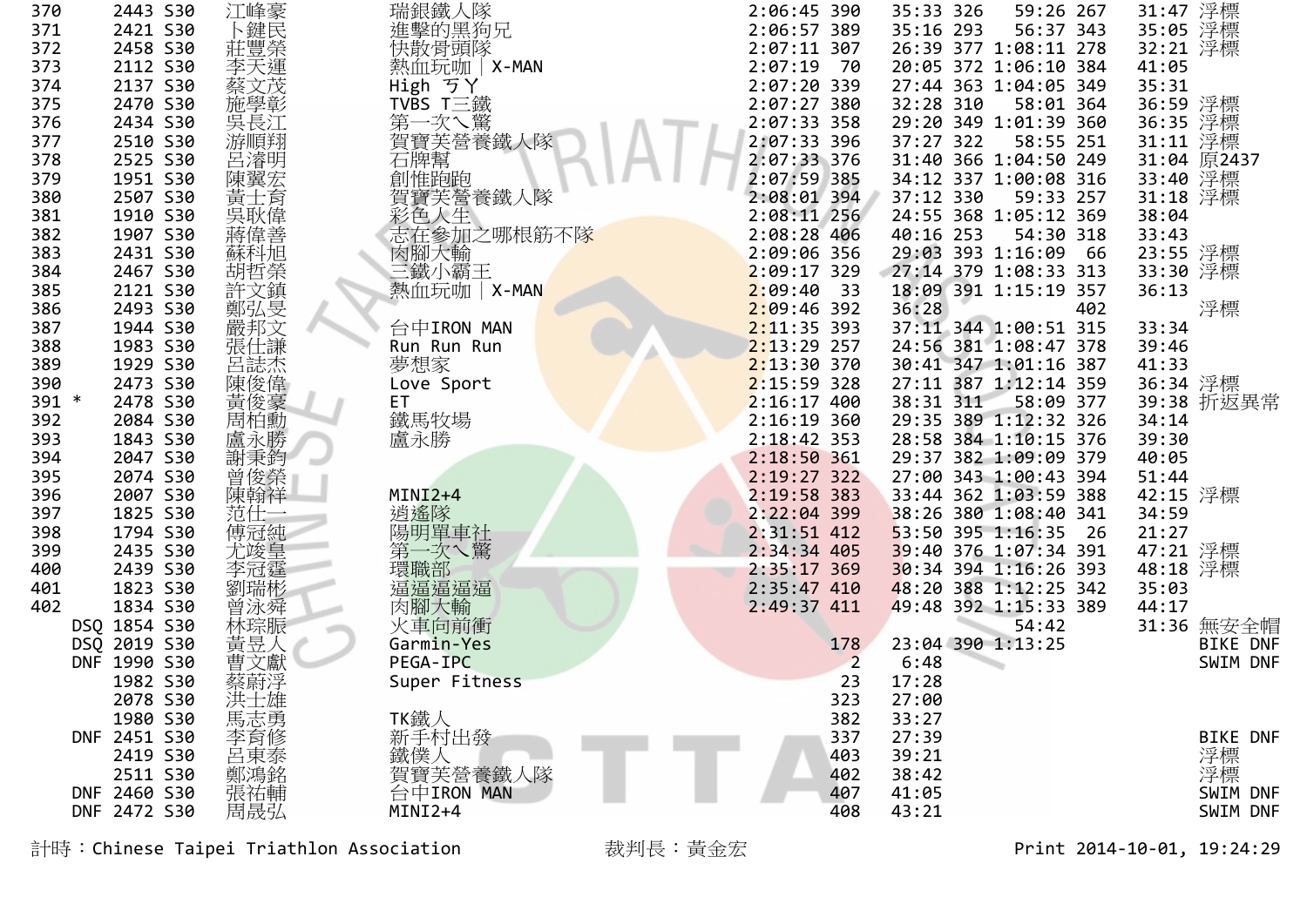| 名次 | 註記 | 號碼 | 組別 | 姓名 | 隊名 | 總成績 | 總排名 | 游泳 | 游泳排名 | 自行車 | 自行車排名 | 路跑 | 備註 |
|---|---|---|---|---|---|---|---|---|---|---|---|---|---|
| 370 | | 2443 | S30 | 江峰豪 | 瑞銀鐵人隊 | 2:06:45 | 390 | 35:33 | 326 | 59:26 | 267 | 31:47 | 浮標 |
| 371 | | 2421 | S30 | 卜鍵民 | 進擊的黑狗兄 | 2:06:57 | 389 | 35:16 | 293 | 56:37 | 343 | 35:05 | 浮標 |
| 372 | | 2458 | S30 | 莊豐榮 | 快散骨頭隊 | 2:07:11 | 307 | 26:39 | 377 | 1:08:11 | 278 | 32:21 | 浮標 |
| 373 | | 2112 | S30 | 李天運 | 熱血玩咖｜X-MAN | 2:07:19 | 70 | 20:05 | 372 | 1:06:10 | 384 | 41:05 | |
| 374 | | 2137 | S30 | 蔡文茂 | High ㄎㄚ | 2:07:20 | 339 | 27:44 | 363 | 1:04:05 | 349 | 35:31 | |
| 375 | | 2470 | S30 | 施學彰 | TVBS T三鐵 | 2:07:27 | 380 | 32:28 | 310 | 58:01 | 364 | 36:59 | 浮標 |
| 376 | | 2434 | S30 | 吳長江 | 第一次ㄟ驚 | 2:07:33 | 358 | 29:20 | 349 | 1:01:39 | 360 | 36:35 | 浮標 |
| 377 | | 2510 | S30 | 游順翔 | 賀寶芙營養鐵人隊 | 2:07:33 | 396 | 37:27 | 322 | 58:55 | 251 | 31:11 | 浮標 |
| 378 | | 2525 | S30 | 呂濬明 | 石牌幫 | 2:07:33 | 376 | 31:40 | 366 | 1:04:50 | 249 | 31:04 | 原2437 |
| 379 | | 1951 | S30 | 陳翼宏 | 創惟跑跑 | 2:07:59 | 385 | 34:12 | 337 | 1:00:08 | 316 | 33:40 | 浮標 |
| 380 | | 2507 | S30 | 黃士育 | 賀寶芙營養鐵人隊 | 2:08:01 | 394 | 37:12 | 330 | 59:33 | 257 | 31:18 | 浮標 |
| 381 | | 1910 | S30 | 吳耿偉 | 彩色人生 | 2:08:11 | 256 | 24:55 | 368 | 1:05:12 | 369 | 38:04 | |
| 382 | | 1907 | S30 | 蔣偉善 | 志在參加之哪根筋不隊 | 2:08:28 | 406 | 40:16 | 253 | 54:30 | 318 | 33:43 | |
| 383 | | 2431 | S30 | 蘇科旭 | 肉腳大輸 | 2:09:06 | 356 | 29:03 | 393 | 1:16:09 | 66 | 23:55 | 浮標 |
| 384 | | 2467 | S30 | 胡哲榮 | 三鐵小霸王 | 2:09:17 | 329 | 27:14 | 379 | 1:08:33 | 313 | 33:30 | 浮標 |
| 385 | | 2121 | S30 | 許文鎮 | 熱血玩咖｜X-MAN | 2:09:40 | 33 | 18:09 | 391 | 1:15:19 | 357 | 36:13 | |
| 386 | | 2493 | S30 | 鄭弘旻 | | 2:09:46 | 392 | 36:28 | | | 402 | | 浮標 |
| 387 | | 1944 | S30 | 嚴邦文 | 台中IRON MAN | 2:11:35 | 393 | 37:11 | 344 | 1:00:51 | 315 | 33:34 | |
| 388 | | 1983 | S30 | 張仕謙 | Run Run Run | 2:13:29 | 257 | 24:56 | 381 | 1:08:47 | 378 | 39:46 | |
| 389 | | 1929 | S30 | 呂誌杰 | 夢想家 | 2:13:30 | 370 | 30:41 | 347 | 1:01:16 | 387 | 41:33 | |
| 390 | | 2473 | S30 | 陳俊偉 | Love Sport | 2:15:59 | 328 | 27:11 | 387 | 1:12:14 | 359 | 36:34 | 浮標 |
| 391 | * | 2478 | S30 | 黃俊豪 | ET | 2:16:17 | 400 | 38:31 | 311 | 58:09 | 377 | 39:38 | 折返異常 |
| 392 | | 2084 | S30 | 周柏勳 | 鐵馬牧場 | 2:16:19 | 360 | 29:35 | 389 | 1:12:32 | 326 | 34:14 | |
| 393 | | 1843 | S30 | 盧永勝 | 盧永勝 | 2:18:42 | 353 | 28:58 | 384 | 1:10:15 | 376 | 39:30 | |
| 394 | | 2047 | S30 | 謝秉鈞 | | 2:18:50 | 361 | 29:37 | 382 | 1:09:09 | 379 | 40:05 | |
| 395 | | 2074 | S30 | 曾俊榮 | | 2:19:27 | 322 | 27:00 | 343 | 1:00:43 | 394 | 51:44 | |
| 396 | | 2007 | S30 | 陳翰祥 | MINI2+4 | 2:19:58 | 383 | 33:44 | 362 | 1:03:59 | 388 | 42:15 | 浮標 |
| 397 | | 1825 | S30 | 范仕一 | 逍遙隊 | 2:22:04 | 399 | 38:26 | 380 | 1:08:40 | 341 | 34:59 | |
| 398 | | 1794 | S30 | 傅冠純 | 陽明單車社 | 2:31:51 | 412 | 53:50 | 395 | 1:16:35 | 26 | 21:27 | |
| 399 | | 2435 | S30 | 尤竣皇 | 第一次ㄟ驚 | 2:34:34 | 405 | 39:40 | 376 | 1:07:34 | 391 | 47:21 | 浮標 |
| 400 | | 2439 | S30 | 李冠霆 | 環職部 | 2:35:17 | 369 | 30:34 | 394 | 1:16:26 | 393 | 48:18 | 浮標 |
| 401 | | 1823 | S30 | 劉瑞彬 | 逼逼逼逼逼 | 2:35:47 | 410 | 48:20 | 388 | 1:12:25 | 342 | 35:03 | |
| 402 | | 1834 | S30 | 曾泳舜 | 肉腳大輸 | 2:49:37 | 411 | 49:48 | 392 | 1:15:33 | 389 | 44:17 | |
| | DSQ | 1854 | S30 | 林琮賑 | 火車向前衝 | | | | | 54:42 | | 31:36 | 無安全帽 |
| | DSQ | 2019 | S30 | 黃昱人 | Garmin-Yes | | 178 | 23:04 | 390 | 1:13:25 | | | BIKE DNF |
| | DNF | 1990 | S30 | 曹文獻 | PEGA-IPC | | 2 | 6:48 | | | | | SWIM DNF |
| | | 1982 | S30 | 蔡蔚浮 | Super Fitness | | 23 | 17:28 | | | | | |
| | | 2078 | S30 | 洪士雄 | | | 323 | 27:00 | | | | | |
| | | 1980 | S30 | 馬志勇 | TK鐵人 | | 382 | 33:27 | | | | | |
| | DNF | 2451 | S30 | 李育修 | 新手村出發 | | 337 | 27:39 | | | | | BIKE DNF |
| | | 2419 | S30 | 呂東泰 | 鐵僕人 | | 403 | 39:21 | | | | | 浮標 |
| | | 2511 | S30 | 鄭鴻銘 | 賀寶芙營養鐵人隊 | | 402 | 38:42 | | | | | 浮標 |
| | DNF | 2460 | S30 | 張祐輔 | 台中IRON MAN | | 407 | 41:05 | | | | | SWIM DNF |
| | DNF | 2472 | S30 | 周晟弘 | MINI2+4 | | 408 | 43:21 | | | | | SWIM DNF |

計時：Chinese Taipei Triathlon Association　　裁判長：黃金宏　　Print 2014-10-01, 19:24:29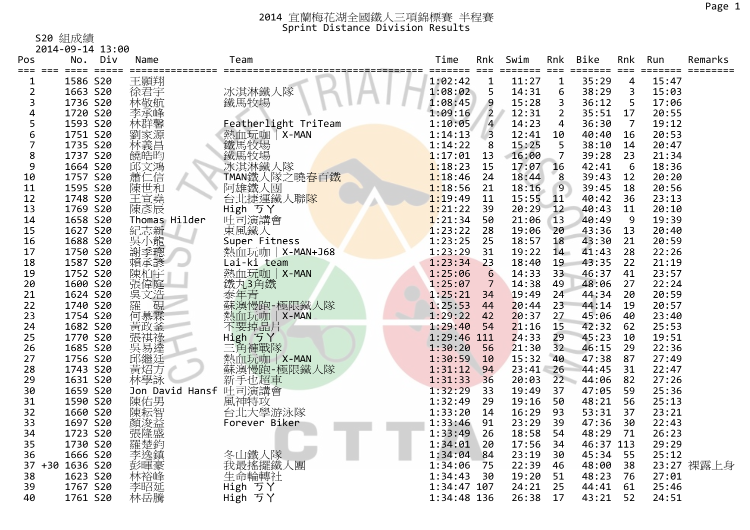# 2014 宜蘭梅花湖全國鐵人三項錦標賽 半程賽
## Sprint Distance Division Results

S20 組成績
2014-09-14 13:00

| Pos | | No. | Div | Name | Team | Time | Rnk | Swim | Rnk | Bike | Rnk | Run | Remarks |
|---|---|---|---|---|---|---|---|---|---|---|---|---|---|
| 1 | | 1586 | S20 | 王顥翔 | | 1:02:42 | 1 | 11:27 | 1 | 35:29 | 4 | 15:47 | |
| 2 | | 1663 | S20 | 徐君宇 | 冰淇淋鐵人隊 | 1:08:02 | 5 | 14:31 | 6 | 38:29 | 3 | 15:03 | |
| 3 | | 1736 | S20 | 林敬航 | 鐵馬牧場 | 1:08:45 | 9 | 15:28 | 3 | 36:12 | 5 | 17:06 | |
| 4 | | 1720 | S20 | 李承峰 | | 1:09:16 | 2 | 12:31 | 2 | 35:51 | 17 | 20:55 | |
| 5 | | 1593 | S20 | 林群馨 | Featherlight TriTeam | 1:10:05 | 4 | 14:23 | 4 | 36:30 | 7 | 19:12 | |
| 6 | | 1751 | S20 | 劉家源 | 熱血玩咖｜X-MAN | 1:14:13 | 3 | 12:41 | 10 | 40:40 | 16 | 20:53 | |
| 7 | | 1735 | S20 | 林義昌 | 鐵馬牧場 | 1:14:22 | 8 | 15:25 | 5 | 38:10 | 14 | 20:47 | |
| 8 | | 1737 | S20 | 饒皓昀 | 鐵馬牧場 | 1:17:01 | 13 | 16:00 | 7 | 39:28 | 23 | 21:34 | |
| 9 | | 1664 | S20 | 邱文鴻 | 冰淇淋鐵人隊 | 1:18:23 | 15 | 17:07 | 16 | 42:41 | 6 | 18:36 | |
| 10 | | 1757 | S20 | 蕭仁信 | TMAN鐵人隊之曉春百鐵 | 1:18:46 | 24 | 18:44 | 8 | 39:43 | 12 | 20:20 | |
| 11 | | 1595 | S20 | 陳世和 | 阿雄鐵人團 | 1:18:56 | 21 | 18:16 | 9 | 39:45 | 18 | 20:56 | |
| 12 | | 1748 | S20 | 王宣堯 | 台北捷運鐵人聯隊 | 1:19:49 | 11 | 15:55 | 11 | 40:42 | 36 | 23:13 | |
| 13 | | 1769 | S20 | 陳彥辰 | High ㄎㄚ | 1:21:22 | 39 | 20:29 | 12 | 40:43 | 11 | 20:10 | |
| 14 | | 1658 | S20 | Thomas Hilder | 吐司演講會 | 1:21:34 | 50 | 21:06 | 13 | 40:49 | 9 | 19:39 | |
| 15 | | 1627 | S20 | 紀志新 | 東風鐵人 | 1:23:22 | 28 | 19:06 | 20 | 43:36 | 13 | 20:40 | |
| 16 | | 1688 | S20 | 吳小龍 | Super Fitness | 1:23:25 | 25 | 18:57 | 18 | 43:30 | 21 | 20:59 | |
| 17 | | 1750 | S20 | 謝季璁 | 熱血玩咖｜X-MAN+J68 | 1:23:29 | 31 | 19:22 | 14 | 41:43 | 28 | 22:26 | |
| 18 | | 1587 | S20 | 賴承諺 | Lai-ki team | 1:23:34 | 23 | 18:40 | 19 | 43:35 | 22 | 21:19 | |
| 19 | | 1752 | S20 | 陳柏宇 | 熱血玩咖｜X-MAN | 1:25:06 | 6 | 14:33 | 33 | 46:37 | 41 | 23:57 | |
| 20 | | 1600 | S20 | 張偉庭 | 鐵丸3角鐵 | 1:25:07 | 7 | 14:38 | 49 | 48:06 | 27 | 22:24 | |
| 21 | | 1624 | S20 | 吳文浩 | 泰年青 | 1:25:21 | 34 | 19:49 | 24 | 44:34 | 20 | 20:59 | |
| 22 | | 1740 | S20 | 羅　硯 | 蘇澳慢跑-極限鐵人隊 | 1:25:53 | 44 | 20:44 | 23 | 44:14 | 19 | 20:57 | |
| 23 | | 1754 | S20 | 何慕霖 | 熱血玩咖｜X-MAN | 1:29:22 | 42 | 20:37 | 27 | 45:06 | 40 | 23:40 | |
| 24 | | 1682 | S20 | 黃政金 | 不要掉晶片 | 1:29:40 | 54 | 21:16 | 15 | 42:32 | 62 | 25:53 | |
| 25 | | 1770 | S20 | 張祺祿 | High ㄎㄚ | 1:29:46 | 111 | 24:33 | 29 | 45:23 | 10 | 19:51 | |
| 26 | | 1685 | S20 | 吳易達 | 三角褲戰隊 | 1:30:20 | 56 | 21:30 | 32 | 46:15 | 29 | 22:36 | |
| 27 | | 1756 | S20 | 邱繼廷 | 熱血玩咖｜X-MAN | 1:30:59 | 10 | 15:32 | 40 | 47:38 | 87 | 27:49 | |
| 28 | | 1743 | S20 | 黃炤方 | 蘇澳慢跑-極限鐵人隊 | 1:31:12 | 94 | 23:41 | 26 | 44:45 | 31 | 22:47 | |
| 29 | | 1631 | S20 | 林學詠 | 新手也超車 | 1:31:33 | 36 | 20:03 | 22 | 44:06 | 82 | 27:26 | |
| 30 | | 1659 | S20 | Jon David Hansf | 吐司演講會 | 1:32:29 | 33 | 19:49 | 37 | 47:05 | 59 | 25:36 | |
| 31 | | 1590 | S20 | 陳佑男 | 風神特攻 | 1:32:49 | 29 | 19:16 | 50 | 48:21 | 56 | 25:13 | |
| 32 | | 1660 | S20 | 陳耘智 | 台北大學游泳隊 | 1:33:20 | 14 | 16:29 | 93 | 53:31 | 37 | 23:21 | |
| 33 | | 1697 | S20 | 顏浚益 | Forever Biker | 1:33:46 | 91 | 23:29 | 39 | 47:36 | 30 | 22:43 | |
| 34 | | 1723 | S20 | 張隆盛 | | 1:33:49 | 26 | 18:58 | 54 | 48:29 | 71 | 26:23 | |
| 35 | | 1730 | S20 | 羅楚鈞 | | 1:34:01 | 20 | 17:56 | 34 | 46:37 | 113 | 29:29 | |
| 36 | | 1666 | S20 | 李逸鎮 | 冬山鐵人隊 | 1:34:04 | 84 | 23:19 | 30 | 45:34 | 55 | 25:12 | |
| 37 | +30 | 1636 | S20 | 彭暉豪 | 我最搖擺鐵人團 | 1:34:06 | 75 | 22:39 | 46 | 48:00 | 38 | 23:27 | 裸露上身 |
| 38 | | 1623 | S20 | 林裕峰 | 生命輪轉社 | 1:34:43 | 30 | 19:20 | 51 | 48:23 | 76 | 27:01 | |
| 39 | | 1767 | S20 | 李昭延 | High ㄎㄚ | 1:34:47 | 107 | 24:21 | 25 | 44:41 | 61 | 25:46 | |
| 40 | | 1761 | S20 | 林岳騰 | High ㄎㄚ | 1:34:48 | 136 | 26:38 | 17 | 43:21 | 52 | 24:51 | |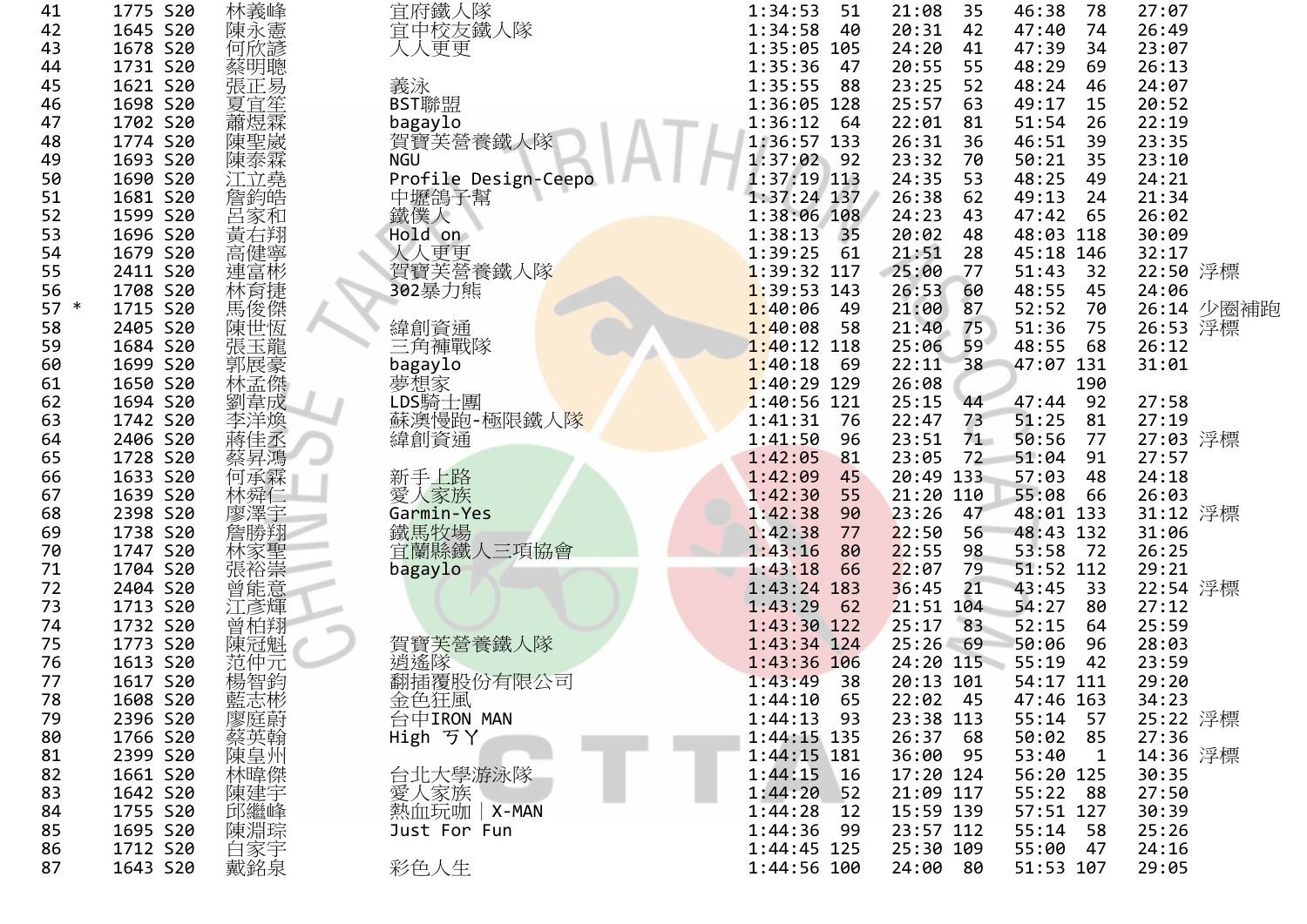| 名次 | | 號碼 | 組別 | 姓名 | 隊名 | 總成績 | 名次 | 游泳 | 名次 | 自行車 | 名次 | 跑步 | 備註 |
|---|---|---|---|---|---|---|---|---|---|---|---|---|---|
| 41 | | 1775 | S20 | 林義峰 | 宜府鐵人隊 | 1:34:53 | 51 | 21:08 | 35 | 46:38 | 78 | 27:07 | |
| 42 | | 1645 | S20 | 陳永憲 | 宜中校友鐵人隊 | 1:34:58 | 40 | 20:31 | 42 | 47:40 | 74 | 26:49 | |
| 43 | | 1678 | S20 | 何欣諺 | 人人更更 | 1:35:05 | 105 | 24:20 | 41 | 47:39 | 34 | 23:07 | |
| 44 | | 1731 | S20 | 蔡明聰 | | 1:35:36 | 47 | 20:55 | 55 | 48:29 | 69 | 26:13 | |
| 45 | | 1621 | S20 | 張正易 | 義泳 | 1:35:55 | 88 | 23:25 | 52 | 48:24 | 46 | 24:07 | |
| 46 | | 1698 | S20 | 夏宜笙 | BST聯盟 | 1:36:05 | 128 | 25:57 | 63 | 49:17 | 15 | 20:52 | |
| 47 | | 1702 | S20 | 蕭煜霖 | bagaylo | 1:36:12 | 64 | 22:01 | 81 | 51:54 | 26 | 22:19 | |
| 48 | | 1774 | S20 | 陳聖崴 | 賀寶芙營養鐵人隊 | 1:36:57 | 133 | 26:31 | 36 | 46:51 | 39 | 23:35 | |
| 49 | | 1693 | S20 | 陳泰霖 | NGU | 1:37:02 | 92 | 23:32 | 70 | 50:21 | 35 | 23:10 | |
| 50 | | 1690 | S20 | 江立堯 | Profile Design-Ceepo | 1:37:19 | 113 | 24:35 | 53 | 48:25 | 49 | 24:21 | |
| 51 | | 1681 | S20 | 詹鈞皓 | 中壢鴿子幫 | 1:37:24 | 137 | 26:38 | 62 | 49:13 | 24 | 21:34 | |
| 52 | | 1599 | S20 | 呂家和 | 鐵僕人 | 1:38:06 | 108 | 24:23 | 43 | 47:42 | 65 | 26:02 | |
| 53 | | 1696 | S20 | 黃右翔 | Hold on | 1:38:13 | 35 | 20:02 | 48 | 48:03 | 118 | 30:09 | |
| 54 | | 1679 | S20 | 高健寧 | 人人更更 | 1:39:25 | 61 | 21:51 | 28 | 45:18 | 146 | 32:17 | |
| 55 | | 2411 | S20 | 連富彬 | 賀寶芙營養鐵人隊 | 1:39:32 | 117 | 25:00 | 77 | 51:43 | 32 | 22:50 | 浮標 |
| 56 | | 1708 | S20 | 林育捷 | 302暴力熊 | 1:39:53 | 143 | 26:53 | 60 | 48:55 | 45 | 24:06 | |
| 57 | * | 1715 | S20 | 馬俊傑 | | 1:40:06 | 49 | 21:00 | 87 | 52:52 | 70 | 26:14 | 少圈補跑 |
| 58 | | 2405 | S20 | 陳世恆 | 緯創資通 | 1:40:08 | 58 | 21:40 | 75 | 51:36 | 75 | 26:53 | 浮標 |
| 59 | | 1684 | S20 | 張玉龍 | 三角褲戰隊 | 1:40:12 | 118 | 25:06 | 59 | 48:55 | 68 | 26:12 | |
| 60 | | 1699 | S20 | 郭展豪 | bagaylo | 1:40:18 | 69 | 22:11 | 38 | 47:07 | 131 | 31:01 | |
| 61 | | 1650 | S20 | 林孟傑 | 夢想家 | 1:40:29 | 129 | 26:08 | | | 190 | | |
| 62 | | 1694 | S20 | 劉韋成 | LDS騎士團 | 1:40:56 | 121 | 25:15 | 44 | 47:44 | 92 | 27:58 | |
| 63 | | 1742 | S20 | 李洋煥 | 蘇澳慢跑-極限鐵人隊 | 1:41:31 | 76 | 22:47 | 73 | 51:25 | 81 | 27:19 | |
| 64 | | 2406 | S20 | 蔣佳丞 | 緯創資通 | 1:41:50 | 96 | 23:51 | 71 | 50:56 | 77 | 27:03 | 浮標 |
| 65 | | 1728 | S20 | 蔡昇鴻 | | 1:42:05 | 81 | 23:05 | 72 | 51:04 | 91 | 27:57 | |
| 66 | | 1633 | S20 | 何承霖 | 新手上路 | 1:42:09 | 45 | 20:49 | 133 | 57:03 | 48 | 24:18 | |
| 67 | | 1639 | S20 | 林舜仁 | 愛人家族 | 1:42:30 | 55 | 21:20 | 110 | 55:08 | 66 | 26:03 | |
| 68 | | 2398 | S20 | 廖澤宇 | Garmin-Yes | 1:42:38 | 90 | 23:26 | 47 | 48:01 | 133 | 31:12 | 浮標 |
| 69 | | 1738 | S20 | 詹勝翔 | 鐵馬牧場 | 1:42:38 | 77 | 22:50 | 56 | 48:43 | 132 | 31:06 | |
| 70 | | 1747 | S20 | 林家聖 | 宜蘭縣鐵人三項協會 | 1:43:16 | 80 | 22:55 | 98 | 53:58 | 72 | 26:25 | |
| 71 | | 1704 | S20 | 張裕崇 | bagaylo | 1:43:18 | 66 | 22:07 | 79 | 51:52 | 112 | 29:21 | |
| 72 | | 2404 | S20 | 曾能意 | | 1:43:24 | 183 | 36:45 | 21 | 43:45 | 33 | 22:54 | 浮標 |
| 73 | | 1713 | S20 | 江彥輝 | | 1:43:29 | 62 | 21:51 | 104 | 54:27 | 80 | 27:12 | |
| 74 | | 1732 | S20 | 曾柏翔 | | 1:43:30 | 122 | 25:17 | 83 | 52:15 | 64 | 25:59 | |
| 75 | | 1773 | S20 | 陳冠魁 | 賀寶芙營養鐵人隊 | 1:43:34 | 124 | 25:26 | 69 | 50:06 | 96 | 28:03 | |
| 76 | | 1613 | S20 | 范仲元 | 逍遙隊 | 1:43:36 | 106 | 24:20 | 115 | 55:19 | 42 | 23:59 | |
| 77 | | 1617 | S20 | 楊智鈞 | 翻插覆股份有限公司 | 1:43:49 | 38 | 20:13 | 101 | 54:17 | 111 | 29:20 | |
| 78 | | 1608 | S20 | 藍志彬 | 金色狂風 | 1:44:10 | 65 | 22:02 | 45 | 47:46 | 163 | 34:23 | |
| 79 | | 2396 | S20 | 廖庭蔚 | 台中IRON MAN | 1:44:13 | 93 | 23:38 | 113 | 55:14 | 57 | 25:22 | 浮標 |
| 80 | | 1766 | S20 | 蔡英翰 | High ㄎㄚ | 1:44:15 | 135 | 26:37 | 68 | 50:02 | 85 | 27:36 | |
| 81 | | 2399 | S20 | 陳皇州 | | 1:44:15 | 181 | 36:00 | 95 | 53:40 | 1 | 14:36 | 浮標 |
| 82 | | 1661 | S20 | 林暐傑 | 台北大學游泳隊 | 1:44:15 | 16 | 17:20 | 124 | 56:20 | 125 | 30:35 | |
| 83 | | 1642 | S20 | 陳建宇 | 愛人家族 | 1:44:20 | 52 | 21:09 | 117 | 55:22 | 88 | 27:50 | |
| 84 | | 1755 | S20 | 邱繼峰 | 熱血玩咖｜X-MAN | 1:44:28 | 12 | 15:59 | 139 | 57:51 | 127 | 30:39 | |
| 85 | | 1695 | S20 | 陳淵琮 | Just For Fun | 1:44:36 | 99 | 23:57 | 112 | 55:14 | 58 | 25:26 | |
| 86 | | 1712 | S20 | 白家宇 | | 1:44:45 | 125 | 25:30 | 109 | 55:00 | 47 | 24:16 | |
| 87 | | 1643 | S20 | 戴銘泉 | 彩色人生 | 1:44:56 | 100 | 24:00 | 80 | 51:53 | 107 | 29:05 | |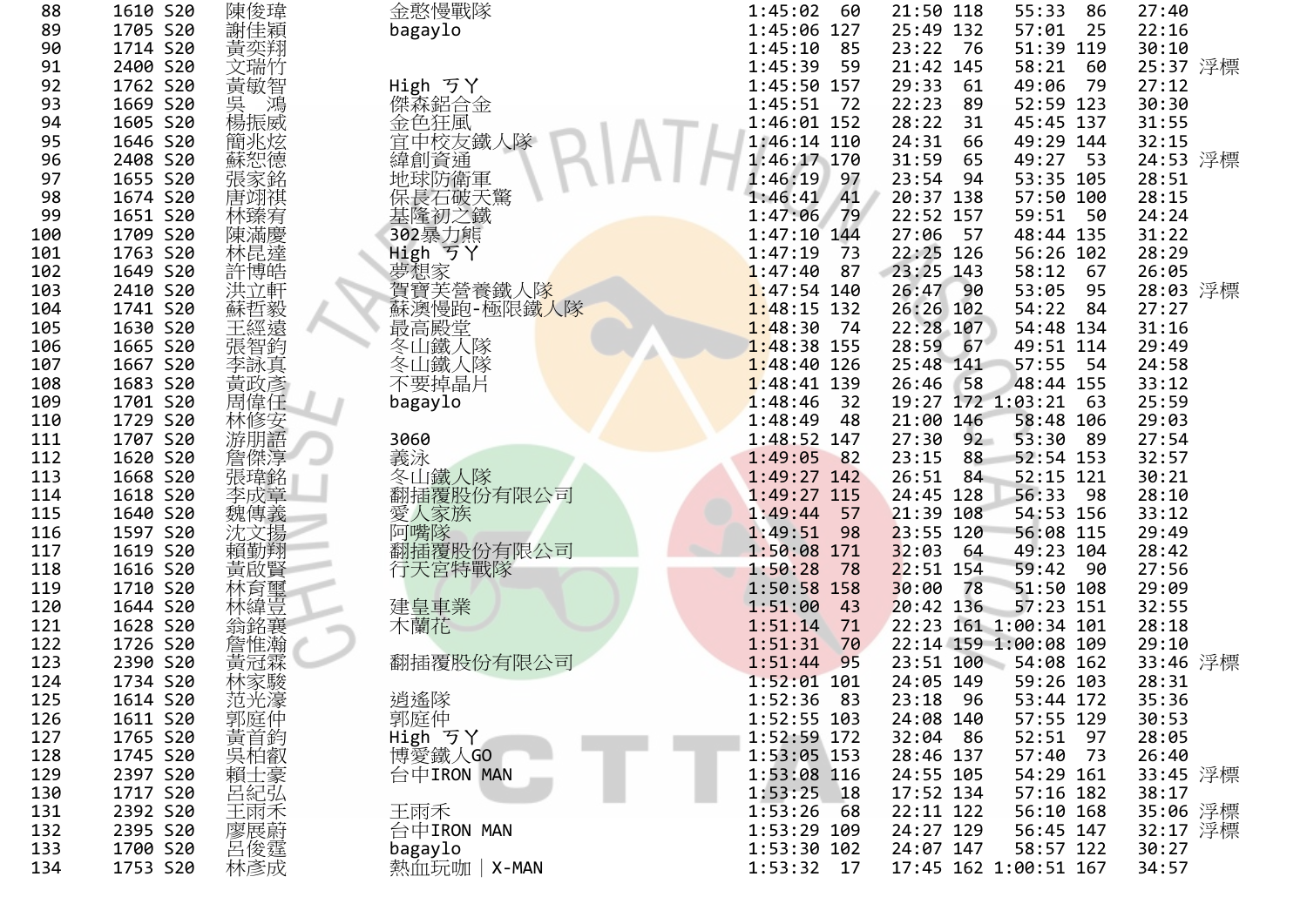| 名次 | 號碼 | 組別 | 姓名 | 隊名 | 總成績 | 名次 | 游泳 | 名次 | 自行車 | 名次 | 路跑 | 備註 |
|---|---|---|---|---|---|---|---|---|---|---|---|---|
| 88 | 1610 | S20 | 陳俊瑋 | 金憨慢戰隊 | 1:45:02 | 60 | 21:50 | 118 | 55:33 | 86 | 27:40 | |
| 89 | 1705 | S20 | 謝佳穎 | bagaylo | 1:45:06 | 127 | 25:49 | 132 | 57:01 | 25 | 22:16 | |
| 90 | 1714 | S20 | 黃奕翔 | | 1:45:10 | 85 | 23:22 | 76 | 51:39 | 119 | 30:10 | |
| 91 | 2400 | S20 | 文瑞竹 | | 1:45:39 | 59 | 21:42 | 145 | 58:21 | 60 | 25:37 | 浮標 |
| 92 | 1762 | S20 | 黃敏智 | High ㄎㄚ | 1:45:50 | 157 | 29:33 | 61 | 49:06 | 79 | 27:12 | |
| 93 | 1669 | S20 | 吳　鴻 | 傑森鋁合金 | 1:45:51 | 72 | 22:23 | 89 | 52:59 | 123 | 30:30 | |
| 94 | 1605 | S20 | 楊振威 | 金色狂風 | 1:46:01 | 152 | 28:22 | 31 | 45:45 | 137 | 31:55 | |
| 95 | 1646 | S20 | 簡兆炫 | 宜中校友鐵人隊 | 1:46:14 | 110 | 24:31 | 66 | 49:29 | 144 | 32:15 | |
| 96 | 2408 | S20 | 蘇恝德 | 緯創資通 | 1:46:17 | 170 | 31:59 | 65 | 49:27 | 53 | 24:53 | 浮標 |
| 97 | 1655 | S20 | 張家銘 | 地球防衛軍 | 1:46:19 | 97 | 23:54 | 94 | 53:35 | 105 | 28:51 | |
| 98 | 1674 | S20 | 唐翊祺 | 保長石破天驚 | 1:46:41 | 41 | 20:37 | 138 | 57:50 | 100 | 28:15 | |
| 99 | 1651 | S20 | 林臻宥 | 基隆初之鐵 | 1:47:06 | 79 | 22:52 | 157 | 59:51 | 50 | 24:24 | |
| 100 | 1709 | S20 | 陳滿慶 | 302暴力熊 | 1:47:10 | 144 | 27:06 | 57 | 48:44 | 135 | 31:22 | |
| 101 | 1763 | S20 | 林昆達 | High ㄎㄚ | 1:47:19 | 73 | 22:25 | 126 | 56:26 | 102 | 28:29 | |
| 102 | 1649 | S20 | 許博皓 | 夢想家 | 1:47:40 | 87 | 23:25 | 143 | 58:12 | 67 | 26:05 | |
| 103 | 2410 | S20 | 洪立軒 | 賀寶芙營養鐵人隊 | 1:47:54 | 140 | 26:47 | 90 | 53:05 | 95 | 28:03 | 浮標 |
| 104 | 1741 | S20 | 蘇哲毅 | 蘇澳慢跑-極限鐵人隊 | 1:48:15 | 132 | 26:26 | 102 | 54:22 | 84 | 27:27 | |
| 105 | 1630 | S20 | 王經遠 | 最高殿堂 | 1:48:30 | 74 | 22:28 | 107 | 54:48 | 134 | 31:16 | |
| 106 | 1665 | S20 | 張智鈞 | 冬山鐵人隊 | 1:48:38 | 155 | 28:59 | 67 | 49:51 | 114 | 29:49 | |
| 107 | 1667 | S20 | 李詠真 | 冬山鐵人隊 | 1:48:40 | 126 | 25:48 | 141 | 57:55 | 54 | 24:58 | |
| 108 | 1683 | S20 | 黃政彥 | 不要掉晶片 | 1:48:41 | 139 | 26:46 | 58 | 48:44 | 155 | 33:12 | |
| 109 | 1701 | S20 | 周偉任 | bagaylo | 1:48:46 | 32 | 19:27 | 172 | 1:03:21 | 63 | 25:59 | |
| 110 | 1729 | S20 | 林修安 | | 1:48:49 | 48 | 21:00 | 146 | 58:48 | 106 | 29:03 | |
| 111 | 1707 | S20 | 游朋諳 | 3060 | 1:48:52 | 147 | 27:30 | 92 | 53:30 | 89 | 27:54 | |
| 112 | 1620 | S20 | 詹傑淳 | 義泳 | 1:49:05 | 82 | 23:15 | 88 | 52:54 | 153 | 32:57 | |
| 113 | 1668 | S20 | 張瑋銘 | 冬山鐵人隊 | 1:49:27 | 142 | 26:51 | 84 | 52:15 | 121 | 30:21 | |
| 114 | 1618 | S20 | 李成章 | 翻插覆股份有限公司 | 1:49:27 | 115 | 24:45 | 128 | 56:33 | 98 | 28:10 | |
| 115 | 1640 | S20 | 魏傳義 | 愛人家族 | 1:49:44 | 57 | 21:39 | 108 | 54:53 | 156 | 33:12 | |
| 116 | 1597 | S20 | 沈文揚 | 阿嘴隊 | 1:49:51 | 98 | 23:55 | 120 | 56:08 | 115 | 29:49 | |
| 117 | 1619 | S20 | 賴勤翔 | 翻插覆股份有限公司 | 1:50:08 | 171 | 32:03 | 64 | 49:23 | 104 | 28:42 | |
| 118 | 1616 | S20 | 黃啟賢 | 行天宮特戰隊 | 1:50:28 | 78 | 22:51 | 154 | 59:42 | 90 | 27:56 | |
| 119 | 1710 | S20 | 林育璽 | | 1:50:58 | 158 | 30:00 | 78 | 51:50 | 108 | 29:09 | |
| 120 | 1644 | S20 | 林緯豈 | 建皇車業 | 1:51:00 | 43 | 20:42 | 136 | 57:23 | 151 | 32:55 | |
| 121 | 1628 | S20 | 翁銘襄 | 木蘭花 | 1:51:14 | 71 | 22:23 | 161 | 1:00:34 | 101 | 28:18 | |
| 122 | 1726 | S20 | 詹惟瀚 | | 1:51:31 | 70 | 22:14 | 159 | 1:00:08 | 109 | 29:10 | |
| 123 | 2390 | S20 | 黃冠霖 | 翻插覆股份有限公司 | 1:51:44 | 95 | 23:51 | 100 | 54:08 | 162 | 33:46 | 浮標 |
| 124 | 1734 | S20 | 林家駿 | | 1:52:01 | 101 | 24:05 | 149 | 59:26 | 103 | 28:31 | |
| 125 | 1614 | S20 | 范光濠 | 逍遙隊 | 1:52:36 | 83 | 23:18 | 96 | 53:44 | 172 | 35:36 | |
| 126 | 1611 | S20 | 郭庭仲 | 郭庭仲 | 1:52:55 | 103 | 24:08 | 140 | 57:55 | 129 | 30:53 | |
| 127 | 1765 | S20 | 黃首鈞 | High ㄎㄚ | 1:52:59 | 172 | 32:04 | 86 | 52:51 | 97 | 28:05 | |
| 128 | 1745 | S20 | 吳柏叡 | 博愛鐵人GO | 1:53:05 | 153 | 28:46 | 137 | 57:40 | 73 | 26:40 | |
| 129 | 2397 | S20 | 賴士豪 | 台中IRON MAN | 1:53:08 | 116 | 24:55 | 105 | 54:29 | 161 | 33:45 | 浮標 |
| 130 | 1717 | S20 | 呂紀弘 | | 1:53:25 | 18 | 17:52 | 134 | 57:16 | 182 | 38:17 | |
| 131 | 2392 | S20 | 王雨禾 | 王雨禾 | 1:53:26 | 68 | 22:11 | 122 | 56:10 | 168 | 35:06 | 浮標 |
| 132 | 2395 | S20 | 廖展蔚 | 台中IRON MAN | 1:53:29 | 109 | 24:27 | 129 | 56:45 | 147 | 32:17 | 浮標 |
| 133 | 1700 | S20 | 呂俊霆 | bagaylo | 1:53:30 | 102 | 24:07 | 147 | 58:57 | 122 | 30:27 | |
| 134 | 1753 | S20 | 林彥成 | 熱血玩咖｜X-MAN | 1:53:32 | 17 | 17:45 | 162 | 1:00:51 | 167 | 34:57 | |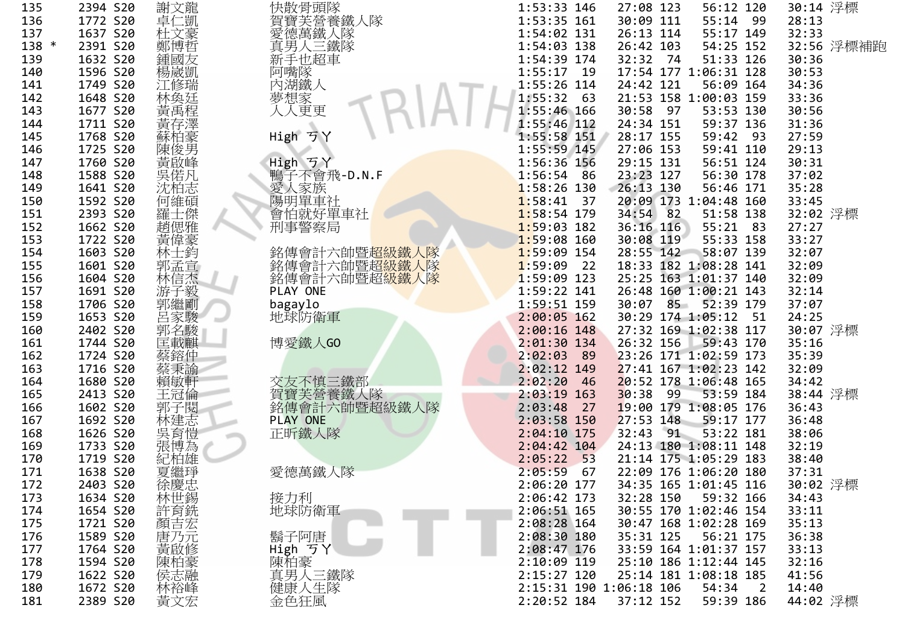| | | | | | | | | | | | | |
|---|---|---|---|---|---|---|---|---|---|---|---|---|
| 135 | | 2394 | S20 | 謝文龍 | 快散骨頭隊 | 1:53:33 | 146 | 27:08 | 123 | 56:12 | 120 | 30:14 浮標 |
| 136 | | 1772 | S20 | 卓仁凱 | 賀寶芙營養鐵人隊 | 1:53:35 | 161 | 30:09 | 111 | 55:14 | 99 | 28:13 |
| 137 | | 1637 | S20 | 杜文豪 | 愛德萬鐵人隊 | 1:54:02 | 131 | 26:13 | 114 | 55:17 | 149 | 32:33 |
| 138 | * | 2391 | S20 | 鄭博哲 | 真男人三鐵隊 | 1:54:03 | 138 | 26:42 | 103 | 54:25 | 152 | 32:56 浮標補跑 |
| 139 | | 1632 | S20 | 鍾國友 | 新手也超車 | 1:54:39 | 174 | 32:32 | 74 | 51:33 | 126 | 30:36 |
| 140 | | 1596 | S20 | 楊崴凱 | 阿嘴隊 | 1:55:17 | 19 | 17:54 | 177 | 1:06:31 | 128 | 30:53 |
| 141 | | 1749 | S20 | 江修瑞 | 內湖鐵人 | 1:55:26 | 114 | 24:42 | 121 | 56:09 | 164 | 34:36 |
| 142 | | 1648 | S20 | 林奐廷 | 夢想家 | 1:55:32 | 63 | 21:53 | 158 | 1:00:03 | 159 | 33:36 |
| 143 | | 1677 | S20 | 黃禹程 | 人人更更 | 1:55:46 | 166 | 30:58 | 97 | 53:53 | 130 | 30:56 |
| 144 | | 1711 | S20 | 黃存澤 | | 1:55:46 | 112 | 24:34 | 151 | 59:37 | 136 | 31:36 |
| 145 | | 1768 | S20 | 蘇柏豪 | High ㄎㄚ | 1:55:58 | 151 | 28:17 | 155 | 59:42 | 93 | 27:59 |
| 146 | | 1725 | S20 | 陳俊男 | | 1:55:59 | 145 | 27:06 | 153 | 59:41 | 110 | 29:13 |
| 147 | | 1760 | S20 | 黃啟峰 | High ㄎㄚ | 1:56:36 | 156 | 29:15 | 131 | 56:51 | 124 | 30:31 |
| 148 | | 1588 | S20 | 吳偌凡 | 鴨子不會飛-D.N.F | 1:56:54 | 86 | 23:23 | 127 | 56:30 | 178 | 37:02 |
| 149 | | 1641 | S20 | 沈柏志 | 愛人家族 | 1:58:26 | 130 | 26:13 | 130 | 56:46 | 171 | 35:28 |
| 150 | | 1592 | S20 | 何維碩 | 陽明單車社 | 1:58:41 | 37 | 20:09 | 173 | 1:04:48 | 160 | 33:45 |
| 151 | | 2393 | S20 | 羅士傑 | 會怕就好單車社 | 1:58:54 | 179 | 34:54 | 82 | 51:58 | 138 | 32:02 浮標 |
| 152 | | 1662 | S20 | 趙偲雅 | 刑事警察局 | 1:59:03 | 182 | 36:16 | 116 | 55:21 | 83 | 27:27 |
| 153 | | 1722 | S20 | 黃偉豪 | | 1:59:08 | 160 | 30:08 | 119 | 55:33 | 158 | 33:27 |
| 154 | | 1603 | S20 | 林士鈞 | 銘傳會計六帥暨超級鐵人隊 | 1:59:09 | 154 | 28:55 | 142 | 58:07 | 139 | 32:07 |
| 155 | | 1601 | S20 | 郭孟宣 | 銘傳會計六帥暨超級鐵人隊 | 1:59:09 | 22 | 18:33 | 182 | 1:08:28 | 141 | 32:09 |
| 156 | | 1604 | S20 | 林信杰 | 銘傳會計六帥暨超級鐵人隊 | 1:59:09 | 123 | 25:25 | 163 | 1:01:37 | 140 | 32:09 |
| 157 | | 1691 | S20 | 游子毅 | PLAY ONE | 1:59:22 | 141 | 26:48 | 160 | 1:00:21 | 143 | 32:14 |
| 158 | | 1706 | S20 | 郭繼剛 | bagaylo | 1:59:51 | 159 | 30:07 | 85 | 52:39 | 179 | 37:07 |
| 159 | | 1653 | S20 | 呂家駿 | 地球防衛軍 | 2:00:05 | 162 | 30:29 | 174 | 1:05:12 | 51 | 24:25 |
| 160 | | 2402 | S20 | 郭名駿 | | 2:00:16 | 148 | 27:32 | 169 | 1:02:38 | 117 | 30:07 浮標 |
| 161 | | 1744 | S20 | 匡載麒 | 博愛鐵人GO | 2:01:30 | 134 | 26:32 | 156 | 59:43 | 170 | 35:16 |
| 162 | | 1724 | S20 | 蔡鎔仲 | | 2:02:03 | 89 | 23:26 | 171 | 1:02:59 | 173 | 35:39 |
| 163 | | 1716 | S20 | 蔡秉諭 | | 2:02:12 | 149 | 27:41 | 167 | 1:02:23 | 142 | 32:09 |
| 164 | | 1680 | S20 | 賴敏軒 | 交友不慎三鐵部 | 2:02:20 | 46 | 20:52 | 178 | 1:06:48 | 165 | 34:42 |
| 165 | | 2413 | S20 | 王冠倫 | 賀寶芙營養鐵人隊 | 2:03:19 | 163 | 30:38 | 99 | 53:59 | 184 | 38:44 浮標 |
| 166 | | 1602 | S20 | 郭子閎 | 銘傳會計六帥暨超級鐵人隊 | 2:03:48 | 27 | 19:00 | 179 | 1:08:05 | 176 | 36:43 |
| 167 | | 1692 | S20 | 林建志 | PLAY ONE | 2:03:58 | 150 | 27:53 | 148 | 59:17 | 177 | 36:48 |
| 168 | | 1626 | S20 | 吳育愷 | 正昕鐵人隊 | 2:04:10 | 175 | 32:43 | 91 | 53:22 | 181 | 38:06 |
| 169 | | 1733 | S20 | 張博為 | | 2:04:42 | 104 | 24:13 | 180 | 1:08:11 | 148 | 32:19 |
| 170 | | 1719 | S20 | 紀柏雄 | | 2:05:22 | 53 | 21:14 | 175 | 1:05:29 | 183 | 38:40 |
| 171 | | 1638 | S20 | 夏繼琤 | 愛德萬鐵人隊 | 2:05:59 | 67 | 22:09 | 176 | 1:06:20 | 180 | 37:31 |
| 172 | | 2403 | S20 | 徐慶忠 | | 2:06:20 | 177 | 34:35 | 165 | 1:01:45 | 116 | 30:02 浮標 |
| 173 | | 1634 | S20 | 林世錫 | 接力利 | 2:06:42 | 173 | 32:28 | 150 | 59:32 | 166 | 34:43 |
| 174 | | 1654 | S20 | 許育銑 | 地球防衛軍 | 2:06:51 | 165 | 30:55 | 170 | 1:02:46 | 154 | 33:11 |
| 175 | | 1721 | S20 | 顏吉宏 | | 2:08:28 | 164 | 30:47 | 168 | 1:02:28 | 169 | 35:13 |
| 176 | | 1589 | S20 | 唐乃元 | 鬍子阿唐 | 2:08:30 | 180 | 35:31 | 125 | 56:21 | 175 | 36:38 |
| 177 | | 1764 | S20 | 黃啟修 | High ㄎㄚ | 2:08:47 | 176 | 33:59 | 164 | 1:01:37 | 157 | 33:13 |
| 178 | | 1594 | S20 | 陳柏豪 | 陳柏豪 | 2:10:09 | 119 | 25:10 | 186 | 1:12:44 | 145 | 32:16 |
| 179 | | 1622 | S20 | 侯志融 | 真男人三鐵隊 | 2:15:27 | 120 | 25:14 | 181 | 1:08:18 | 185 | 41:56 |
| 180 | | 1672 | S20 | 林裕峰 | 健康人生隊 | 2:15:31 | 190 | 1:06:18 | 106 | 54:34 | 2 | 14:40 |
| 181 | | 2389 | S20 | 黃文宏 | 金色狂風 | 2:20:52 | 184 | 37:12 | 152 | 59:39 | 186 | 44:02 浮標 |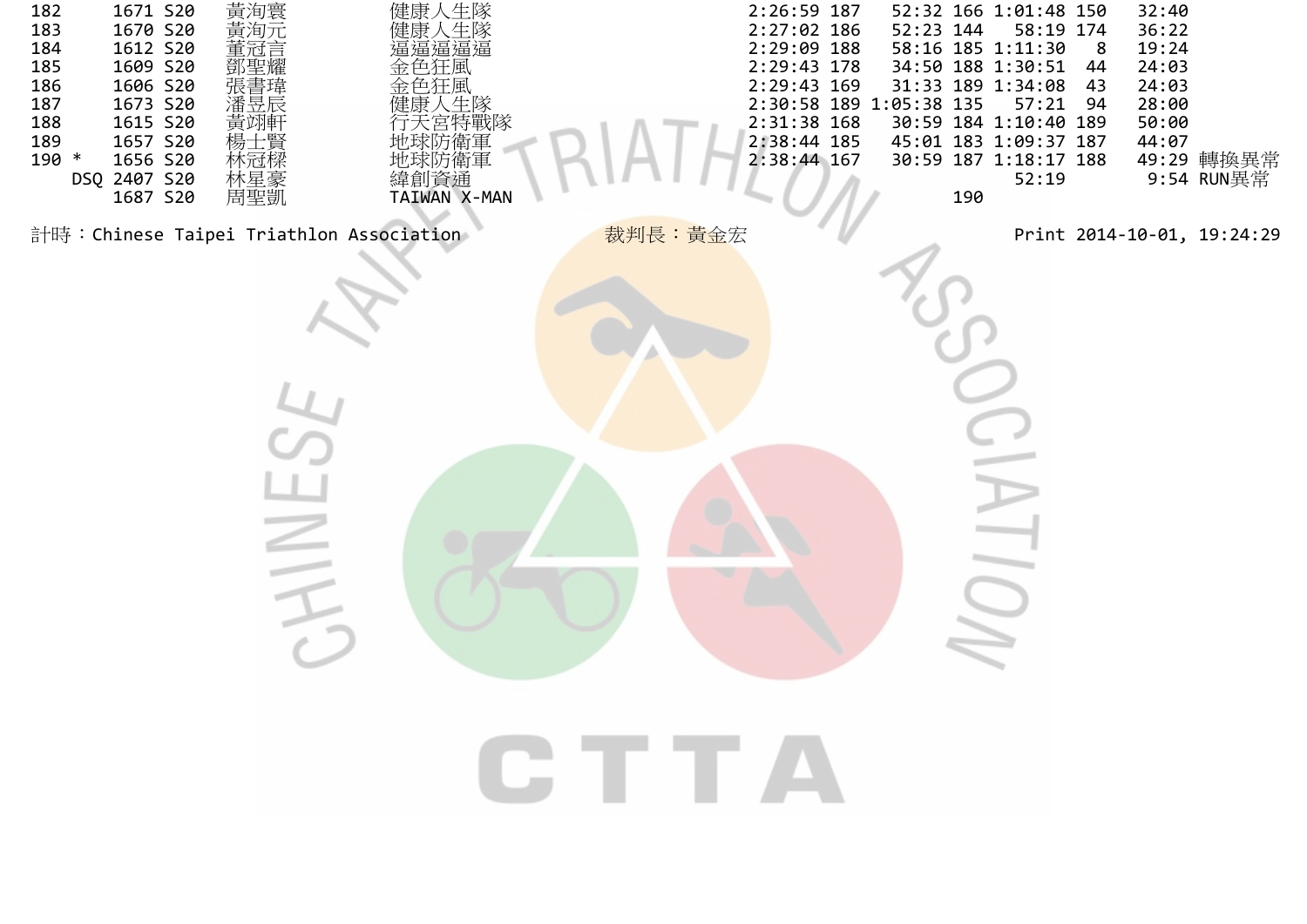| | | | | | | | | | | | | |
|---|---|---|---|---|---|---|---|---|---|---|---|---|
| 182 | 1671 | S20 | 黃洵寰 | 健康人生隊 | 2:26:59 | 187 | 52:32 | 166 | 1:01:48 | 150 | 32:40 | |
| 183 | 1670 | S20 | 黃洵元 | 健康人生隊 | 2:27:02 | 186 | 52:23 | 144 | 58:19 | 174 | 36:22 | |
| 184 | 1612 | S20 | 董冠言 | 逼逼逼逼逼 | 2:29:09 | 188 | 58:16 | 185 | 1:11:30 | 8 | 19:24 | |
| 185 | 1609 | S20 | 鄧聖耀 | 金色狂風 | 2:29:43 | 178 | 34:50 | 188 | 1:30:51 | 44 | 24:03 | |
| 186 | 1606 | S20 | 張書瑋 | 金色狂風 | 2:29:43 | 169 | 31:33 | 189 | 1:34:08 | 43 | 24:03 | |
| 187 | 1673 | S20 | 潘昱辰 | 健康人生隊 | 2:30:58 | 189 | 1:05:38 | 135 | 57:21 | 94 | 28:00 | |
| 188 | 1615 | S20 | 黃翊軒 | 行天宮特戰隊 | 2:31:38 | 168 | 30:59 | 184 | 1:10:40 | 189 | 50:00 | |
| 189 | 1657 | S20 | 楊士賢 | 地球防衛軍 | 2:38:44 | 185 | 45:01 | 183 | 1:09:37 | 187 | 44:07 | |
| 190 * | 1656 | S20 | 林冠樑 | 地球防衛軍 | 2:38:44 | 167 | 30:59 | 187 | 1:18:17 | 188 | 49:29 | 轉換異常 |
| DSQ | 2407 | S20 | 林星豪 | 緯創資通 | | | | | 52:19 | | 9:54 | RUN異常 |
| | 1687 | S20 | 周聖凱 | TAIWAN X-MAN | | | | 190 | | | | |

計時：Chinese Taipei Triathlon Association　　裁判長：黃金宏　　Print 2014-10-01, 19:24:29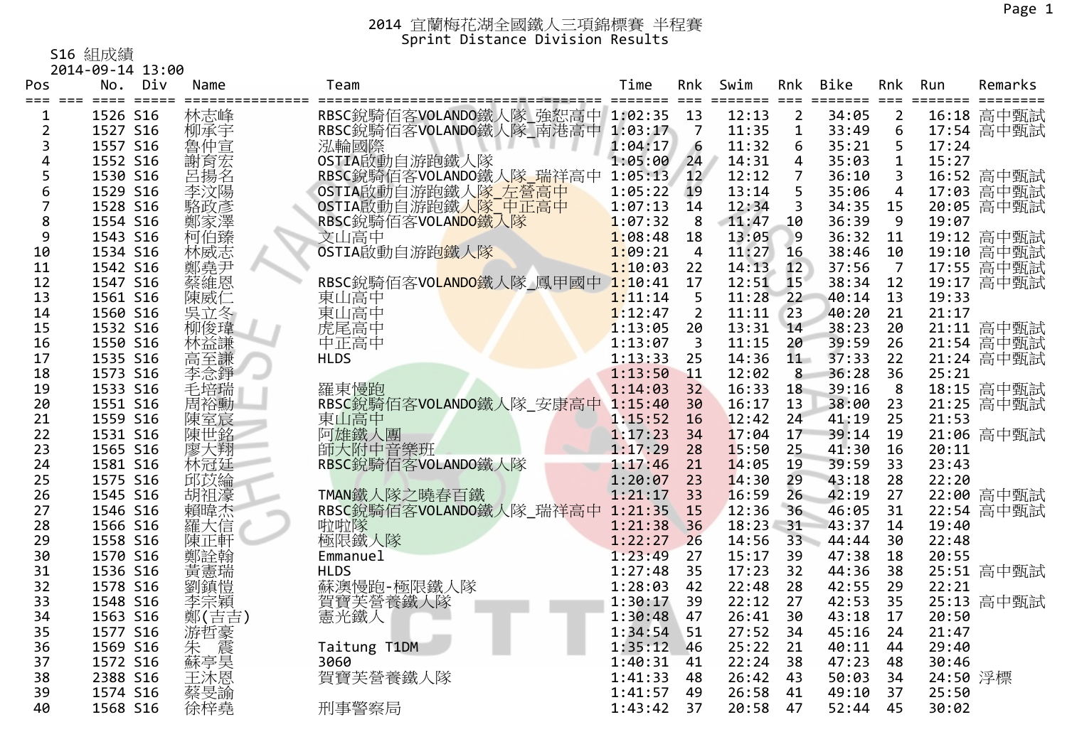# 2014 宜蘭梅花湖全國鐵人三項錦標賽 半程賽

## Sprint Distance Division Results

S16 組成績

2014-09-14 13:00

| Pos | No. | Div | Name | Team | Time | Rnk | Swim | Rnk | Bike | Rnk | Run | Remarks |
|---|---|---|---|---|---|---|---|---|---|---|---|---|
| 1 | 1526 | S16 | 林志峰 | RBSC銳騎佰客VOLANDO鐵人隊_強恕高中 | 1:02:35 | 13 | 12:13 | 2 | 34:05 | 2 | 16:18 | 高中甄試 |
| 2 | 1527 | S16 | 柳承宇 | RBSC銳騎佰客VOLANDO鐵人隊_南港高中 | 1:03:17 | 7 | 11:35 | 1 | 33:49 | 6 | 17:54 | 高中甄試 |
| 3 | 1557 | S16 | 魯仲宣 | 泓輪國際 | 1:04:17 | 6 | 11:32 | 6 | 35:21 | 5 | 17:24 | |
| 4 | 1552 | S16 | 謝育宏 | OSTIA啟動自游跑鐵人隊 | 1:05:00 | 24 | 14:31 | 4 | 35:03 | 1 | 15:27 | |
| 5 | 1530 | S16 | 呂揚名 | RBSC銳騎佰客VOLANDO鐵人隊_瑞祥高中 | 1:05:13 | 12 | 12:12 | 7 | 36:10 | 3 | 16:52 | 高中甄試 |
| 6 | 1529 | S16 | 李汶陽 | OSTIA啟動自游跑鐵人隊_左營高中 | 1:05:22 | 19 | 13:14 | 5 | 35:06 | 4 | 17:03 | 高中甄試 |
| 7 | 1528 | S16 | 駱政彥 | OSTIA啟動自游跑鐵人隊_中正高中 | 1:07:13 | 14 | 12:34 | 3 | 34:35 | 15 | 20:05 | 高中甄試 |
| 8 | 1554 | S16 | 鄭家澤 | RBSC銳騎佰客VOLANDO鐵人隊 | 1:07:32 | 8 | 11:47 | 10 | 36:39 | 9 | 19:07 | |
| 9 | 1543 | S16 | 柯伯臻 | 文山高中 | 1:08:48 | 18 | 13:05 | 9 | 36:32 | 11 | 19:12 | 高中甄試 |
| 10 | 1534 | S16 | 林威志 | OSTIA啟動自游跑鐵人隊 | 1:09:21 | 4 | 11:27 | 16 | 38:46 | 10 | 19:10 | 高中甄試 |
| 11 | 1542 | S16 | 鄭堯尹 | | 1:10:03 | 22 | 14:13 | 12 | 37:56 | 7 | 17:55 | 高中甄試 |
| 12 | 1547 | S16 | 蔡維恩 | RBSC銳騎佰客VOLANDO鐵人隊_鳳甲國中 | 1:10:41 | 17 | 12:51 | 15 | 38:34 | 12 | 19:17 | 高中甄試 |
| 13 | 1561 | S16 | 陳威仁 | 東山高中 | 1:11:14 | 5 | 11:28 | 22 | 40:14 | 13 | 19:33 | |
| 14 | 1560 | S16 | 吳立冬 | 東山高中 | 1:12:47 | 2 | 11:11 | 23 | 40:20 | 21 | 21:17 | |
| 15 | 1532 | S16 | 柳俊瑋 | 虎尾高中 | 1:13:05 | 20 | 13:31 | 14 | 38:23 | 20 | 21:11 | 高中甄試 |
| 16 | 1550 | S16 | 林益謙 | 中正高中 | 1:13:07 | 3 | 11:15 | 20 | 39:59 | 26 | 21:54 | 高中甄試 |
| 17 | 1535 | S16 | 高至謙 | HLDS | 1:13:33 | 25 | 14:36 | 11 | 37:33 | 22 | 21:24 | 高中甄試 |
| 18 | 1573 | S16 | 李念錚 | | 1:13:50 | 11 | 12:02 | 8 | 36:28 | 36 | 25:21 | |
| 19 | 1533 | S16 | 毛培瑞 | 羅東慢跑 | 1:14:03 | 32 | 16:33 | 18 | 39:16 | 8 | 18:15 | 高中甄試 |
| 20 | 1551 | S16 | 周裕勳 | RBSC銳騎佰客VOLANDO鐵人隊_安康高中 | 1:15:40 | 30 | 16:17 | 13 | 38:00 | 23 | 21:25 | 高中甄試 |
| 21 | 1559 | S16 | 陳室宸 | 東山高中 | 1:15:52 | 16 | 12:42 | 24 | 41:19 | 25 | 21:53 | |
| 22 | 1531 | S16 | 陳世銘 | 阿雄鐵人團 | 1:17:23 | 34 | 17:04 | 17 | 39:14 | 19 | 21:06 | 高中甄試 |
| 23 | 1565 | S16 | 廖大翔 | 師大附中音樂班 | 1:17:29 | 28 | 15:50 | 25 | 41:30 | 16 | 20:11 | |
| 24 | 1581 | S16 | 林冠廷 | RBSC銳騎佰客VOLANDO鐵人隊 | 1:17:46 | 21 | 14:05 | 19 | 39:59 | 33 | 23:43 | |
| 25 | 1575 | S16 | 邱苡綸 | | 1:20:07 | 23 | 14:30 | 29 | 43:18 | 28 | 22:20 | |
| 26 | 1545 | S16 | 胡祖濠 | TMAN鐵人隊之曉春百鐵 | 1:21:17 | 33 | 16:59 | 26 | 42:19 | 27 | 22:00 | 高中甄試 |
| 27 | 1546 | S16 | 賴暐杰 | RBSC銳騎佰客VOLANDO鐵人隊_瑞祥高中 | 1:21:35 | 15 | 12:36 | 36 | 46:05 | 31 | 22:54 | 高中甄試 |
| 28 | 1566 | S16 | 羅大信 | 啦啦隊 | 1:21:38 | 36 | 18:23 | 31 | 43:37 | 14 | 19:40 | |
| 29 | 1558 | S16 | 陳正軒 | 極限鐵人隊 | 1:22:27 | 26 | 14:56 | 33 | 44:44 | 30 | 22:48 | |
| 30 | 1570 | S16 | 鄭詮翰 | Emmanuel | 1:23:49 | 27 | 15:17 | 39 | 47:38 | 18 | 20:55 | |
| 31 | 1536 | S16 | 黃憲瑞 | HLDS | 1:27:48 | 35 | 17:23 | 32 | 44:36 | 38 | 25:51 | 高中甄試 |
| 32 | 1578 | S16 | 劉鎮愷 | 蘇澳慢跑-極限鐵人隊 | 1:28:03 | 42 | 22:48 | 28 | 42:55 | 29 | 22:21 | |
| 33 | 1548 | S16 | 李宗穎 | 賀寶芙營養鐵人隊 | 1:30:17 | 39 | 22:12 | 27 | 42:53 | 35 | 25:13 | 高中甄試 |
| 34 | 1563 | S16 | 鄭(吉吉) | 憲光鐵人 | 1:30:48 | 47 | 26:41 | 30 | 43:18 | 17 | 20:50 | |
| 35 | 1577 | S16 | 游哲豪 | | 1:34:54 | 51 | 27:52 | 34 | 45:16 | 24 | 21:47 | |
| 36 | 1569 | S16 | 朱　震 | Taitung T1DM | 1:35:12 | 46 | 25:22 | 21 | 40:11 | 44 | 29:40 | |
| 37 | 1572 | S16 | 蘇亭昊 | 3060 | 1:40:31 | 41 | 22:24 | 38 | 47:23 | 48 | 30:46 | |
| 38 | 2388 | S16 | 王沐恩 | 賀寶芙營養鐵人隊 | 1:41:33 | 48 | 26:42 | 43 | 50:03 | 34 | 24:50 | 浮標 |
| 39 | 1574 | S16 | 蔡旻諭 | | 1:41:57 | 49 | 26:58 | 41 | 49:10 | 37 | 25:50 | |
| 40 | 1568 | S16 | 徐梓堯 | 刑事警察局 | 1:43:42 | 37 | 20:58 | 47 | 52:44 | 45 | 30:02 | |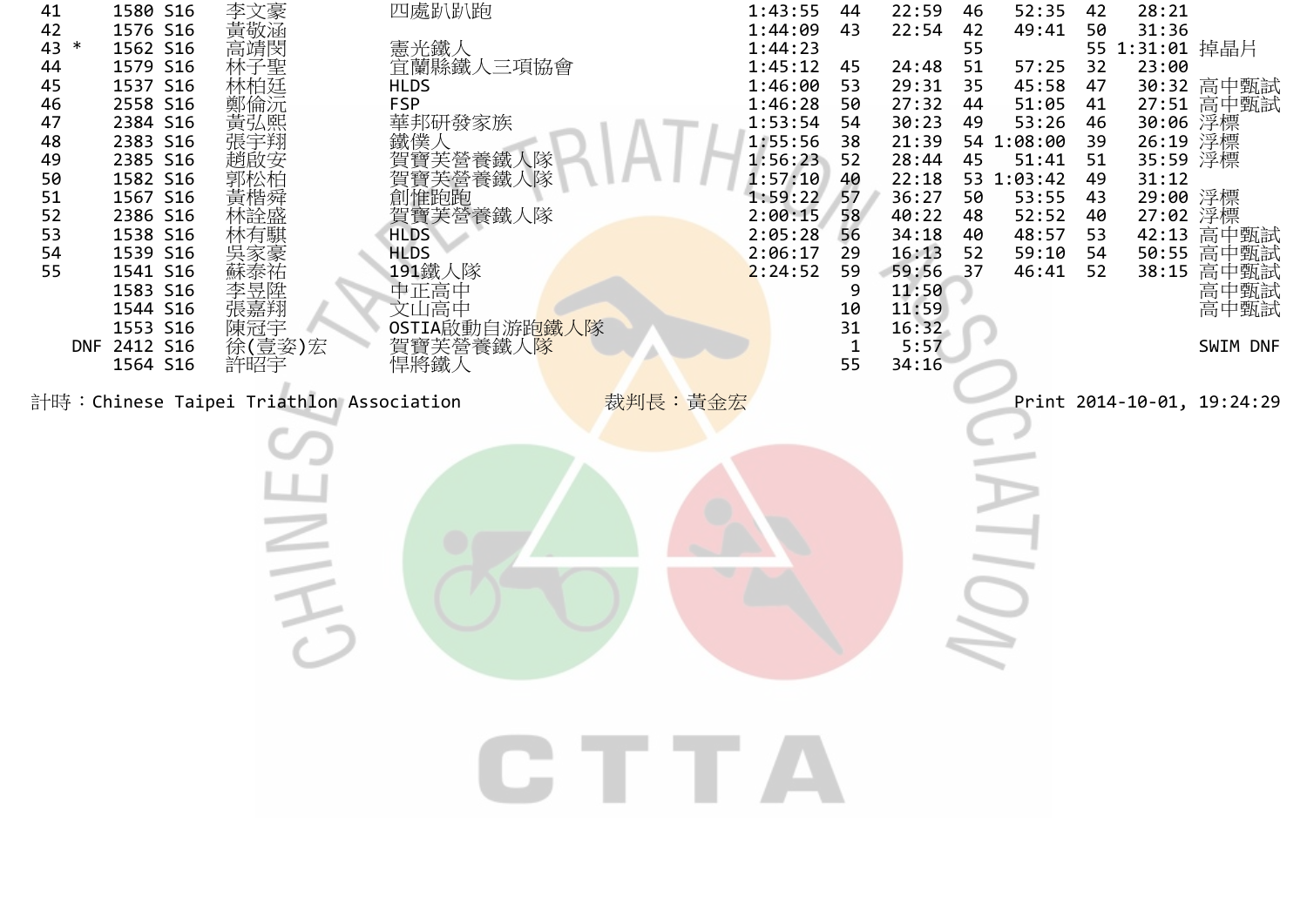| | | | | | | | | | | | | | |
|---|---|---|---|---|---|---|---|---|---|---|---|---|---|
| 41 | | 1580 | S16 | 李文豪 | 四處趴趴跑 | 1:43:55 | 44 | 22:59 | 46 | 52:35 | 42 | 28:21 | |
| 42 | | 1576 | S16 | 黃敬涵 | | 1:44:09 | 43 | 22:54 | 42 | 49:41 | 50 | 31:36 | |
| 43 | * | 1562 | S16 | 高靖閔 | 憲光鐵人 | 1:44:23 | | | 55 | | 55 | 1:31:01 | 掉晶片 |
| 44 | | 1579 | S16 | 林子聖 | 宜蘭縣鐵人三項協會 | 1:45:12 | 45 | 24:48 | 51 | 57:25 | 32 | 23:00 | |
| 45 | | 1537 | S16 | 林柏廷 | HLDS | 1:46:00 | 53 | 29:31 | 35 | 45:58 | 47 | 30:32 | 高中甄試 |
| 46 | | 2558 | S16 | 鄭倫沅 | FSP | 1:46:28 | 50 | 27:32 | 44 | 51:05 | 41 | 27:51 | 高中甄試 |
| 47 | | 2384 | S16 | 黃弘熙 | 華邦研發家族 | 1:53:54 | 54 | 30:23 | 49 | 53:26 | 46 | 30:06 | 浮標 |
| 48 | | 2383 | S16 | 張宇翔 | 鐵僕人 | 1:55:56 | 38 | 21:39 | 54 | 1:08:00 | 39 | 26:19 | 浮標 |
| 49 | | 2385 | S16 | 趙啟安 | 賀寶芙營養鐵人隊 | 1:56:23 | 52 | 28:44 | 45 | 51:41 | 51 | 35:59 | 浮標 |
| 50 | | 1582 | S16 | 郭松柏 | 賀寶芙營養鐵人隊 | 1:57:10 | 40 | 22:18 | 53 | 1:03:42 | 49 | 31:12 | |
| 51 | | 1567 | S16 | 黃楷舜 | 創惟跑跑 | 1:59:22 | 57 | 36:27 | 50 | 53:55 | 43 | 29:00 | 浮標 |
| 52 | | 2386 | S16 | 林詮盛 | 賀寶芙營養鐵人隊 | 2:00:15 | 58 | 40:22 | 48 | 52:52 | 40 | 27:02 | 浮標 |
| 53 | | 1538 | S16 | 林有騏 | HLDS | 2:05:28 | 56 | 34:18 | 40 | 48:57 | 53 | 42:13 | 高中甄試 |
| 54 | | 1539 | S16 | 吳家豪 | HLDS | 2:06:17 | 29 | 16:13 | 52 | 59:10 | 54 | 50:55 | 高中甄試 |
| 55 | | 1541 | S16 | 蘇泰祐 | 191鐵人隊 | 2:24:52 | 59 | 59:56 | 37 | 46:41 | 52 | 38:15 | 高中甄試 |
| | | 1583 | S16 | 李昱陞 | 中正高中 | | 9 | 11:50 | | | | | 高中甄試 |
| | | 1544 | S16 | 張嘉翔 | 文山高中 | | 10 | 11:59 | | | | | 高中甄試 |
| | | 1553 | S16 | 陳冠宇 | OSTIA啟動自游跑鐵人隊 | | 31 | 16:32 | | | | | |
| | DNF | 2412 | S16 | 徐(壹妾)宏 | 賀寶芙營養鐵人隊 | | 1 | 5:57 | | | | | SWIM DNF |
| | | 1564 | S16 | 許昭宇 | 悍將鐵人 | | 55 | 34:16 | | | | | |

計時：Chinese Taipei Triathlon Association　　裁判長：黃金宏　　Print 2014-10-01, 19:24:29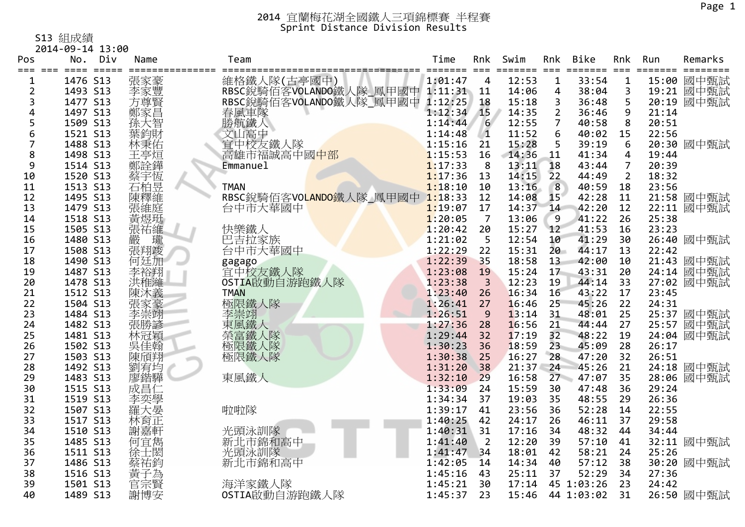# 2014 宜蘭梅花湖全國鐵人三項錦標賽 半程賽
## Sprint Distance Division Results

S13 組成績
2014-09-14 13:00

| Pos | | No. | Div | Name | Team | Time | Rnk | Swim | Rnk | Bike | Rnk | Run | Remarks |
|---|---|---|---|---|---|---|---|---|---|---|---|---|---|
| 1 | | 1476 | S13 | 張家豪 | 維格鐵人隊(古亭國中) | 1:01:47 | 4 | 12:53 | 1 | 33:54 | 1 | 15:00 | 國中甄試 |
| 2 | | 1493 | S13 | 李家豐 | RBSC銳騎佰客VOLANDO鐵人隊_鳳甲國中 | 1:11:31 | 11 | 14:06 | 4 | 38:04 | 3 | 19:21 | 國中甄試 |
| 3 | | 1477 | S13 | 方尊賢 | RBSC銳騎佰客VOLANDO鐵人隊_鳳甲國中 | 1:12:25 | 18 | 15:18 | 3 | 36:48 | 5 | 20:19 | 國中甄試 |
| 4 | | 1497 | S13 | 鄭家昌 | 春風車隊 | 1:12:34 | 15 | 14:35 | 2 | 36:46 | 9 | 21:14 | |
| 5 | | 1509 | S13 | 孫大智 | 勝航鐵人 | 1:14:44 | 6 | 12:55 | 7 | 40:58 | 8 | 20:51 | |
| 6 | | 1521 | S13 | 葉鈞財 | 文山高中 | 1:14:48 | 1 | 11:52 | 6 | 40:02 | 15 | 22:56 | |
| 7 | | 1488 | S13 | 林秉佑 | 宜中校友鐵人隊 | 1:15:16 | 21 | 15:28 | 5 | 39:19 | 6 | 20:30 | 國中甄試 |
| 8 | | 1498 | S13 | 王亭烜 | 高雄市福誠高中國中部 | 1:15:53 | 16 | 14:36 | 11 | 41:34 | 4 | 19:44 | |
| 9 | | 1514 | S13 | 鄭詮鏵 | Emmanuel | 1:17:33 | 8 | 13:11 | 18 | 43:44 | 7 | 20:39 | |
| 10 | | 1520 | S13 | 蔡宇恆 | | 1:17:36 | 13 | 14:15 | 22 | 44:49 | 2 | 18:32 | |
| 11 | | 1513 | S13 | 石柏昱 | TMAN | 1:18:10 | 10 | 13:16 | 8 | 40:59 | 18 | 23:56 | |
| 12 | | 1495 | S13 | 陳釋維 | RBSC銳騎佰客VOLANDO鐵人隊_鳳甲國中 | 1:18:33 | 12 | 14:08 | 15 | 42:28 | 11 | 21:58 | 國中甄試 |
| 13 | | 1479 | S13 | 張維庭 | 台中市大華國中 | 1:19:07 | 17 | 14:37 | 14 | 42:20 | 12 | 22:11 | 國中甄試 |
| 14 | | 1518 | S13 | 黃煜珽 | | 1:20:05 | 7 | 13:06 | 9 | 41:22 | 26 | 25:38 | |
| 15 | | 1505 | S13 | 張祐維 | 快樂鐵人 | 1:20:42 | 20 | 15:27 | 12 | 41:53 | 16 | 23:23 | |
| 16 | | 1480 | S13 | 嚴　瓏 | 巴吉拉家族 | 1:21:02 | 5 | 12:54 | 10 | 41:29 | 30 | 26:40 | 國中甄試 |
| 17 | | 1508 | S13 | 張翔竣 | 台中市大華國中 | 1:22:29 | 22 | 15:31 | 20 | 44:17 | 13 | 22:42 | |
| 18 | | 1490 | S13 | 何廷加 | gagago | 1:22:39 | 35 | 18:58 | 13 | 42:00 | 10 | 21:43 | 國中甄試 |
| 19 | | 1487 | S13 | 李裕翔 | 宜中校友鐵人隊 | 1:23:08 | 19 | 15:24 | 17 | 43:31 | 20 | 24:14 | 國中甄試 |
| 20 | | 1478 | S13 | 洪稚維 | OSTIA啟動自游跑鐵人隊 | 1:23:38 | 3 | 12:23 | 19 | 44:14 | 33 | 27:02 | 國中甄試 |
| 21 | | 1512 | S13 | 陳沐義 | TMAN | 1:23:40 | 26 | 16:34 | 16 | 43:22 | 17 | 23:45 | |
| 22 | | 1504 | S13 | 張家豪 | 極限鐵人隊 | 1:26:41 | 27 | 16:46 | 25 | 45:26 | 22 | 24:31 | |
| 23 | | 1484 | S13 | 李崇翊 | 李崇翊 | 1:26:51 | 9 | 13:14 | 31 | 48:01 | 25 | 25:37 | 國中甄試 |
| 24 | | 1482 | S13 | 張勝諺 | 東風鐵人 | 1:27:36 | 28 | 16:56 | 21 | 44:44 | 27 | 25:57 | 國中甄試 |
| 25 | | 1481 | S13 | 林冠穎 | 榮富鐵人隊 | 1:29:44 | 32 | 17:19 | 32 | 48:22 | 19 | 24:04 | 國中甄試 |
| 26 | | 1502 | S13 | 吳佳翰 | 極限鐵人隊 | 1:30:23 | 36 | 18:59 | 23 | 45:09 | 28 | 26:17 | |
| 27 | | 1503 | S13 | 陳頎翔 | 極限鐵人隊 | 1:30:38 | 25 | 16:27 | 28 | 47:20 | 32 | 26:51 | |
| 28 | | 1492 | S13 | 劉宥均 | | 1:31:20 | 38 | 21:37 | 24 | 45:26 | 21 | 24:18 | 國中甄試 |
| 29 | | 1483 | S13 | 廖鍇驊 | 東風鐵人 | 1:32:10 | 29 | 16:58 | 27 | 47:07 | 35 | 28:06 | 國中甄試 |
| 30 | | 1515 | S13 | 成昌仁 | | 1:33:09 | 24 | 15:59 | 30 | 47:48 | 36 | 29:24 | |
| 31 | | 1519 | S13 | 李奕學 | | 1:34:34 | 37 | 19:03 | 35 | 48:55 | 29 | 26:36 | |
| 32 | | 1507 | S13 | 羅大晏 | 啦啦隊 | 1:39:17 | 41 | 23:56 | 36 | 52:28 | 14 | 22:55 | |
| 33 | | 1517 | S13 | 林育正 | | 1:40:25 | 42 | 24:17 | 26 | 46:11 | 37 | 29:58 | |
| 34 | | 1510 | S13 | 謝嘉軒 | 光頭泳訓隊 | 1:40:31 | 31 | 17:16 | 34 | 48:32 | 44 | 34:44 | |
| 35 | | 1485 | S13 | 何宜雋 | 新北市錦和高中 | 1:41:40 | 2 | 12:20 | 39 | 57:10 | 41 | 32:11 | 國中甄試 |
| 36 | | 1511 | S13 | 徐士閎 | 光頭泳訓隊 | 1:41:47 | 34 | 18:01 | 42 | 58:21 | 24 | 25:26 | |
| 37 | | 1486 | S13 | 蔡祐鈞 | 新北市錦和高中 | 1:42:05 | 14 | 14:34 | 40 | 57:12 | 38 | 30:20 | 國中甄試 |
| 38 | | 1516 | S13 | 黃子為 | | 1:45:16 | 43 | 25:11 | 37 | 52:29 | 34 | 27:36 | |
| 39 | | 1501 | S13 | 官宗賢 | 海洋家鐵人隊 | 1:45:21 | 30 | 17:14 | 45 | 1:03:26 | 23 | 24:42 | |
| 40 | | 1489 | S13 | 謝博安 | OSTIA啟動自游跑鐵人隊 | 1:45:37 | 23 | 15:46 | 44 | 1:03:02 | 31 | 26:50 | 國中甄試 |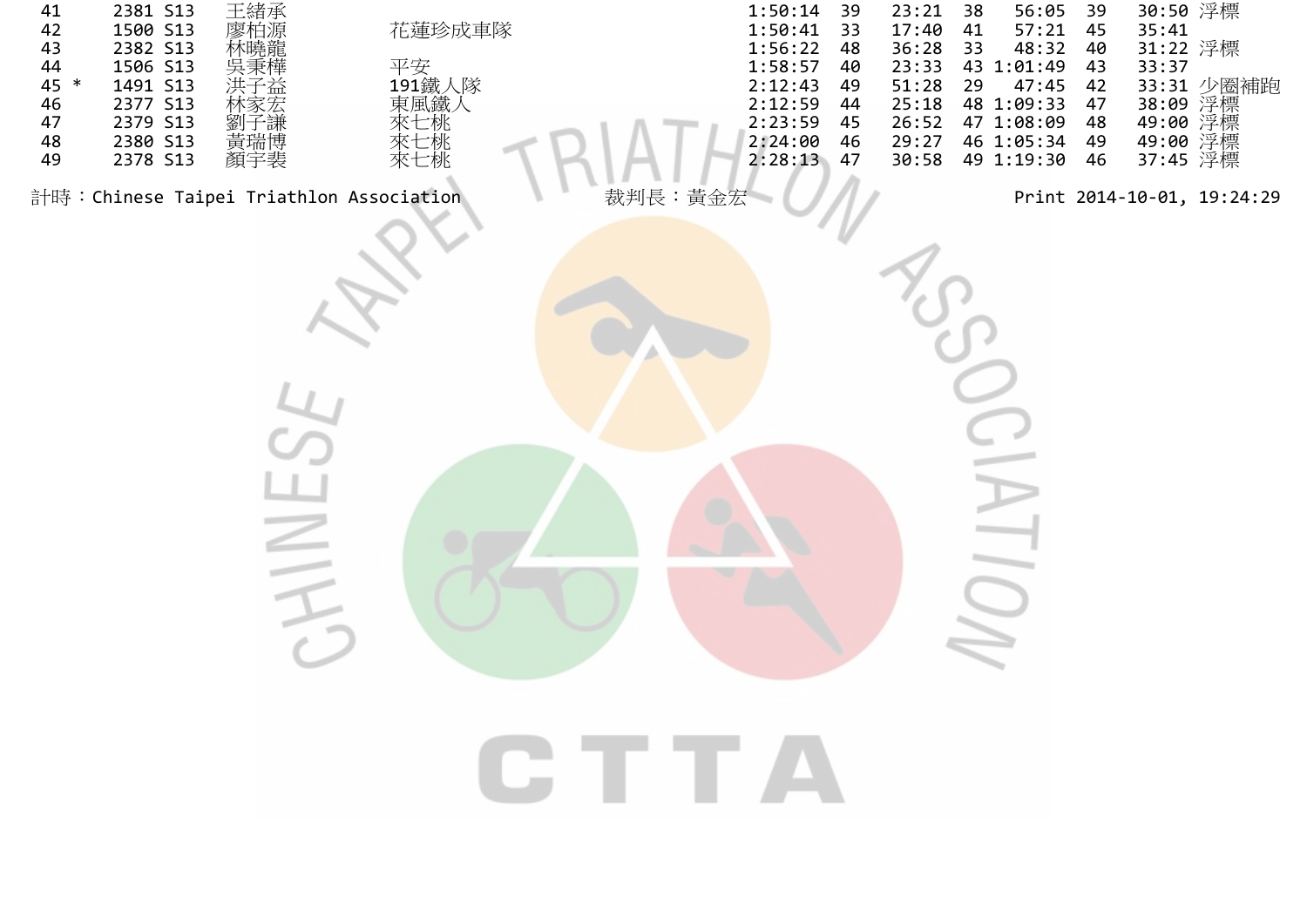| | | | | | | | | | | | | |
|---|---|---|---|---|---|---|---|---|---|---|---|---|
| 41 | 2381 | S13 | 王緒承 | | 1:50:14 | 39 | 23:21 | 38 | 56:05 | 39 | 30:50 | 浮標 |
| 42 | 1500 | S13 | 廖柏源 | 花蓮珍成車隊 | 1:50:41 | 33 | 17:40 | 41 | 57:21 | 45 | 35:41 | |
| 43 | 2382 | S13 | 林曉龍 | | 1:56:22 | 48 | 36:28 | 33 | 48:32 | 40 | 31:22 | 浮標 |
| 44 | 1506 | S13 | 吳秉樺 | 平安 | 1:58:57 | 40 | 23:33 | 43 | 1:01:49 | 43 | 33:37 | |
| 45 * | 1491 | S13 | 洪子益 | 191鐵人隊 | 2:12:43 | 49 | 51:28 | 29 | 47:45 | 42 | 33:31 | 少圈補跑 |
| 46 | 2377 | S13 | 林家宏 | 東風鐵人 | 2:12:59 | 44 | 25:18 | 48 | 1:09:33 | 47 | 38:09 | 浮標 |
| 47 | 2379 | S13 | 劉子謙 | 來七桃 | 2:23:59 | 45 | 26:52 | 47 | 1:08:09 | 48 | 49:00 | 浮標 |
| 48 | 2380 | S13 | 黃瑞博 | 來七桃 | 2:24:00 | 46 | 29:27 | 46 | 1:05:34 | 49 | 49:00 | 浮標 |
| 49 | 2378 | S13 | 顏宇裴 | 來七桃 | 2:28:13 | 47 | 30:58 | 49 | 1:19:30 | 46 | 37:45 | 浮標 |

計時：Chinese Taipei Triathlon Association　　裁判長：黃金宏　　Print 2014-10-01, 19:24:29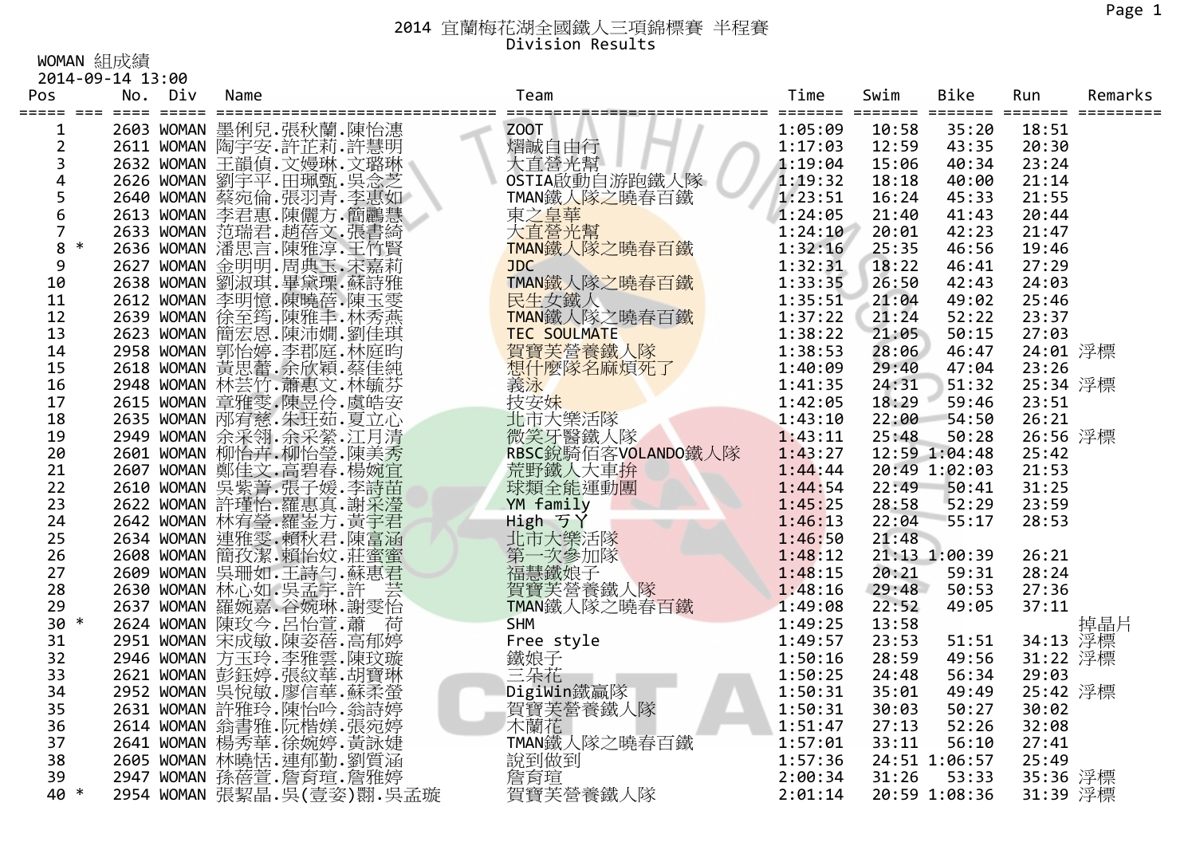# 2014 宜蘭梅花湖全國鐵人三項錦標賽 半程賽

## Division Results

WOMAN 組成績

2014-09-14 13:00

| Pos | | No. | Div | Name | Team | Time | Swim | Bike | Run | Remarks |
|---|---|---|---|---|---|---|---|---|---|---|
| 1 | | 2603 | WOMAN | 墨俐兒.張秋蘭.陳怡漶 | ZOOT | 1:05:09 | 10:58 | 35:20 | 18:51 | |
| 2 | | 2611 | WOMAN | 陶宇安.許芷莉.許慧明 | 熠誠自由行 | 1:17:03 | 12:59 | 43:35 | 20:30 | |
| 3 | | 2632 | WOMAN | 王韻偵.文嫚琳.文璐琳 | 大直營光幫 | 1:19:04 | 15:06 | 40:34 | 23:24 | |
| 4 | | 2626 | WOMAN | 劉宇平.田珮甄.吳念芝 | OSTIA啟動自游跑鐵人隊 | 1:19:32 | 18:18 | 40:00 | 21:14 | |
| 5 | | 2640 | WOMAN | 蔡宛倫.張羽青.李惠如 | TMAN鐵人隊之曉春百鐵 | 1:23:51 | 16:24 | 45:33 | 21:55 | |
| 6 | | 2613 | WOMAN | 李君惠.陳儷方.簡鸝慧 | 東之皇華 | 1:24:05 | 21:40 | 41:43 | 20:44 | |
| 7 | | 2633 | WOMAN | 范瑞君.趙蓓文.張書綺 | 大直營光幫 | 1:24:10 | 20:01 | 42:23 | 21:47 | |
| 8 | * | 2636 | WOMAN | 潘思言.陳雅淳.王竹賢 | TMAN鐵人隊之曉春百鐵 | 1:32:16 | 25:35 | 46:56 | 19:46 | |
| 9 | | 2627 | WOMAN | 金明明.周典玉.宋嘉莉 | JDC | 1:32:31 | 18:22 | 46:41 | 27:29 | |
| 10 | | 2638 | WOMAN | 劉淑琪.畢黛�books.蘇詩雅 | TMAN鐵人隊之曉春百鐵 | 1:33:35 | 26:50 | 42:43 | 24:03 | |
| 11 | | 2612 | WOMAN | 李明憶.陳曉蓓.陳玉雯 | 民生女鐵人 | 1:35:51 | 21:04 | 49:02 | 25:46 | |
| 12 | | 2639 | WOMAN | 徐至筠.陳雅手.林秀燕 | TMAN鐵人隊之曉春百鐵 | 1:37:22 | 21:24 | 52:22 | 23:37 | |
| 13 | | 2623 | WOMAN | 簡宏恩.陳沛嫺.劉佳琪 | TEC SOULMATE | 1:38:22 | 21:05 | 50:15 | 27:03 | |
| 14 | | 2958 | WOMAN | 郭怡婷.李郡庭.林庭昀 | 賀寶芙營養鐵人隊 | 1:38:53 | 28:06 | 46:47 | 24:01 | 浮標 |
| 15 | | 2618 | WOMAN | 黃思蕾.余欣穎.蔡佳純 | 想什麼隊名麻煩死了 | 1:40:09 | 29:40 | 47:04 | 23:26 | |
| 16 | | 2948 | WOMAN | 林芸竹.蕭惠文.林毓芬 | 義泳 | 1:41:35 | 24:31 | 51:32 | 25:34 | 浮標 |
| 17 | | 2615 | WOMAN | 章雅雯.陳昱伶.盧皓安 | 技安妹 | 1:42:05 | 18:29 | 59:46 | 23:51 | |
| 18 | | 2635 | WOMAN | 邴育慈.朱玨茹.夏立心 | 北市大樂活隊 | 1:43:10 | 22:00 | 54:50 | 26:21 | |
| 19 | | 2949 | WOMAN | 余采翎.余采縈.江月清 | 微笑牙醫鐵人隊 | 1:43:11 | 25:48 | 50:28 | 26:56 | 浮標 |
| 20 | | 2601 | WOMAN | 柳怡卉.柳怡瑩.陳美秀 | RBSC銳騎佰客VOLANDO鐵人隊 | 1:43:27 | 12:59 | 1:04:48 | 25:42 | |
| 21 | | 2607 | WOMAN | 鄭佳文.高碧春.楊婉宜 | 荒野鐵人大車拚 | 1:44:44 | 20:49 | 1:02:03 | 21:53 | |
| 22 | | 2610 | WOMAN | 吳紫菁.張子媛.李詩苗 | 球類全能運動團 | 1:44:54 | 22:49 | 50:41 | 31:25 | |
| 23 | | 2622 | WOMAN | 許瑾怡.羅惠真.謝采瀅 | YM family | 1:45:25 | 28:58 | 52:29 | 23:59 | |
| 24 | | 2642 | WOMAN | 林宥瑩.羅崟方.黃宇君 | High ㄎㄚ | 1:46:13 | 22:04 | 55:17 | 28:53 | |
| 25 | | 2634 | WOMAN | 連雅雯.賴秋君.陳富涵 | 北市大樂活隊 | 1:46:50 | 21:48 | | | |
| 26 | | 2608 | WOMAN | 簡孜潔.賴怡妏.莊蜜蜜 | 第一次參加隊 | 1:48:12 | 21:13 | 1:00:39 | 26:21 | |
| 27 | | 2609 | WOMAN | 吳珊如.王詩匀.蘇惠君 | 福慧鐵娘子 | 1:48:15 | 20:21 | 59:31 | 28:24 | |
| 28 | | 2630 | WOMAN | 林心如.吳孟宇.許　芸 | 賀寶芙營養鐵人隊 | 1:48:16 | 29:48 | 50:53 | 27:36 | |
| 29 | | 2637 | WOMAN | 羅婉嘉.谷婉琳.謝雯怡 | TMAN鐵人隊之曉春百鐵 | 1:49:08 | 22:52 | 49:05 | 37:11 | |
| 30 | * | 2624 | WOMAN | 陳玫今.呂怡萱.蕭　荷 | SHM | 1:49:25 | 13:58 | | | 掉晶片 |
| 31 | | 2951 | WOMAN | 宋成敏.陳姿蓓.高郁婷 | Free style | 1:49:57 | 23:53 | 51:51 | 34:13 | 浮標 |
| 32 | | 2946 | WOMAN | 方玉玲.李雅雲.陳玟璇 | 鐵娘子 | 1:50:16 | 28:59 | 49:56 | 31:22 | 浮標 |
| 33 | | 2621 | WOMAN | 彭鈺婷.張紋華.胡寶琳 | 三朵花 | 1:50:25 | 24:48 | 56:34 | 29:03 | |
| 34 | | 2952 | WOMAN | 吳悅敏.廖信華.蘇柔螢 | DigiWin鐵贏隊 | 1:50:31 | 35:01 | 49:49 | 25:42 | 浮標 |
| 35 | | 2631 | WOMAN | 許雅玲.陳怡吟.翁詩婷 | 賀寶芙營養鐵人隊 | 1:50:31 | 30:03 | 50:27 | 30:02 | |
| 36 | | 2614 | WOMAN | 翁書雅.阮楷媄.張宛婷 | 木蘭花 | 1:51:47 | 27:13 | 52:26 | 32:08 | |
| 37 | | 2641 | WOMAN | 楊秀華.徐婉婷.黃詠婕 | TMAN鐵人隊之曉春百鐵 | 1:57:01 | 33:11 | 56:10 | 27:41 | |
| 38 | | 2605 | WOMAN | 林曉恬.連郁勤.劉質涵 | 說到做到 | 1:57:36 | 24:51 | 1:06:57 | 25:49 | |
| 39 | | 2947 | WOMAN | 孫蓓萱.詹育瑄.詹雅婷 | 詹育瑄 | 2:00:34 | 31:26 | 53:33 | 35:36 | 浮標 |
| 40 | * | 2954 | WOMAN | 張絜晶.吳(壹姿)翾.吳孟璇 | 賀寶芙營養鐵人隊 | 2:01:14 | 20:59 | 1:08:36 | 31:39 | 浮標 |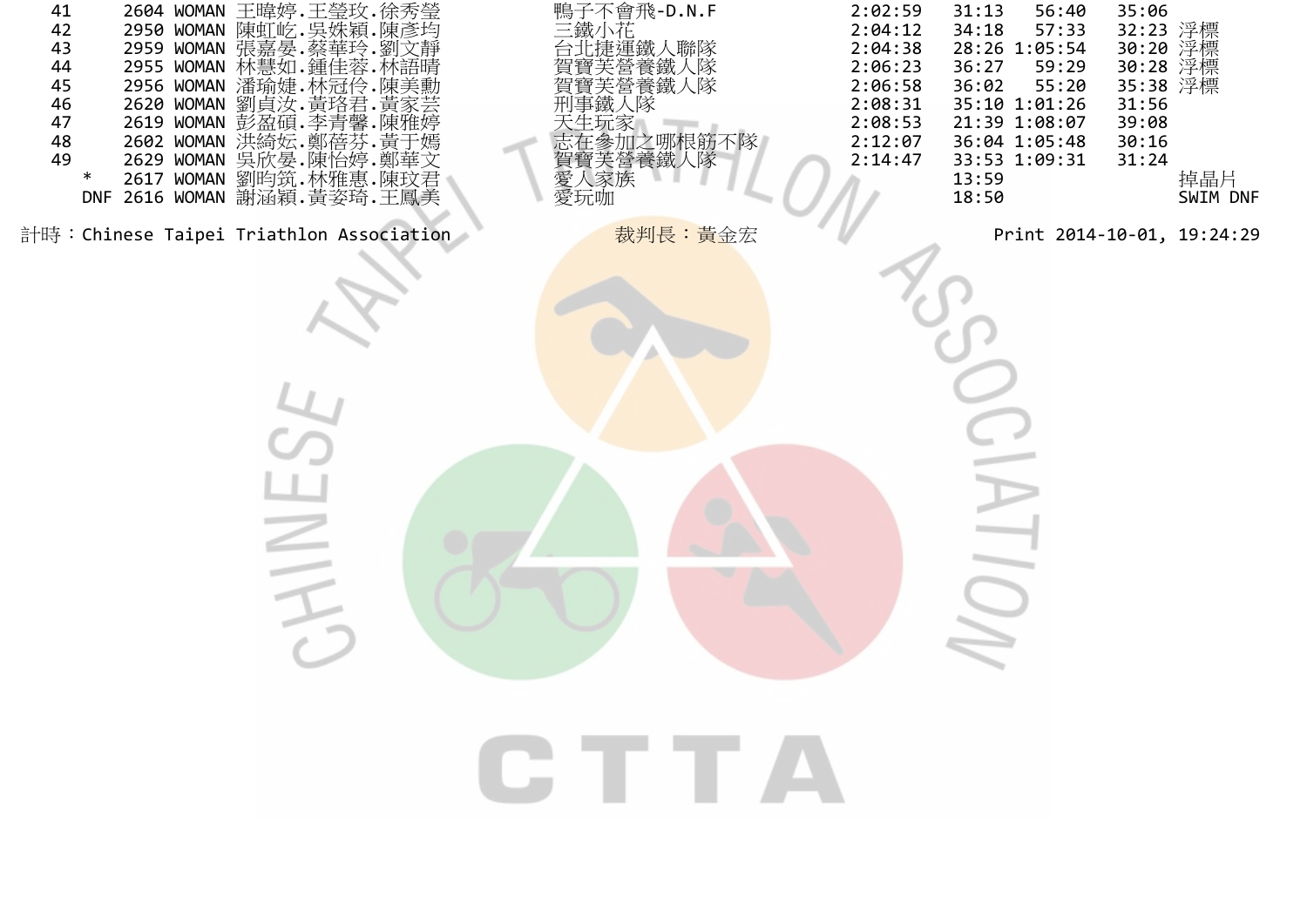| | | | | | | | | | |
|---|---|---|---|---|---|---|---|---|---|
| 41 | 2604 | WOMAN | 王暐婷.王瑩玫.徐秀瑩 | 鴨子不會飛-D.N.F | 2:02:59 | 31:13 | 56:40 | 35:06 | |
| 42 | 2950 | WOMAN | 陳虹屹.吳姝穎.陳彥均 | 三鐵小花 | 2:04:12 | 34:18 | 57:33 | 32:23 | 浮標 |
| 43 | 2959 | WOMAN | 張嘉晏.蔡華玲.劉文靜 | 台北捷運鐵人聯隊 | 2:04:38 | 28:26 | 1:05:54 | 30:20 | 浮標 |
| 44 | 2955 | WOMAN | 林慧如.鍾佳蓉.林語晴 | 賀寶芙營養鐵人隊 | 2:06:23 | 36:27 | 59:29 | 30:28 | 浮標 |
| 45 | 2956 | WOMAN | 潘瑜婕.林冠伶.陳美勳 | 賀寶芙營養鐵人隊 | 2:06:58 | 36:02 | 55:20 | 35:38 | 浮標 |
| 46 | 2620 | WOMAN | 劉貞汝.黃珞君.黃家芸 | 刑事鐵人隊 | 2:08:31 | 35:10 | 1:01:26 | 31:56 | |
| 47 | 2619 | WOMAN | 彭盈碩.李青馨.陳雅婷 | 天生玩家 | 2:08:53 | 21:39 | 1:08:07 | 39:08 | |
| 48 | 2602 | WOMAN | 洪綺妘.鄭蓓芬.黃于嫣 | 志在參加之哪根筋不隊 | 2:12:07 | 36:04 | 1:05:48 | 30:16 | |
| 49 | 2629 | WOMAN | 吳欣晏.陳怡婷.鄭華文 | 賀寶芙營養鐵人隊 | 2:14:47 | 33:53 | 1:09:31 | 31:24 | |
| * | 2617 | WOMAN | 劉昀筑.林雅惠.陳玟君 | 愛人家族 | | 13:59 | | | 掉晶片 |
| DNF | 2616 | WOMAN | 謝涵穎.黃姿琦.王鳳美 | 愛玩咖 | | 18:50 | | | SWIM DNF |

計時：Chinese Taipei Triathlon Association　　裁判長：黃金宏　　Print 2014-10-01, 19:24:29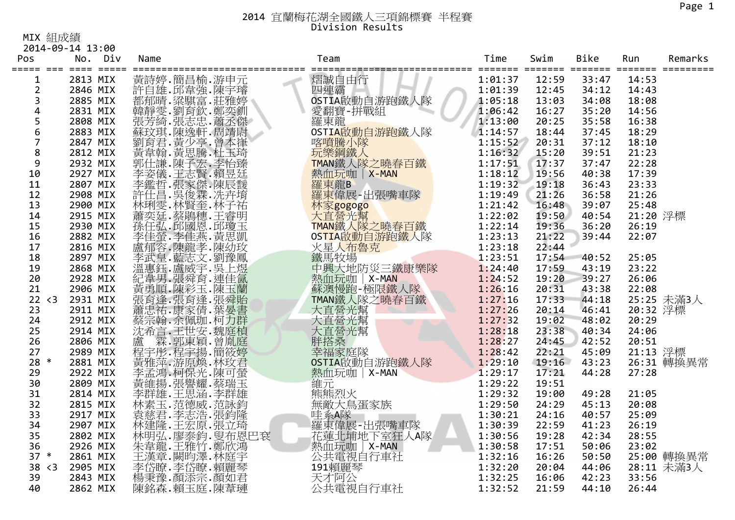# 2014 宜蘭梅花湖全國鐵人三項錦標賽 半程賽
## Division Results

MIX 組成績
2014-09-14 13:00

| Pos | | No. | Div | Name | Team | Time | Swim | Bike | Run | Remarks |
|---|---|---|---|---|---|---|---|---|---|---|
| 1 | | 2813 | MIX | 黃詩婷.簡昌榆.游申元 | 熠誠自由行 | 1:01:37 | 12:59 | 33:47 | 14:53 | |
| 2 | | 2846 | MIX | 許自雄.邱韋強.陳宇璿 | 四連霸 | 1:01:39 | 12:45 | 34:12 | 14:43 | |
| 3 | | 2885 | MIX | 都郁晴.梁騏富.莊雅婷 | OSTIA啟動自游跑鐵人隊 | 1:05:18 | 13:03 | 34:08 | 18:08 | |
| 4 | | 2831 | MIX | 韓靜雯.劉育欽.鄭奕釧 | 愛翻寶-拼戰組 | 1:06:42 | 16:27 | 35:20 | 14:56 | |
| 5 | | 2808 | MIX | 張芳綺.張志忠.蕭丞傑 | 羅東龍 | 1:13:00 | 20:25 | 35:58 | 16:38 | |
| 6 | | 2883 | MIX | 蘇玟琪.陳逸軒.周靖尉 | OSTIA啟動自游跑鐵人隊 | 1:14:57 | 18:44 | 37:45 | 18:29 | |
| 7 | | 2847 | MIX | 劉育君.黃少亭.曾本律 | 喀噴騰小隊 | 1:15:52 | 20:31 | 37:12 | 18:10 | |
| 8 | | 2812 | MIX | 黃韋翰.黃思騰.杜玉琦 | 玩樂鋼鐵人 | 1:16:32 | 15:20 | 39:51 | 21:23 | |
| 9 | | 2932 | MIX | 郭仕謙.陳子宏.李怡臻 | TMAN鐵人隊之曉春百鐵 | 1:17:51 | 17:37 | 37:47 | 22:28 | |
| 10 | | 2927 | MIX | 李姿儀.王志賢.賴昱廷 | 熱血玩咖 \| X-MAN | 1:18:12 | 19:56 | 40:38 | 17:39 | |
| 11 | | 2807 | MIX | 李鑑哲.張家傑.陳辰馥 | 羅東龍B | 1:19:32 | 19:18 | 36:43 | 23:33 | |
| 12 | | 2908 | MIX | 許仕昌.吳俊霖.冼卉琦 | 羅東偉展-出張嘴車隊 | 1:19:49 | 21:26 | 36:58 | 21:26 | |
| 13 | | 2900 | MIX | 林琍雯.林賢奎.林子祐 | 林家gogogo | 1:21:42 | 16:48 | 39:07 | 25:48 | |
| 14 | | 2915 | MIX | 蕭奕廷.蔡鵬穗.王睿明 | 大直營光幫 | 1:22:02 | 19:50 | 40:54 | 21:20 | 浮標 |
| 15 | | 2930 | MIX | 孫任弘.邱國恩.邱瓊玉 | TMAN鐵人隊之曉春百鐵 | 1:22:14 | 19:36 | 36:20 | 26:19 | |
| 16 | | 2882 | MIX | 李佳螢.李佳燕.黃思凱 | OSTIA啟動自游跑鐵人隊 | 1:23:13 | 21:22 | 39:44 | 22:07 | |
| 17 | | 2816 | MIX | 盧郁容.陳龍孝.陳幼玫 | 火星人布魯克 | 1:23:18 | 22:44 | | | |
| 18 | | 2897 | MIX | 李武皇.藍志文.劉豫鳳 | 鐵馬牧場 | 1:23:51 | 17:54 | 40:52 | 25:05 | |
| 19 | | 2868 | MIX | 溫蕙鈺.盧威宇.吳上煜 | 中興大地防災三鐵康樂隊 | 1:24:40 | 17:59 | 43:19 | 23:22 | |
| 20 | | 2928 | MIX | 紀韋男.張舜育.連佳氤 | 熱血玩咖 \| X-MAN | 1:24:52 | 19:20 | 39:27 | 26:06 | |
| 21 | | 2906 | MIX | 黃勇順.陳彩玉.陳玉蘭 | 蘇澳慢跑-極限鐵人隊 | 1:26:16 | 20:31 | 43:38 | 22:08 | |
| 22 | <3 | 2931 | MIX | 張育逢.張育逢.張舜貽 | TMAN鐵人隊之曉春百鐵 | 1:27:16 | 17:33 | 44:18 | 25:25 | 未滿3人 |
| 23 | | 2911 | MIX | 蕭忠祐.康家倩.葉晏書 | 大直營光幫 | 1:27:26 | 20:14 | 46:41 | 20:32 | 浮標 |
| 24 | | 2912 | MIX | 蔡宗翰.余佩珈.柯力群 | 大直營光幫 | 1:27:32 | 19:02 | 48:02 | 20:29 | |
| 25 | | 2914 | MIX | 沈希言.王世安.魏庭楨 | 大直營光幫 | 1:28:18 | 23:38 | 40:34 | 24:06 | |
| 26 | | 2806 | MIX | 盧 霖.郭東穎.曾胤庭 | 胖搭桑 | 1:28:27 | 24:45 | 42:52 | 20:51 | |
| 27 | | 2989 | MIX | 程宇彤.程宇揚.簡筱婷 | 幸福家庭隊 | 1:28:42 | 22:21 | 45:09 | 21:13 | 浮標 |
| 28 | * | 2881 | MIX | 黃雅萍.游原煥.林玟君 | OSTIA啟動自游跑鐵人隊 | 1:29:10 | 19:16 | 43:23 | 26:31 | 轉換異常 |
| 29 | | 2922 | MIX | 李孟鴻.柯保光.陳可螢 | 熱血玩咖 \| X-MAN | 1:29:17 | 17:21 | 44:28 | 27:28 | |
| 30 | | 2809 | MIX | 黃維揚.張譽耀.蔡瑞玉 | 維元 | 1:29:22 | 19:51 | | | |
| 31 | | 2814 | MIX | 李群雄.王思涵.李群雄 | 熊熊烈火 | 1:29:32 | 19:00 | 49:28 | 21:05 | |
| 32 | | 2815 | MIX | 林素玉.范德威.范詠鈞 | 無敵大鳥蛋家族 | 1:29:50 | 24:29 | 45:13 | 20:08 | |
| 33 | | 2917 | MIX | 袁慈君.李志浩.張鈞隆 | 哇系A隊 | 1:30:21 | 24:16 | 40:57 | 25:09 | |
| 34 | | 2907 | MIX | 林建隆.王宏原.張立琦 | 羅東偉展-出張嘴車隊 | 1:30:39 | 22:59 | 41:23 | 26:19 | |
| 35 | | 2802 | MIX | 林明弘.廖泰鈞.叟布恩巴袞 | 花蓮北埔地下室狂人A隊 | 1:30:56 | 19:28 | 42:34 | 28:55 | |
| 36 | | 2926 | MIX | 朱韋龍.王雅竹.鄭欣鴻 | 熱血玩咖 \| X-MAN | 1:30:58 | 17:51 | 50:06 | 23:02 | |
| 37 | * | 2861 | MIX | 王漢章.闕昀澤.林庭宇 | 公共電視自行車社 | 1:32:16 | 16:26 | 50:50 | 25:00 | 轉換異常 |
| 38 | <3 | 2905 | MIX | 李岱暸.李岱暸.賴麗琴 | 191賴麗琴 | 1:32:20 | 20:04 | 44:06 | 28:11 | 未滿3人 |
| 39 | | 2843 | MIX | 楊秉豫.顏添宗.顏如君 | 天才阿公 | 1:32:25 | 16:06 | 42:23 | 33:56 | |
| 40 | | 2862 | MIX | 陳銘森.賴玉庭.陳葦璉 | 公共電視自行車社 | 1:32:52 | 21:59 | 44:10 | 26:44 | |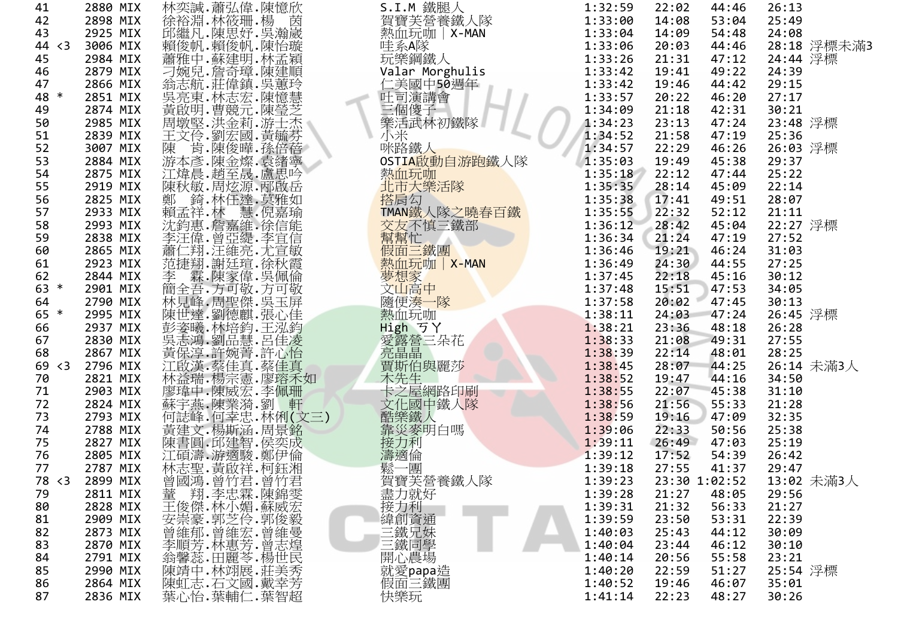| | | | | | | | | | |
|---|---|---|---|---|---|---|---|---|---|
| 41 | 2880 | MIX | 林奕誠.蕭弘偉.陳憶欣 | S.I.M 鐵腿人 | 1:32:59 | 22:02 | 44:46 | 26:13 | |
| 42 | 2898 | MIX | 徐裕淵.林筱珊.楊　茵 | 賀寶芙營養鐵人隊 | 1:33:00 | 14:08 | 53:04 | 25:49 | |
| 43 | 2925 | MIX | 邱繼凡.陳思妤.吳瀚崴 | 熱血玩咖｜X-MAN | 1:33:04 | 14:09 | 54:48 | 24:08 | |
| 44 <3 | 3006 | MIX | 賴俊帆.賴俊帆.陳怡璇 | 哇系A隊 | 1:33:06 | 20:03 | 44:46 | 28:18 | 浮標未滿3 |
| 45 | 2984 | MIX | 蕭雅中.蘇建明.林孟穎 | 玩樂鋼鐵人 | 1:33:26 | 21:31 | 47:12 | 24:44 | 浮標 |
| 46 | 2879 | MIX | 刁婉兒.詹奇璋.陳建順 | Valar Morghulis | 1:33:42 | 19:41 | 49:22 | 24:39 | |
| 47 | 2866 | MIX | 翁志航.莊偉鎮.吳蕙玲 | 仁美國中50週年 | 1:33:42 | 19:46 | 44:42 | 29:15 | |
| 48 * | 2851 | MIX | 吳亮東.林志宏.陳憶慧 | 吐司演講會 | 1:33:57 | 20:22 | 46:20 | 27:17 | |
| 49 | 2874 | MIX | 黃啟明.曹競元.陳瑩芝 | 三個傻子 | 1:34:09 | 21:18 | 42:31 | 30:21 | |
| 50 | 2985 | MIX | 周墩堅.洪金莉.游士杰 | 樂活武林初鐵隊 | 1:34:23 | 23:13 | 47:24 | 23:48 | 浮標 |
| 51 | 2839 | MIX | 王文伶.劉宏國.黃毓芬 | 小米 | 1:34:52 | 21:58 | 47:19 | 25:36 | |
| 52 | 3007 | MIX | 陳　肯.陳俊曄.孫倍蓓 | 咪路鐵人 | 1:34:57 | 22:29 | 46:26 | 26:03 | 浮標 |
| 53 | 2884 | MIX | 游本彥.陳金燦.袁緒寧 | OSTIA啟動自游跑鐵人隊 | 1:35:03 | 19:49 | 45:38 | 29:37 | |
| 54 | 2875 | MIX | 江煒晨.趙至晟.盧思吟 | 熱血玩咖 | 1:35:18 | 22:12 | 47:44 | 25:22 | |
| 55 | 2919 | MIX | 陳秋敏.周炫源.邴啟岳 | 北市大樂活隊 | 1:35:35 | 28:14 | 45:09 | 22:14 | |
| 56 | 2825 | MIX | 鄭　錡.林任達.莫雅如 | 搭肩勾 | 1:35:38 | 17:41 | 49:51 | 28:07 | |
| 57 | 2933 | MIX | 賴孟祥.林　慧.倪嘉瑜 | TMAN鐵人隊之曉春百鐵 | 1:35:55 | 22:32 | 52:12 | 21:11 | |
| 58 | 2993 | MIX | 沈鈞惠.詹嘉維.徐信能 | 交友不慎三鐵部 | 1:36:12 | 28:42 | 45:04 | 22:27 | 浮標 |
| 59 | 2838 | MIX | 李汪偉.曾亞緹.李宜信 | 幫幫忙 | 1:36:34 | 21:24 | 47:19 | 27:52 | |
| 60 | 2865 | MIX | 蕭仁翔.汪維亮.尤宣敏 | 假面三鐵團 | 1:36:46 | 19:21 | 46:24 | 31:03 | |
| 61 | 2923 | MIX | 范捷翔.謝廷瑄.徐秋霞 | 熱血玩咖｜X-MAN | 1:36:49 | 24:30 | 44:55 | 27:25 | |
| 62 | 2844 | MIX | 李　霖.陳家偉.吳佩倫 | 夢想家 | 1:37:45 | 22:18 | 45:16 | 30:12 | |
| 63 * | 2901 | MIX | 簡全吾.方可敬.方可敬 | 文山高中 | 1:37:48 | 15:51 | 47:53 | 34:05 | |
| 64 | 2790 | MIX | 林見峰.周聖傑.吳玉屏 | 隨便湊一隊 | 1:37:58 | 20:02 | 47:45 | 30:13 | |
| 65 * | 2995 | MIX | 陳世達.劉德麒.張心佳 | 熱血玩咖 | 1:38:11 | 24:03 | 47:24 | 26:45 | 浮標 |
| 66 | 2937 | MIX | 彭姿曦.林培鈞.王泓鈞 | High ㄎㄚ | 1:38:21 | 23:36 | 48:18 | 26:28 | |
| 67 | 2830 | MIX | 吳志鴻.劉品慧.呂佳凌 | 愛露營三朵花 | 1:38:33 | 21:08 | 49:31 | 27:55 | |
| 68 | 2867 | MIX | 黃保淳.許婉菁.許心怡 | 亮晶晶 | 1:38:39 | 22:14 | 48:01 | 28:25 | |
| 69 <3 | 2796 | MIX | 江啟漢.蔡佳真.蔡佳真 | 賈斯伯與麗莎 | 1:38:45 | 28:07 | 44:25 | 26:14 | 未滿3人 |
| 70 | 2821 | MIX | 林益瑞.楊宗憲.廖瑢禾如 | 木先生 | 1:38:52 | 19:47 | 44:16 | 34:50 | |
| 71 | 2903 | MIX | 廖瑋中.陳威宏.李佩珊 | 卡之屋網路印刷 | 1:38:55 | 22:07 | 45:38 | 31:10 | |
| 72 | 2824 | MIX | 蘇宇燕.陳業漪.劉　軒 | 文化國中鐵人隊 | 1:38:56 | 21:56 | 55:33 | 21:28 | |
| 73 | 2793 | MIX | 何誌峰.何幸忠.林俐(文三) | 酷樂鐵人 | 1:38:59 | 19:16 | 47:09 | 32:35 | |
| 74 | 2788 | MIX | 黃建文.楊斯涵.周景銘 | 靠災麥明白嗎 | 1:39:06 | 22:33 | 50:56 | 25:38 | |
| 75 | 2827 | MIX | 陳書圓.邱建智.侯奕成 | 接力利 | 1:39:11 | 26:49 | 47:03 | 25:19 | |
| 76 | 2805 | MIX | 江碩濤.游邁駿.鄭伊倫 | 濤邁倫 | 1:39:12 | 17:52 | 54:39 | 26:42 | |
| 77 | 2787 | MIX | 林志聖.黃啟祥.柯鈺湘 | 鬆一團 | 1:39:18 | 27:55 | 41:37 | 29:47 | |
| 78 <3 | 2899 | MIX | 曾國鴻.曾竹君.曾竹君 | 賀寶芙營養鐵人隊 | 1:39:23 | 23:30 | 1:02:52 | 13:02 | 未滿3人 |
| 79 | 2811 | MIX | 董　翔.李忠霖.陳錦雯 | 盡力就好 | 1:39:28 | 21:27 | 48:05 | 29:56 | |
| 80 | 2828 | MIX | 王俊傑.林小娟.蘇威宏 | 接力利 | 1:39:31 | 21:32 | 56:33 | 21:27 | |
| 81 | 2909 | MIX | 安崇豪.郭芝伶.郭俊毅 | 緯創資通 | 1:39:59 | 23:50 | 53:31 | 22:39 | |
| 82 | 2873 | MIX | 曾維郁.曾維宏.曾維曼 | 三鐵兄妹 | 1:40:03 | 25:43 | 44:12 | 30:09 | |
| 83 | 2870 | MIX | 李順芳.林惠芳.曾志煌 | 三鐵同學 | 1:40:04 | 23:44 | 46:12 | 30:10 | |
| 84 | 2791 | MIX | 翁馨慈.田麗苓.楊世民 | 開心農場 | 1:40:14 | 20:56 | 55:58 | 23:21 | |
| 85 | 2990 | MIX | 陳靖中.林翊展.莊美秀 | 就愛papa造 | 1:40:20 | 22:59 | 51:27 | 25:54 | 浮標 |
| 86 | 2864 | MIX | 陳虹志.石文國.戴幸芳 | 假面三鐵團 | 1:40:52 | 19:46 | 46:07 | 35:01 | |
| 87 | 2836 | MIX | 葉心怡.葉輔仁.葉智超 | 快樂玩 | 1:41:14 | 22:23 | 48:27 | 30:26 | |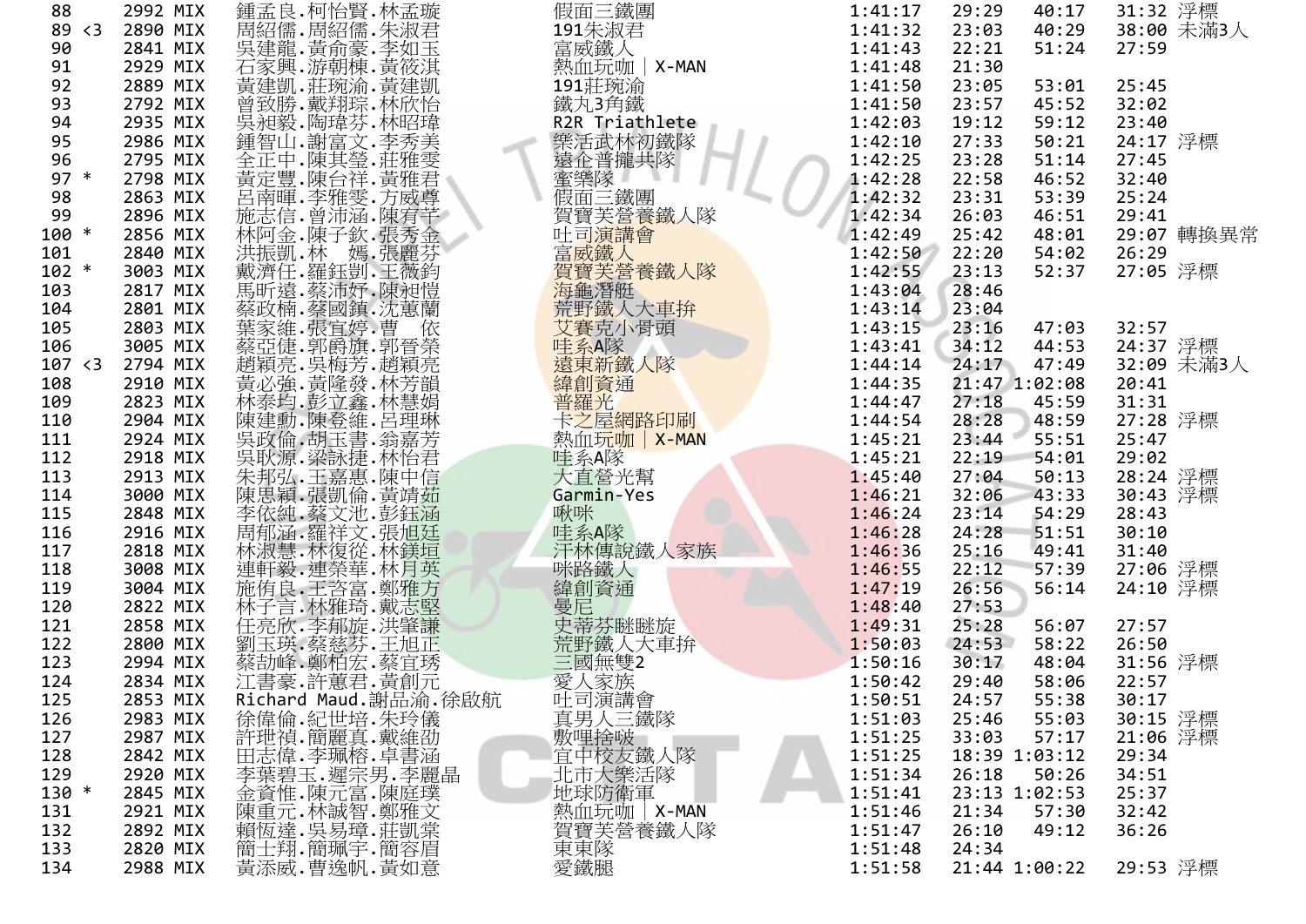| 88 | | 2992 | MIX | 鍾孟良.柯怡賢.林孟璇 | 假面三鐵團 | 1:41:17 | 29:29 | 40:17 | 31:32 | 浮標 |
|---|---|---|---|---|---|---|---|---|---|---|
| 89 | <3 | 2890 | MIX | 周紹儒.周紹儒.朱淑君 | 191朱淑君 | 1:41:32 | 23:03 | 40:29 | 38:00 | 未滿3人 |
| 90 | | 2841 | MIX | 吳建龍.黃俞豪.李如玉 | 富威鐵人 | 1:41:43 | 22:21 | 51:24 | 27:59 | |
| 91 | | 2929 | MIX | 石家興.游朝楝.黃筱淇 | 熱血玩咖 \| X-MAN | 1:41:48 | 21:30 | | | |
| 92 | | 2889 | MIX | 黃建凱.莊琬渝.黃建凱 | 191莊琬渝 | 1:41:50 | 23:05 | 53:01 | 25:45 | |
| 93 | | 2792 | MIX | 曾致勝.戴翔琮.林欣怡 | 鐵丸3角鐵 | 1:41:50 | 23:57 | 45:52 | 32:02 | |
| 94 | | 2935 | MIX | 吳昶毅.陶瑋芬.林昭瑋 | R2R Triathlete | 1:42:03 | 19:12 | 59:12 | 23:40 | |
| 95 | | 2986 | MIX | 鍾智山.謝富文.李秀美 | 樂活武林初鐵隊 | 1:42:10 | 27:33 | 50:21 | 24:17 | 浮標 |
| 96 | | 2795 | MIX | 全正中.陳其瑩.莊雅雯 | 遠企普攏共隊 | 1:42:25 | 23:28 | 51:14 | 27:45 | |
| 97 | * | 2798 | MIX | 黃定豐.陳台祥.黃雅君 | 蜜樂隊 | 1:42:28 | 22:58 | 46:52 | 32:40 | |
| 98 | | 2863 | MIX | 呂南暉.李雅雯.方威尊 | 假面三鐵團 | 1:42:32 | 23:31 | 53:39 | 25:24 | |
| 99 | | 2896 | MIX | 施志信.曾沛涵.陳宥芋 | 賀寶芙營養鐵人隊 | 1:42:34 | 26:03 | 46:51 | 29:41 | |
| 100 | * | 2856 | MIX | 林阿金.陳子欽.張秀金 | 吐司演講會 | 1:42:49 | 25:42 | 48:01 | 29:07 | 轉換異常 |
| 101 | | 2840 | MIX | 洪振凱.林　嫣.張麗芬 | 富威鐵人 | 1:42:50 | 22:20 | 54:02 | 26:29 | |
| 102 | * | 3003 | MIX | 戴濟任.羅鈺凱.王薇鈞 | 賀寶芙營養鐵人隊 | 1:42:55 | 23:13 | 52:37 | 27:05 | 浮標 |
| 103 | | 2817 | MIX | 馬昕遠.蔡沛妤.陳昶愷 | 海龜潛艇 | 1:43:04 | 28:46 | | | |
| 104 | | 2801 | MIX | 蔡政楠.蔡國鎮.沈蕙蘭 | 荒野鐵人大車拚 | 1:43:14 | 23:04 | | | |
| 105 | | 2803 | MIX | 葉家維.張宜婷.曹　依 | 艾賽克小骨頭 | 1:43:15 | 23:16 | 47:03 | 32:57 | |
| 106 | | 3005 | MIX | 蔡亞倢.郭爵旗.郭晉榮 | 哇系A隊 | 1:43:41 | 34:12 | 44:53 | 24:37 | 浮標 |
| 107 | <3 | 2794 | MIX | 趙穎亮.吳梅芳.趙穎亮 | 遠東新鐵人隊 | 1:44:14 | 24:17 | 47:49 | 32:09 | 未滿3人 |
| 108 | | 2910 | MIX | 黃必強.黃隆發.林芳韻 | 緯創資通 | 1:44:35 | 21:47 | 1:02:08 | 20:41 | |
| 109 | | 2823 | MIX | 林泰均.彭立鑫.林慧娟 | 普羅光 | 1:44:47 | 27:18 | 45:59 | 31:31 | |
| 110 | | 2904 | MIX | 陳建勳.陳叁維.呂理琳 | 卡之屋網路印刷 | 1:44:54 | 28:28 | 48:59 | 27:28 | 浮標 |
| 111 | | 2924 | MIX | 吳政倫.胡玉書.翁嘉芳 | 熱血玩咖 \| X-MAN | 1:45:21 | 23:44 | 55:51 | 25:47 | |
| 112 | | 2918 | MIX | 吳耿源.梁詠捷.林怡君 | 哇系A隊 | 1:45:21 | 22:19 | 54:01 | 29:02 | |
| 113 | | 2913 | MIX | 朱邦弘.王嘉惠.陳中信 | 大直螢光幫 | 1:45:40 | 27:04 | 50:13 | 28:24 | 浮標 |
| 114 | | 3000 | MIX | 陳思穎.張凱倫.黃靖茹 | Garmin-Yes | 1:46:21 | 32:06 | 43:33 | 30:43 | 浮標 |
| 115 | | 2848 | MIX | 李依純.蔡文池.彭鈺涵 | 啾咪 | 1:46:24 | 23:14 | 54:29 | 28:43 | |
| 116 | | 2916 | MIX | 周郁涵.羅祥文.張旭廷 | 哇系A隊 | 1:46:28 | 24:28 | 51:51 | 30:10 | |
| 117 | | 2818 | MIX | 林淑慧.林復從.林鎂垣 | 汗林傳說鐵人家族 | 1:46:36 | 25:16 | 49:41 | 31:40 | |
| 118 | | 3008 | MIX | 連軒毅.連榮華.林月英 | 咪路鐵人 | 1:46:55 | 22:12 | 57:39 | 27:06 | 浮標 |
| 119 | | 3004 | MIX | 施侑良.王咨富.鄭雅方 | 緯創資通 | 1:47:19 | 26:56 | 56:14 | 24:10 | 浮標 |
| 120 | | 2822 | MIX | 林子言.林雅琦.戴志堅 | 曼尼 | 1:48:40 | 27:53 | | | |
| 121 | | 2858 | MIX | 任亮欣.李郁旋.洪肇謙 | 史蒂芬睫睫旋 | 1:49:31 | 25:28 | 56:07 | 27:57 | |
| 122 | | 2800 | MIX | 劉玉瑛.蔡慈芬.王旭正 | 荒野鐵人大車拚 | 1:50:03 | 24:53 | 58:22 | 26:50 | |
| 123 | | 2994 | MIX | 蔡劼峰.鄭柏宏.蔡宜琇 | 三國無雙2 | 1:50:16 | 30:17 | 48:04 | 31:56 | 浮標 |
| 124 | | 2834 | MIX | 江書豪.許蕙君.黃創元 | 愛人家族 | 1:50:42 | 29:40 | 58:06 | 22:57 | |
| 125 | | 2853 | MIX | Richard Maud.謝品渝.徐啟航 | 吐司演講會 | 1:50:51 | 24:57 | 55:38 | 30:17 | |
| 126 | | 2983 | MIX | 徐偉倫.紀世培.朱玲儀 | 真男人三鐵隊 | 1:51:03 | 25:46 | 55:03 | 30:15 | 浮標 |
| 127 | | 2987 | MIX | 許琎禎.簡麗真.戴維劭 | 敷哩捨啵 | 1:51:25 | 33:03 | 57:17 | 21:06 | 浮標 |
| 128 | | 2842 | MIX | 田志偉.李珮榕.卓書涵 | 宜中校友鐵人隊 | 1:51:25 | 18:39 | 1:03:12 | 29:34 | |
| 129 | | 2920 | MIX | 李葉碧玉.遲宗男.李麗晶 | 北市大樂活隊 | 1:51:34 | 26:18 | 50:26 | 34:51 | |
| 130 | * | 2845 | MIX | 金資惟.陳元富.陳庭璞 | 地球防衛軍 | 1:51:41 | 23:13 | 1:02:53 | 25:37 | |
| 131 | | 2921 | MIX | 陳重元.林誠智.鄭雅文 | 熱血玩咖 \| X-MAN | 1:51:46 | 21:34 | 57:30 | 32:42 | |
| 132 | | 2892 | MIX | 賴恆達.吳易璋.莊凱棠 | 賀寶芙營養鐵人隊 | 1:51:47 | 26:10 | 49:12 | 36:26 | |
| 133 | | 2820 | MIX | 簡士翔.簡珮宇.簡容眉 | 東東隊 | 1:51:48 | 24:34 | | | |
| 134 | | 2988 | MIX | 黃添威.曹逸帆.黃如意 | 愛鐵腿 | 1:51:58 | 21:44 | 1:00:22 | 29:53 | 浮標 |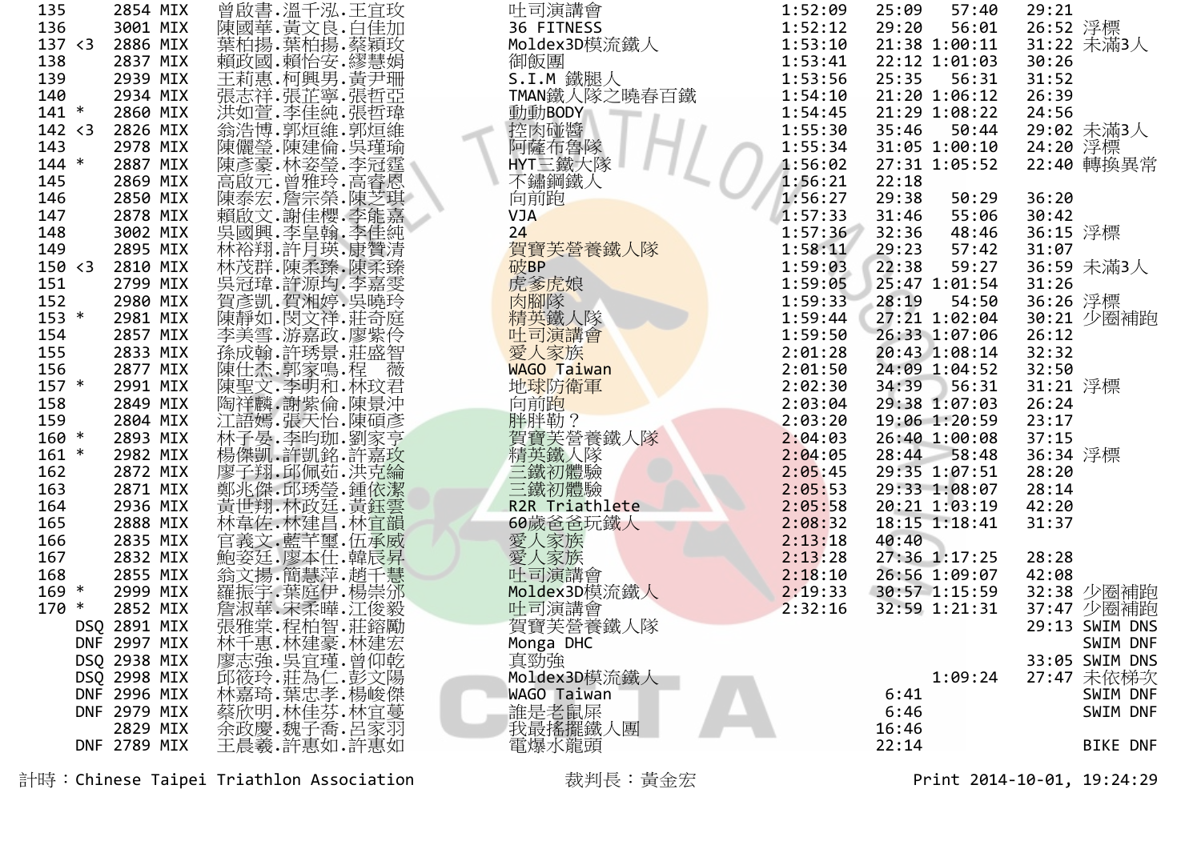| 名次 | 標記 | 號碼 | 組別 | 姓名 | 隊名 | 總成績 | 游泳 | 自行車 | 跑步 | 備註 |
|---|---|---|---|---|---|---|---|---|---|---|
| 135 | | 2854 | MIX | 曾啟書.溫千泓.王宜玟 | 吐司演講會 | 1:52:09 | 25:09 | 57:40 | 29:21 | |
| 136 | | 3001 | MIX | 陳國華.黃文良.白佳加 | 36 FITNESS | 1:52:12 | 29:20 | 56:01 | 26:52 | 浮標 |
| 137 | <3 | 2886 | MIX | 葉柏揚.葉柏揚.蔡穎玟 | Moldex3D模流鐵人 | 1:53:10 | 21:38 | 1:00:11 | 31:22 | 未滿3人 |
| 138 | | 2837 | MIX | 賴政國.賴怡安.繆慧娟 | 御飯團 | 1:53:41 | 22:12 | 1:01:03 | 30:26 | |
| 139 | | 2939 | MIX | 王莉惠.柯興男.黃尹珊 | S.I.M 鐵腿人 | 1:53:56 | 25:35 | 56:31 | 31:52 | |
| 140 | | 2934 | MIX | 張志祥.張芷寧.張哲亞 | TMAN鐵人隊之曉春百鐵 | 1:54:10 | 21:20 | 1:06:12 | 26:39 | |
| 141 | * | 2860 | MIX | 洪如萱.李佳純.張哲瑋 | 動動BODY | 1:54:45 | 21:29 | 1:08:22 | 24:56 | |
| 142 | <3 | 2826 | MIX | 翁浩博.郭烜維.郭烜維 | 控肉碰醬 | 1:55:30 | 35:46 | 50:44 | 29:02 | 未滿3人 |
| 143 | | 2978 | MIX | 陳儷瑩.陳建倫.吳瑾瑜 | 阿薩布魯隊 | 1:55:34 | 31:05 | 1:00:10 | 24:20 | 浮標 |
| 144 | * | 2887 | MIX | 陳彥豪.林姿瑩.李冠霆 | HYT三鐵大隊 | 1:56:02 | 27:31 | 1:05:52 | 22:40 | 轉換異常 |
| 145 | | 2869 | MIX | 高啟元.曾雅玲.高睿恩 | 不鏽鋼鐵人 | 1:56:21 | 22:18 | | | |
| 146 | | 2850 | MIX | 陳泰宏.詹宗榮.陳芝琪 | 向前跑 | 1:56:27 | 29:38 | 50:29 | 36:20 | |
| 147 | | 2878 | MIX | 賴啟文.謝佳櫻.李能嘉 | VJA | 1:57:33 | 31:46 | 55:06 | 30:42 | |
| 148 | | 3002 | MIX | 吳國興.李皇翰.李佳純 | 24 | 1:57:36 | 32:36 | 48:46 | 36:15 | 浮標 |
| 149 | | 2895 | MIX | 林裕翔.許月瑛.康贊清 | 賀寶芙營養鐵人隊 | 1:58:11 | 29:23 | 57:42 | 31:07 | |
| 150 | <3 | 2810 | MIX | 林茂群.陳柔臻.陳柔臻 | 破BP | 1:59:03 | 22:38 | 59:27 | 36:59 | 未滿3人 |
| 151 | | 2799 | MIX | 吳冠瑋.許源均.李嘉雯 | 虎爹虎娘 | 1:59:05 | 25:47 | 1:01:54 | 31:26 | |
| 152 | | 2980 | MIX | 賀彥凱.賀湘婷.吳曉玲 | 肉腳隊 | 1:59:33 | 28:19 | 54:50 | 36:26 | 浮標 |
| 153 | * | 2981 | MIX | 陳靜如.閔文祥.莊奇庭 | 精英鐵人隊 | 1:59:44 | 27:21 | 1:02:04 | 30:21 | 少圈補跑 |
| 154 | | 2857 | MIX | 李美雪.游嘉政.廖紫伶 | 吐司演講會 | 1:59:50 | 26:33 | 1:07:06 | 26:12 | |
| 155 | | 2833 | MIX | 孫成翰.許琇景.莊盛智 | 愛人家族 | 2:01:28 | 20:43 | 1:08:14 | 32:32 | |
| 156 | | 2877 | MIX | 陳仕杰.郭家鳴.程　薇 | WAGO Taiwan | 2:01:50 | 24:09 | 1:04:52 | 32:50 | |
| 157 | * | 2991 | MIX | 陳聖文.李明和.林玟君 | 地球防衛軍 | 2:02:30 | 34:39 | 56:31 | 31:21 | 浮標 |
| 158 | | 2849 | MIX | 陶祥麟.謝紫倫.陳景沖 | 向前跑 | 2:03:04 | 29:38 | 1:07:03 | 26:24 | |
| 159 | | 2804 | MIX | 江語嫣.張天怡.陳碩彥 | 胖胖勒？ | 2:03:20 | 19:06 | 1:20:59 | 23:17 | |
| 160 | * | 2893 | MIX | 林子晏.李昀珈.劉家亨 | 賀寶芙營養鐵人隊 | 2:04:03 | 26:40 | 1:00:08 | 37:15 | |
| 161 | * | 2982 | MIX | 楊傑凱.許凱銘.許嘉玫 | 精英鐵人隊 | 2:04:05 | 28:44 | 58:48 | 36:34 | 浮標 |
| 162 | | 2872 | MIX | 廖子翔.邱佩茹.洪克綸 | 三鐵初體驗 | 2:05:45 | 29:35 | 1:07:51 | 28:20 | |
| 163 | | 2871 | MIX | 鄭兆傑.邱琇瑩.鍾依潔 | 三鐵初體驗 | 2:05:53 | 29:33 | 1:08:07 | 28:14 | |
| 164 | | 2936 | MIX | 黃世翔.林政廷.黃鈺雲 | R2R Triathlete | 2:05:58 | 20:21 | 1:03:19 | 42:20 | |
| 165 | | 2888 | MIX | 林韋佐.林建昌.林宜韻 | 60歲爸爸玩鐵人 | 2:08:32 | 18:15 | 1:18:41 | 31:37 | |
| 166 | | 2835 | MIX | 官義文.藍芊璽.伍承威 | 愛人家族 | 2:13:18 | 40:40 | | | |
| 167 | | 2832 | MIX | 鮑姿廷.廖本仁.韓辰昇 | 愛人家族 | 2:13:28 | 27:36 | 1:17:25 | 28:28 | |
| 168 | | 2855 | MIX | 翁文揚.簡慧萍.趙千慧 | 吐司演講會 | 2:18:10 | 26:56 | 1:09:07 | 42:08 | |
| 169 | * | 2999 | MIX | 羅振宇.葉庭伊.楊崇邠 | Moldex3D模流鐵人 | 2:19:33 | 30:57 | 1:15:59 | 32:38 | 少圈補跑 |
| 170 | * | 2852 | MIX | 詹淑華.宋柔曄.江俊毅 | 吐司演講會 | 2:32:16 | 32:59 | 1:21:31 | 37:47 | 少圈補跑 |
| DSQ | | 2891 | MIX | 張雅棠.程柏智.莊鎔勵 | 賀寶芙營養鐵人隊 | | | | 29:13 | SWIM DNS |
| DNF | | 2997 | MIX | 林千惠.林建豪.林建宏 | Monga DHC | | | | | SWIM DNF |
| DSQ | | 2938 | MIX | 廖志強.吳宜瑾.曾仰乾 | 真勁強 | | | | 33:05 | SWIM DNS |
| DSQ | | 2998 | MIX | 邱筱玲.莊為仁.彭文陽 | Moldex3D模流鐵人 | | | 1:09:24 | 27:47 | 未依梯次 |
| DNF | | 2996 | MIX | 林嘉琦.葉忠孝.楊峻傑 | WAGO Taiwan | | 6:41 | | | SWIM DNF |
| DNF | | 2979 | MIX | 蔡欣明.林佳芬.林宜蔓 | 誰是老鼠屎 | | 6:46 | | | SWIM DNF |
| | | 2829 | MIX | 余政慶.魏子喬.呂家羽 | 我最搖擺鐵人團 | | 16:46 | | | |
| DNF | | 2789 | MIX | 王晨羲.許惠如.許惠如 | 電爆水龍頭 | | 22:14 | | | BIKE DNF |

計時：Chinese Taipei Triathlon Association　　裁判長：黃金宏　　Print 2014-10-01, 19:24:29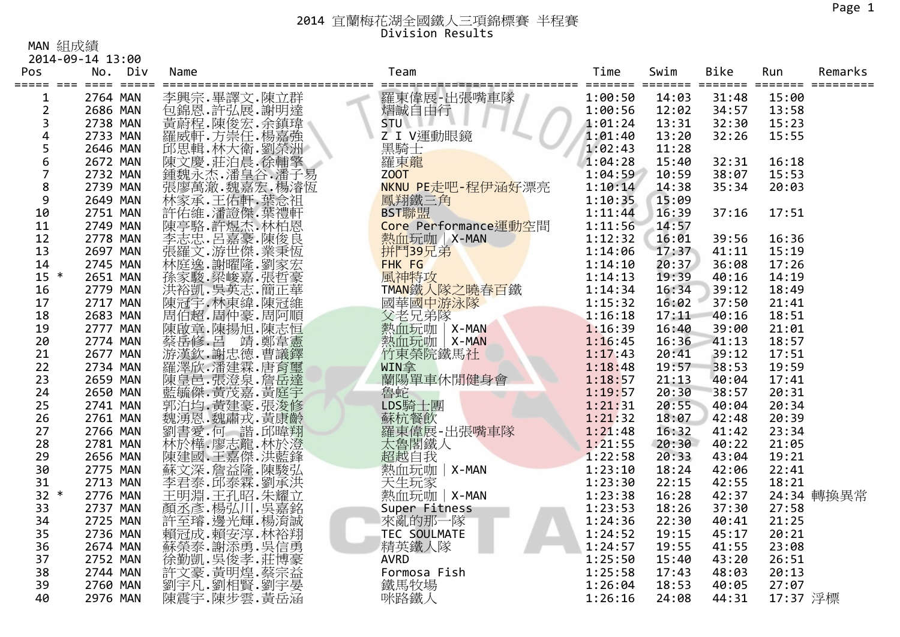# 2014 宜蘭梅花湖全國鐵人三項錦標賽 半程賽

## Division Results

MAN 組成績
2014-09-14 13:00

| Pos | | No. | Div | Name | Team | Time | Swim | Bike | Run | Remarks |
|---|---|---|---|---|---|---|---|---|---|---|
| 1 | | 2764 | MAN | 李興宗.畢譯文.陳立群 | 羅東偉展-出張嘴車隊 | 1:00:50 | 14:03 | 31:48 | 15:00 | |
| 2 | | 2686 | MAN | 包錦恩.許弘展.謝明達 | 熠誠自由行 | 1:00:56 | 12:02 | 34:57 | 13:58 | |
| 3 | | 2738 | MAN | 黃蔚程.陳俊宏.余鎮瑋 | STU | 1:01:24 | 13:31 | 32:30 | 15:23 | |
| 4 | | 2733 | MAN | 羅威軒.方崇任.楊嘉強 | Z I V運動眼鏡 | 1:01:40 | 13:20 | 32:26 | 15:55 | |
| 5 | | 2646 | MAN | 邱思輯.林大衛.劉榮洲 | 黑騎士 | 1:02:43 | 11:28 | | | |
| 6 | | 2672 | MAN | 陳文慶.莊治晨.徐輔擎 | 羅東龍 | 1:04:28 | 15:40 | 32:31 | 16:18 | |
| 7 | | 2732 | MAN | 鍾魏永杰.潘皇谷.潘子易 | ZOOT | 1:04:59 | 10:59 | 38:07 | 15:53 | |
| 8 | | 2739 | MAN | 張廖萬澈.魏嘉宏.楊濬恆 | NKNU PE走吧-程伊涵好漂亮 | 1:10:14 | 14:38 | 35:34 | 20:03 | |
| 9 | | 2649 | MAN | 林家承.王佑軒.葉念祖 | 鳳翔鐵三角 | 1:10:35 | 15:09 | | | |
| 10 | | 2751 | MAN | 許佑維.潘證傑.葉禮軒 | BST聯盟 | 1:11:44 | 16:39 | 37:16 | 17:51 | |
| 11 | | 2749 | MAN | 陳亭駱.許煜杰.林柏恩 | Core Performance運動空間 | 1:11:56 | 14:57 | | | |
| 12 | | 2778 | MAN | 李志忠.呂嘉豪.陳俊良 | 熱血玩咖｜X-MAN | 1:12:32 | 16:01 | 39:56 | 16:36 | |
| 13 | | 2697 | MAN | 張羅文.游世傑.業秉恆 | 拼鬥39兄弟 | 1:14:06 | 17:37 | 41:11 | 15:19 | |
| 14 | | 2745 | MAN | 林庭逸.謝曜隆.劉家宏 | FHK FG | 1:14:10 | 20:37 | 36:08 | 17:26 | |
| 15 | * | 2651 | MAN | 孫家駿.梁峻嘉.張哲豪 | 風神特攻 | 1:14:13 | 19:39 | 40:16 | 14:19 | |
| 16 | | 2779 | MAN | 洪裕凱.吳英志.簡正華 | TMAN鐵人隊之曉春百鐵 | 1:14:34 | 16:34 | 39:12 | 18:49 | |
| 17 | | 2717 | MAN | 陳冠宇.林東緯.陳冠維 | 國華國中游泳隊 | 1:15:32 | 16:02 | 37:50 | 21:41 | |
| 18 | | 2683 | MAN | 周伯超.周仲豪.周阿順 | 父老兄弟隊 | 1:16:18 | 17:11 | 40:16 | 18:51 | |
| 19 | | 2777 | MAN | 陳啟章.陳揚旭.陳志恒 | 熱血玩咖｜X-MAN | 1:16:39 | 16:40 | 39:00 | 21:01 | |
| 20 | | 2774 | MAN | 蔡岳修.呂 靖.鄭韋憲 | 熱血玩咖｜X-MAN | 1:16:45 | 16:36 | 41:13 | 18:57 | |
| 21 | | 2677 | MAN | 游漢欽.謝忠德.曹議鐸 | 竹東榮院鐵馬社 | 1:17:43 | 20:41 | 39:12 | 17:51 | |
| 22 | | 2734 | MAN | 羅澤欣.潘建霖.唐育璽 | WIN拿 | 1:18:48 | 19:57 | 38:53 | 19:59 | |
| 23 | | 2659 | MAN | 陳皇邑.張澄泉.詹岳達 | 蘭陽單車休閒健身會 | 1:18:57 | 21:13 | 40:04 | 17:41 | |
| 24 | | 2650 | MAN | 藍毓傑.黃茂嘉.黃庭宇 | 魯蛇 | 1:19:57 | 20:30 | 38:57 | 20:31 | |
| 25 | | 2741 | MAN | 郭泊均.黃建豪.張浚修 | LDS騎士團 | 1:21:31 | 20:55 | 40:04 | 20:34 | |
| 26 | | 2761 | MAN | 魏湧恩.魏肅戎.黃康齡 | 蘇杭餐飲 | 1:21:32 | 18:07 | 42:48 | 20:39 | |
| 27 | | 2766 | MAN | 劉書愛.何 諧.邱暐翔 | 羅東偉展-出張嘴車隊 | 1:21:48 | 16:32 | 41:42 | 23:34 | |
| 28 | | 2781 | MAN | 林於樺.廖志龍.林於澄 | 太魯閣鐵人 | 1:21:55 | 20:30 | 40:22 | 21:05 | |
| 29 | | 2656 | MAN | 陳建國.王嘉傑.洪藍鋒 | 超越自我 | 1:22:58 | 20:33 | 43:04 | 19:21 | |
| 30 | | 2775 | MAN | 蘇文深.詹益隆.陳駿弘 | 熱血玩咖｜X-MAN | 1:23:10 | 18:24 | 42:06 | 22:41 | |
| 31 | | 2713 | MAN | 李君泰.邱泰霖.劉承洪 | 天生玩家 | 1:23:30 | 22:15 | 42:55 | 18:21 | |
| 32 | * | 2776 | MAN | 王明淵.王孔昭.朱耀立 | 熱血玩咖｜X-MAN | 1:23:38 | 16:28 | 42:37 | 24:34 | 轉換異常 |
| 33 | | 2737 | MAN | 顏丞彥.楊弘川.吳嘉銘 | Super Fitness | 1:23:53 | 18:26 | 37:30 | 27:58 | |
| 34 | | 2725 | MAN | 許至璿.邊光輝.楊湞誠 | 來亂的那一隊 | 1:24:36 | 22:30 | 40:41 | 21:25 | |
| 35 | | 2736 | MAN | 賴冠成.賴安淳.林裕翔 | TEC SOULMATE | 1:24:52 | 19:15 | 45:17 | 20:21 | |
| 36 | | 2674 | MAN | 蘇榮泰.謝添勇.吳信勇 | 精英鐵人隊 | 1:24:57 | 19:55 | 41:55 | 23:08 | |
| 37 | | 2752 | MAN | 徐勤凱.吳俊孝.莊博豪 | AVRD | 1:25:50 | 15:40 | 43:20 | 26:51 | |
| 38 | | 2744 | MAN | 許文豪.黃明煌.蔡宗益 | Formosa Fish | 1:25:58 | 17:43 | 48:03 | 20:13 | |
| 39 | | 2760 | MAN | 劉宇凡.劉相賢.劉宇晏 | 鐵馬牧場 | 1:26:04 | 18:53 | 40:05 | 27:07 | |
| 40 | | 2976 | MAN | 陳震宇.陳步雲.黃岳涵 | 咪路鐵人 | 1:26:16 | 24:08 | 44:31 | 17:37 | 浮標 |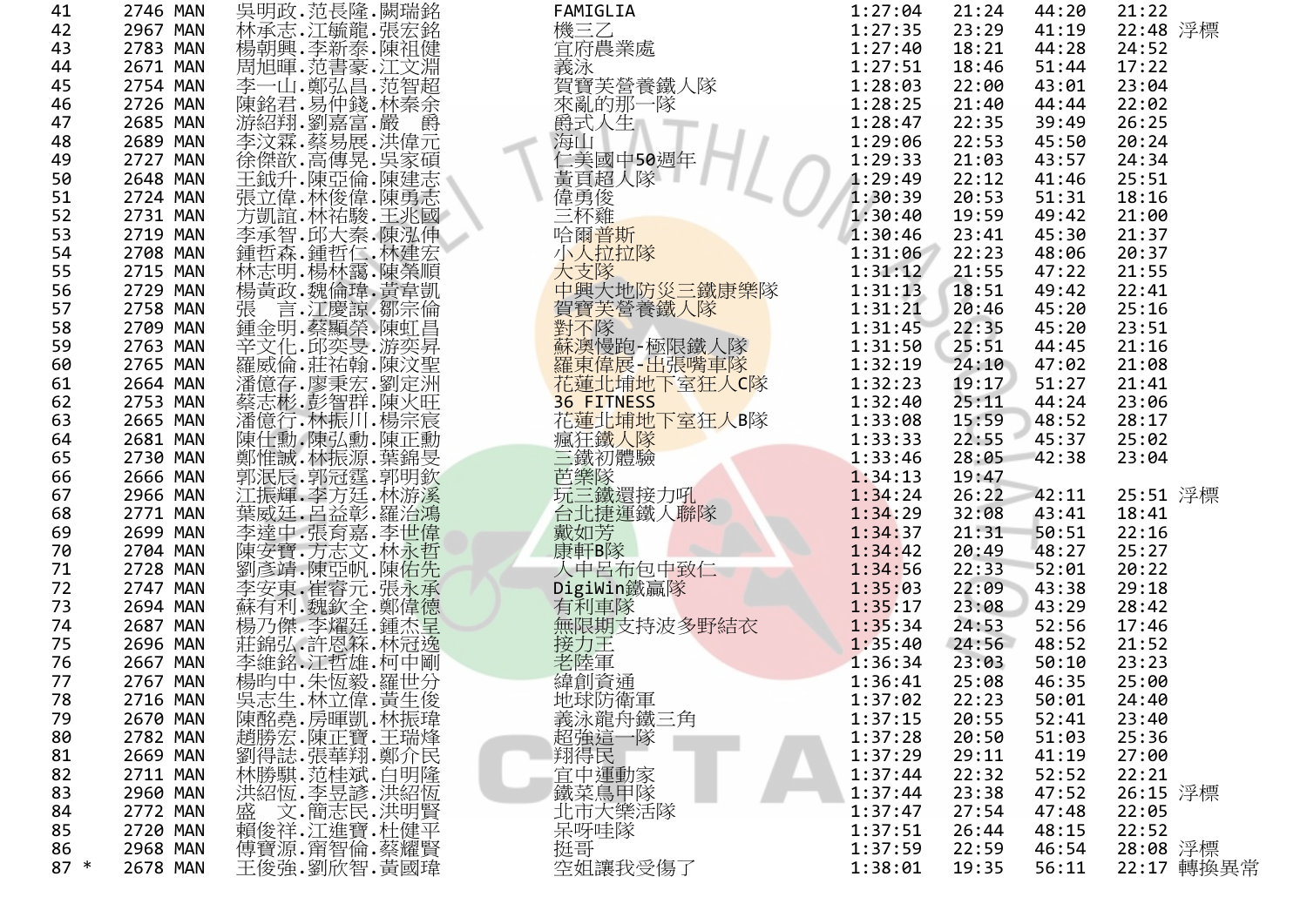| | | | | | | | | | |
|---|---|---|---|---|---|---|---|---|---|
| 41 | 2746 | MAN | 吳明政.范長隆.闞瑞銘 | FAMIGLIA | 1:27:04 | 21:24 | 44:20 | 21:22 | |
| 42 | 2967 | MAN | 林承志.江毓龍.張宏銘 | 機三乙 | 1:27:35 | 23:29 | 41:19 | 22:48 | 浮標 |
| 43 | 2783 | MAN | 楊朝興.李新泰.陳祖健 | 宜府農業處 | 1:27:40 | 18:21 | 44:28 | 24:52 | |
| 44 | 2671 | MAN | 周旭暉.范書豪.江文淵 | 義泳 | 1:27:51 | 18:46 | 51:44 | 17:22 | |
| 45 | 2754 | MAN | 李一山.鄭弘昌.范智超 | 賀寶芙營養鐵人隊 | 1:28:03 | 22:00 | 43:01 | 23:04 | |
| 46 | 2726 | MAN | 陳銘君.易仲錢.林秦余 | 來亂的那一隊 | 1:28:25 | 21:40 | 44:44 | 22:02 | |
| 47 | 2685 | MAN | 游紹翔.劉嘉富.嚴 爵 | 爵式人生 | 1:28:47 | 22:35 | 39:49 | 26:25 | |
| 48 | 2689 | MAN | 李汶霖.蔡易展.洪偉元 | 海山 | 1:29:06 | 22:53 | 45:50 | 20:24 | |
| 49 | 2727 | MAN | 徐傑歆.高傳晃.吳家碩 | 仁美國中50週年 | 1:29:33 | 21:03 | 43:57 | 24:34 | |
| 50 | 2648 | MAN | 王鉞升.陳亞倫.陳建志 | 黃頁超人隊 | 1:29:49 | 22:12 | 41:46 | 25:51 | |
| 51 | 2724 | MAN | 張立偉.林俊偉.陳勇志 | 偉勇俊 | 1:30:39 | 20:53 | 51:31 | 18:16 | |
| 52 | 2731 | MAN | 方凱誼.林祐駿.王兆國 | 三杯雞 | 1:30:40 | 19:59 | 49:42 | 21:00 | |
| 53 | 2719 | MAN | 李承智.邱大秦.陳泓伸 | 哈爾普斯 | 1:30:46 | 23:41 | 45:30 | 21:37 | |
| 54 | 2708 | MAN | 鍾哲森.鍾哲仁.林建宏 | 小人拉拉隊 | 1:31:06 | 22:23 | 48:06 | 20:37 | |
| 55 | 2715 | MAN | 林志明.楊林靄.陳榮順 | 大支隊 | 1:31:12 | 21:55 | 47:22 | 21:55 | |
| 56 | 2729 | MAN | 楊黃政.魏倫瑋.黃韋凱 | 中興大地防災三鐵康樂隊 | 1:31:13 | 18:51 | 49:42 | 22:41 | |
| 57 | 2758 | MAN | 張 言.江慶諒.鄒宗倫 | 賀寶芙營養鐵人隊 | 1:31:21 | 20:46 | 45:20 | 25:16 | |
| 58 | 2709 | MAN | 鍾金明.蔡顯榮.陳虹昌 | 對不隊 | 1:31:45 | 22:35 | 45:20 | 23:51 | |
| 59 | 2763 | MAN | 辛文化.邱奕旻.游奕昇 | 蘇澳慢跑-極限鐵人隊 | 1:31:50 | 25:51 | 44:45 | 21:16 | |
| 60 | 2765 | MAN | 羅威倫.莊祐翰.陳汶聖 | 羅東偉展-出張嘴車隊 | 1:32:19 | 24:10 | 47:02 | 21:08 | |
| 61 | 2664 | MAN | 潘億存.廖秉宏.劉定洲 | 花蓮北埔地下室狂人C隊 | 1:32:23 | 19:17 | 51:27 | 21:41 | |
| 62 | 2753 | MAN | 蔡志彬.彭智群.陳火旺 | 36 FITNESS | 1:32:40 | 25:11 | 44:24 | 23:06 | |
| 63 | 2665 | MAN | 潘億行.林振川.楊宗宸 | 花蓮北埔地下室狂人B隊 | 1:33:08 | 15:59 | 48:52 | 28:17 | |
| 64 | 2681 | MAN | 陳仕勳.陳弘勳.陳正勳 | 瘋狂鐵人隊 | 1:33:33 | 22:55 | 45:37 | 25:02 | |
| 65 | 2730 | MAN | 鄭惟誠.林振源.葉錦旻 | 三鐵初體驗 | 1:33:46 | 28:05 | 42:38 | 23:04 | |
| 66 | 2666 | MAN | 郭泯辰.郭冠霆.郭明欽 | 芭樂隊 | 1:34:13 | 19:47 | | | |
| 67 | 2966 | MAN | 江振輝.李方廷.林游溪 | 玩三鐵還接力吼 | 1:34:24 | 26:22 | 42:11 | 25:51 | 浮標 |
| 68 | 2771 | MAN | 葉威廷.呂益彰.羅治鴻 | 台北捷運鐵人聯隊 | 1:34:29 | 32:08 | 43:41 | 18:41 | |
| 69 | 2699 | MAN | 李達中.張育嘉.李世偉 | 戴如芳 | 1:34:37 | 21:31 | 50:51 | 22:16 | |
| 70 | 2704 | MAN | 陳安寶.方志文.林永哲 | 康軒B隊 | 1:34:42 | 20:49 | 48:27 | 25:27 | |
| 71 | 2728 | MAN | 劉彥靖.陳亞帆.陳佑先 | 人中呂布包中致仁 | 1:34:56 | 22:33 | 52:01 | 20:22 | |
| 72 | 2747 | MAN | 李安東.崔睿元.張永承 | DigiWin鐵贏隊 | 1:35:03 | 22:09 | 43:38 | 29:18 | |
| 73 | 2694 | MAN | 蘇有利.魏欽全.鄭偉德 | 有利車隊 | 1:35:17 | 23:08 | 43:29 | 28:42 | |
| 74 | 2687 | MAN | 楊乃傑.李燿廷.鍾杰呈 | 無限期支持波多野結衣 | 1:35:34 | 24:53 | 52:56 | 17:46 | |
| 75 | 2696 | MAN | 莊錦弘.許恩稼.林冠逸 | 接力王 | 1:35:40 | 24:56 | 48:52 | 21:52 | |
| 76 | 2667 | MAN | 李維銘.江哲雄.柯中剛 | 老陸軍 | 1:36:34 | 23:03 | 50:10 | 23:23 | |
| 77 | 2767 | MAN | 楊昀中.朱恆毅.羅世分 | 緯創資通 | 1:36:41 | 25:08 | 46:35 | 25:00 | |
| 78 | 2716 | MAN | 吳志生.林立偉.黃生俊 | 地球防衛軍 | 1:37:02 | 22:23 | 50:01 | 24:40 | |
| 79 | 2670 | MAN | 陳酩堯.房暉凱.林振瑋 | 義泳龍舟鐵三角 | 1:37:15 | 20:55 | 52:41 | 23:40 | |
| 80 | 2782 | MAN | 趙勝宏.陳正寶.王瑞烽 | 超強這一隊 | 1:37:28 | 20:50 | 51:03 | 25:36 | |
| 81 | 2669 | MAN | 劉得誌.張華翔.鄭介民 | 翔得民 | 1:37:29 | 29:11 | 41:19 | 27:00 | |
| 82 | 2711 | MAN | 林勝騏.范桂斌.白明隆 | 宜中運動家 | 1:37:44 | 22:32 | 52:52 | 22:21 | |
| 83 | 2960 | MAN | 洪紹恆.李昱諺.洪紹恆 | 鐵菜鳥甲隊 | 1:37:44 | 23:38 | 47:52 | 26:15 | 浮標 |
| 84 | 2772 | MAN | 盛 文.簡志民.洪明賢 | 北市大樂活隊 | 1:37:47 | 27:54 | 47:48 | 22:05 | |
| 85 | 2720 | MAN | 賴俊祥.江進寶.杜健平 | 呆呀哇隊 | 1:37:51 | 26:44 | 48:15 | 22:52 | |
| 86 | 2968 | MAN | 傅寶源.甯智倫.蔡耀賢 | 挺哥 | 1:37:59 | 22:59 | 46:54 | 28:08 | 浮標 |
| 87 * | 2678 | MAN | 王俊強.劉欣智.黃國瑋 | 空姐讓我受傷了 | 1:38:01 | 19:35 | 56:11 | 22:17 | 轉換異常 |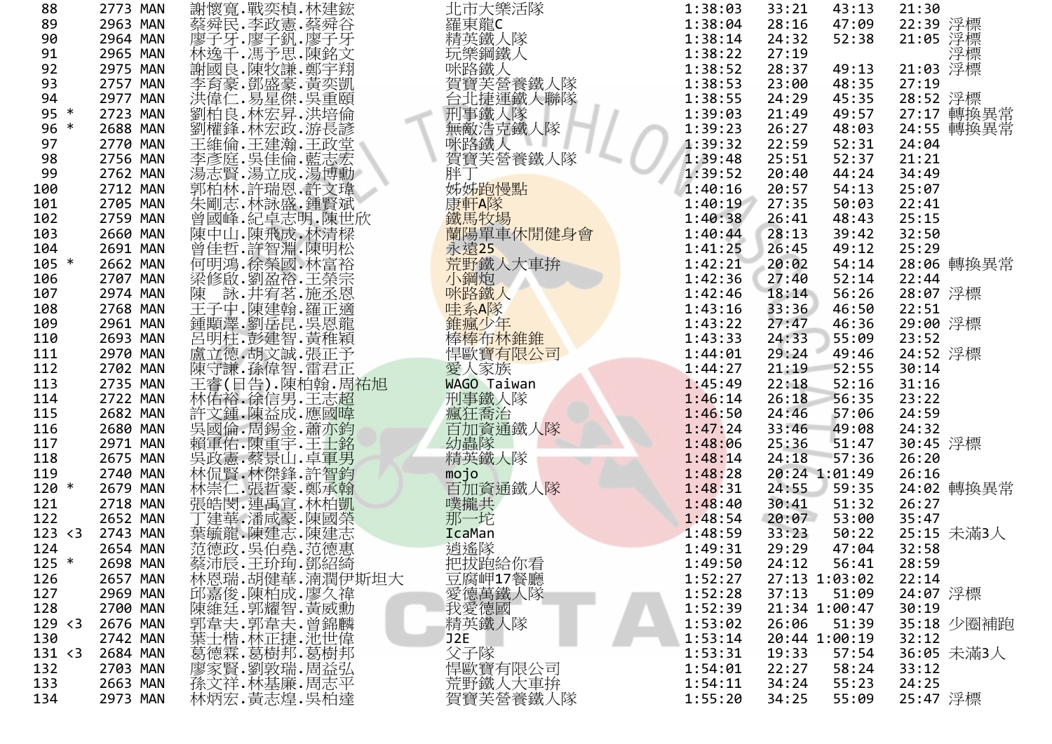| 名次 | 標記 | 號碼 | 組別 | 隊員 | 隊名 | 總成績 | 游泳 | 自行車 | 路跑 | 備註 |
|---|---|---|---|---|---|---|---|---|---|---|
| 88 | | 2773 | MAN | 謝懷寬.戰奕楨.林建鉉 | 北市大樂活隊 | 1:38:03 | 33:21 | 43:13 | 21:30 | |
| 89 | | 2963 | MAN | 蔡舜民.李政憲.蔡舜谷 | 羅東龍C | 1:38:04 | 28:16 | 47:09 | 22:39 | 浮標 |
| 90 | | 2964 | MAN | 廖子牙.廖子釩.廖子牙 | 精英鐵人隊 | 1:38:14 | 24:32 | 52:38 | 21:05 | 浮標 |
| 91 | | 2965 | MAN | 林逸千.馮予思.陳銘文 | 玩樂鋼鐵人 | 1:38:22 | 27:19 | | | 浮標 |
| 92 | | 2975 | MAN | 謝國良.陳牧謙.鄭宇翔 | 咪路鐵人 | 1:38:52 | 28:37 | 49:13 | 21:03 | 浮標 |
| 93 | | 2757 | MAN | 李育豪.鄧盛豪.黃奕凱 | 賀寶芙營養鐵人隊 | 1:38:53 | 23:00 | 48:35 | 27:19 | |
| 94 | | 2977 | MAN | 洪偉仁.易星傑.吳重頤 | 台北捷運鐵人聯隊 | 1:38:55 | 24:29 | 45:35 | 28:52 | 浮標 |
| 95 | * | 2723 | MAN | 劉柏良.林宏昇.洪培倫 | 刑事鐵人隊 | 1:39:03 | 21:49 | 49:57 | 27:17 | 轉換異常 |
| 96 | * | 2688 | MAN | 劉權鋒.林宏政.游長諺 | 無敵浩克鐵人隊 | 1:39:23 | 26:27 | 48:03 | 24:55 | 轉換異常 |
| 97 | | 2770 | MAN | 王維倫.王建瀚.王政堂 | 咪路鐵人 | 1:39:32 | 22:59 | 52:31 | 24:04 | |
| 98 | | 2756 | MAN | 李彥庭.吳佳倫.藍志宏 | 賀寶芙營養鐵人隊 | 1:39:48 | 25:51 | 52:37 | 21:21 | |
| 99 | | 2762 | MAN | 湯志賢.湯立成.湯博勳 | 胖丁 | 1:39:52 | 20:40 | 44:24 | 34:49 | |
| 100 | | 2712 | MAN | 郭柏林.許瑞恩.許文瑋 | 姊姊跑慢點 | 1:40:16 | 20:57 | 54:13 | 25:07 | |
| 101 | | 2705 | MAN | 朱剛志.林詠盛.鍾賢斌 | 康軒A隊 | 1:40:19 | 27:35 | 50:03 | 22:41 | |
| 102 | | 2759 | MAN | 曾國峰.紀卓志明.陳世欣 | 鐵馬牧場 | 1:40:38 | 26:41 | 48:43 | 25:15 | |
| 103 | | 2660 | MAN | 陳中山.陳飛成.林清樑 | 蘭陽單車休閒健身會 | 1:40:44 | 28:13 | 39:42 | 32:50 | |
| 104 | | 2691 | MAN | 曾佳哲.許智淵.陳明松 | 永遠25 | 1:41:25 | 26:45 | 49:12 | 25:29 | |
| 105 | * | 2662 | MAN | 何明鴻.徐榮國.林富裕 | 荒野鐵人大車拚 | 1:42:21 | 20:02 | 54:14 | 28:06 | 轉換異常 |
| 106 | | 2707 | MAN | 梁修啟.劉盈裕.王榮宗 | 小鋼炮 | 1:42:36 | 27:40 | 52:14 | 22:44 | |
| 107 | | 2974 | MAN | 陳　詠.井宥茗.施丞恩 | 咪路鐵人 | 1:42:46 | 18:14 | 56:26 | 28:07 | 浮標 |
| 108 | | 2768 | MAN | 王子中.陳建翰.羅正適 | 哇系A隊 | 1:43:16 | 33:36 | 46:50 | 22:51 | |
| 109 | | 2961 | MAN | 鍾顯澤.劉岳昆.吳恩龍 | 錐瘋少年 | 1:43:22 | 27:47 | 46:36 | 29:00 | 浮標 |
| 110 | | 2693 | MAN | 呂明柱.彭建智.黃稚穎 | 棒棒布林錐錐 | 1:43:33 | 24:33 | 55:09 | 23:52 | |
| 111 | | 2970 | MAN | 盧立德.胡文誠.張正予 | 悍歐寶有限公司 | 1:44:01 | 29:24 | 49:46 | 24:52 | 浮標 |
| 112 | | 2702 | MAN | 陳守謙.孫偉智.雷君正 | 愛人家族 | 1:44:27 | 21:19 | 52:55 | 30:14 | |
| 113 | | 2735 | MAN | 王睿(日告).陳柏翰.周祐旭 | WAGO Taiwan | 1:45:49 | 22:18 | 52:16 | 31:16 | |
| 114 | | 2722 | MAN | 林佑裕.徐信男.王志超 | 刑事鐵人隊 | 1:46:14 | 26:18 | 56:35 | 23:22 | |
| 115 | | 2682 | MAN | 許文鍾.陳益成.應國暐 | 瘋狂喬治 | 1:46:50 | 24:46 | 57:06 | 24:59 | |
| 116 | | 2680 | MAN | 吳國倫.周錫金.蕭亦鈞 | 百加資通鐵人隊 | 1:47:24 | 33:46 | 49:08 | 24:32 | |
| 117 | | 2971 | MAN | 賴軍佑.陳重宇.王士銘 | 幼蟲隊 | 1:48:06 | 25:36 | 51:47 | 30:45 | 浮標 |
| 118 | | 2675 | MAN | 吳政憲.蔡景山.卓軍男 | 精英鐵人隊 | 1:48:14 | 24:18 | 57:36 | 26:20 | |
| 119 | | 2740 | MAN | 林侃賢.林傑鋒.許智鈞 | mojo | 1:48:28 | 20:24 | 1:01:49 | 26:16 | |
| 120 | * | 2679 | MAN | 林崇仁.張哲豪.鄭承翰 | 百加資通鐵人隊 | 1:48:31 | 24:55 | 59:35 | 24:02 | 轉換異常 |
| 121 | | 2718 | MAN | 張皓閔.連禹宣.林柏凱 | 噗攏共 | 1:48:40 | 30:41 | 51:32 | 26:27 | |
| 122 | | 2652 | MAN | 丁建華.潘咸豪.陳國榮 | 那一坨 | 1:48:54 | 20:07 | 53:00 | 35:47 | |
| 123 | <3 | 2743 | MAN | 葉毓龍.陳建忠.陳建志 | IcaMan | 1:48:59 | 33:23 | 50:22 | 25:15 | 未滿3人 |
| 124 | | 2654 | MAN | 范德政.吳伯堯.范德惠 | 逍遙隊 | 1:49:31 | 29:29 | 47:04 | 32:58 | |
| 125 | * | 2698 | MAN | 蔡沛辰.王玠珣.鄧紹綺 | 把拔跑給你看 | 1:49:50 | 24:12 | 56:41 | 28:59 | |
| 126 | | 2657 | MAN | 林恩瑞.胡健華.滿濶伊斯坦大 | 豆腐岬17餐廳 | 1:52:27 | 27:13 | 1:03:02 | 22:14 | |
| 127 | | 2969 | MAN | 邱嘉俊.陳柏成.廖久禕 | 愛德萬鐵人隊 | 1:52:28 | 37:13 | 51:09 | 24:07 | 浮標 |
| 128 | | 2700 | MAN | 陳維廷.郭耀智.黃威勳 | 我愛德國 | 1:52:39 | 21:34 | 1:00:47 | 30:19 | |
| 129 | <3 | 2676 | MAN | 郭韋夫.郭韋夫.曾錦麟 | 精英鐵人隊 | 1:53:02 | 26:06 | 51:39 | 35:18 | 少圈補跑 |
| 130 | | 2742 | MAN | 葉士楷.林正捷.池世偉 | J2E | 1:53:14 | 20:44 | 1:00:19 | 32:12 | |
| 131 | <3 | 2684 | MAN | 葛德霖.葛樹邦.葛樹邦 | 父子隊 | 1:53:31 | 19:33 | 57:54 | 36:05 | 未滿3人 |
| 132 | | 2703 | MAN | 廖家賢.劉敦瑞.周益弘 | 悍歐寶有限公司 | 1:54:01 | 22:27 | 58:24 | 33:12 | |
| 133 | | 2663 | MAN | 孫文祥.林基廉.周志平 | 荒野鐵人大車拚 | 1:54:11 | 34:24 | 55:23 | 24:25 | |
| 134 | | 2973 | MAN | 林炳宏.黃志煌.吳柏達 | 賀寶芙營養鐵人隊 | 1:55:20 | 34:25 | 55:09 | 25:47 | 浮標 |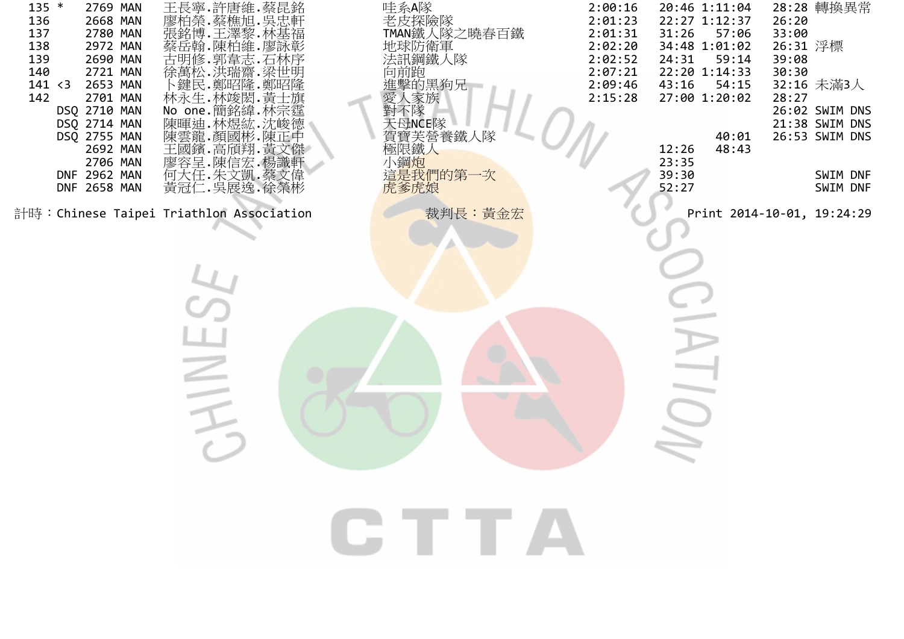| | | | | | | | | | | | |
|---|---|---|---|---|---|---|---|---|---|---|---|
| 135 | * | 2769 | MAN | 王長寧.許唐維.蔡昆銘 | 哇系A隊 | 2:00:16 | 20:46 | 1:11:04 | 28:28 | 轉換異常 |
| 136 | | 2668 | MAN | 廖柏榮.蔡樵旭.吳忠軒 | 老皮探險隊 | 2:01:23 | 22:27 | 1:12:37 | 26:20 | |
| 137 | | 2780 | MAN | 張銘博.王澤黎.林基福 | TMAN鐵人隊之曉春百鐵 | 2:01:31 | 31:26 | 57:06 | 33:00 | |
| 138 | | 2972 | MAN | 蔡岳翰.陳柏維.廖詠彰 | 地球防衛軍 | 2:02:20 | 34:48 | 1:01:02 | 26:31 | 浮標 |
| 139 | | 2690 | MAN | 古明修.郭韋志.石林序 | 法訊鋼鐵人隊 | 2:02:52 | 24:31 | 59:14 | 39:08 | |
| 140 | | 2721 | MAN | 徐萬松.洪瑞齋.梁世明 | 向前跑 | 2:07:21 | 22:20 | 1:14:33 | 30:30 | |
| 141 | <3 | 2653 | MAN | 卜鍵民.鄭昭隆.鄭昭隆 | 進擊的黑狗兄 | 2:09:46 | 43:16 | 54:15 | 32:16 | 未滿3人 |
| 142 | | 2701 | MAN | 林永生.林竣閔.黃士旗 | 愛人家族 | 2:15:28 | 27:00 | 1:20:02 | 28:27 | |
| | DSQ | 2710 | MAN | No one.簡銘緯.林宗霆 | 對不隊 | | | | 26:02 | SWIM DNS |
| | DSQ | 2714 | MAN | 陳暉迪.林煜紘.沈峻德 | 天母NCE隊 | | | | 21:38 | SWIM DNS |
| | DSQ | 2755 | MAN | 陳雲龍.顏國彬.陳正中 | 賀寶芙營養鐵人隊 | | | 40:01 | 26:53 | SWIM DNS |
| | | 2692 | MAN | 王國鑌.高頎翔.黃文傑 | 極限鐵人 | | 12:26 | 48:43 | | |
| | | 2706 | MAN | 廖容呈.陳信宏.楊識軒 | 小鋼炮 | | 23:35 | | | |
| | DNF | 2962 | MAN | 何大任.朱文凱.蔡文偉 | 這是我們的第一次 | | 39:30 | | | SWIM DNF |
| | DNF | 2658 | MAN | 黃冠仁.吳展逸.徐榮彬 | 虎爹虎娘 | | 52:27 | | | SWIM DNF |

計時：Chinese Taipei Triathlon Association　　裁判長：黃金宏　　Print 2014-10-01, 19:24:29